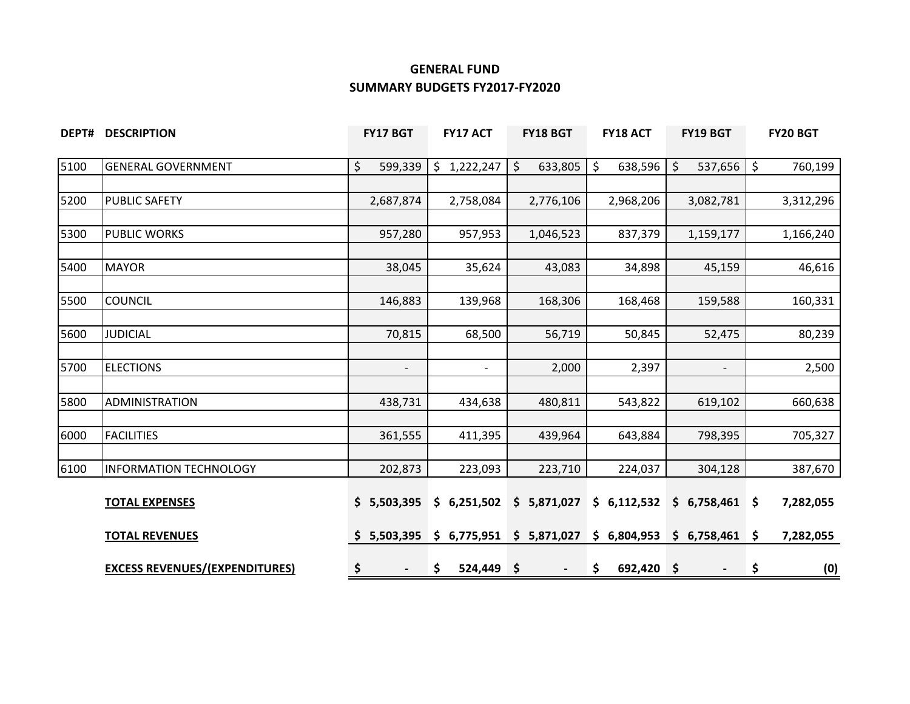# GENERAL FUND

## SUMMARY BUDGETS FY2017-FY2020

| DEPT# | DESCRIPTION | FY17 BGT | FY17 ACT | FY18 BGT | FY18 ACT | FY19 BGT | FY20 BGT |
|---|---|---|---|---|---|---|---|
| 5100 | GENERAL GOVERNMENT | $ 599,339 | $ 1,222,247 | $ 633,805 | $ 638,596 | $ 537,656 | $ 760,199 |
| 5200 | PUBLIC SAFETY | 2,687,874 | 2,758,084 | 2,776,106 | 2,968,206 | 3,082,781 | 3,312,296 |
| 5300 | PUBLIC WORKS | 957,280 | 957,953 | 1,046,523 | 837,379 | 1,159,177 | 1,166,240 |
| 5400 | MAYOR | 38,045 | 35,624 | 43,083 | 34,898 | 45,159 | 46,616 |
| 5500 | COUNCIL | 146,883 | 139,968 | 168,306 | 168,468 | 159,588 | 160,331 |
| 5600 | JUDICIAL | 70,815 | 68,500 | 56,719 | 50,845 | 52,475 | 80,239 |
| 5700 | ELECTIONS | - | - | 2,000 | 2,397 | - | 2,500 |
| 5800 | ADMINISTRATION | 438,731 | 434,638 | 480,811 | 543,822 | 619,102 | 660,638 |
| 6000 | FACILITIES | 361,555 | 411,395 | 439,964 | 643,884 | 798,395 | 705,327 |
| 6100 | INFORMATION TECHNOLOGY | 202,873 | 223,093 | 223,710 | 224,037 | 304,128 | 387,670 |
| | **TOTAL EXPENSES** | **$ 5,503,395** | **$ 6,251,502** | **$ 5,871,027** | **$ 6,112,532** | **$ 6,758,461** | **$ 7,282,055** |
| | **TOTAL REVENUES** | **$ 5,503,395** | **$ 6,775,951** | **$ 5,871,027** | **$ 6,804,953** | **$ 6,758,461** | **$ 7,282,055** |
| | **EXCESS REVENUES/(EXPENDITURES)** | **$ -** | **$ 524,449** | **$ -** | **$ 692,420** | **$ -** | **$ (0)** |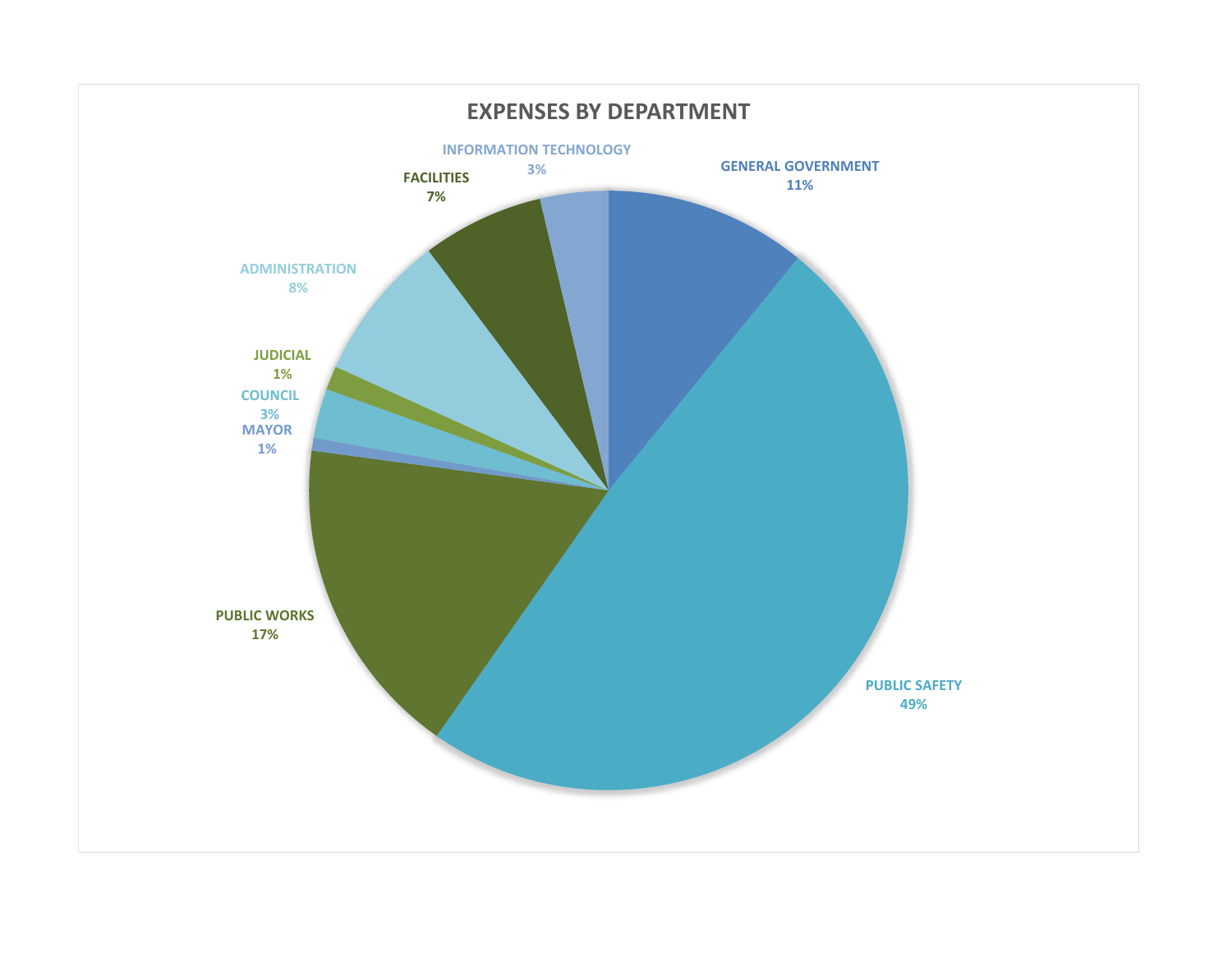## EXPENSES BY DEPARTMENT

| Department | Percentage |
|---|---|
| GENERAL GOVERNMENT | 11% |
| PUBLIC SAFETY | 49% |
| PUBLIC WORKS | 17% |
| MAYOR | 1% |
| COUNCIL | 3% |
| JUDICIAL | 1% |
| ADMINISTRATION | 8% |
| FACILITIES | 7% |
| INFORMATION TECHNOLOGY | 3% |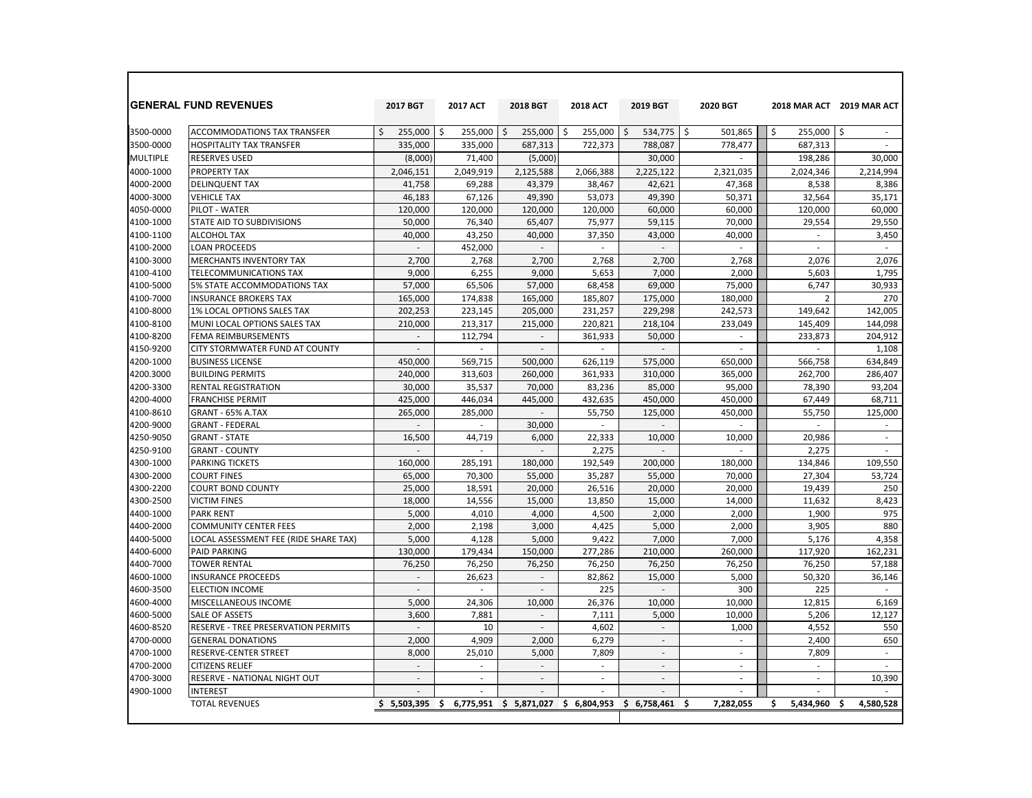## GENERAL FUND REVENUES

| | GENERAL FUND REVENUES | 2017 BGT | 2017 ACT | 2018 BGT | 2018 ACT | 2019 BGT | 2020 BGT | 2018 MAR ACT | 2019 MAR ACT |
|---|---|---|---|---|---|---|---|---|---|
| 3500-0000 | ACCOMMODATIONS TAX TRANSFER | $ 255,000 | $ 255,000 | $ 255,000 | $ 255,000 | $ 534,775 | $ 501,865 | $ 255,000 | $ - |
| 3500-0000 | HOSPITALITY TAX TRANSFER | 335,000 | 335,000 | 687,313 | 722,373 | 788,087 | 778,477 | 687,313 | - |
| MULTIPLE | RESERVES USED | (8,000) | 71,400 | (5,000) | | 30,000 | - | 198,286 | 30,000 |
| 4000-1000 | PROPERTY TAX | 2,046,151 | 2,049,919 | 2,125,588 | 2,066,388 | 2,225,122 | 2,321,035 | 2,024,346 | 2,214,994 |
| 4000-2000 | DELINQUENT TAX | 41,758 | 69,288 | 43,379 | 38,467 | 42,621 | 47,368 | 8,538 | 8,386 |
| 4000-3000 | VEHICLE TAX | 46,183 | 67,126 | 49,390 | 53,073 | 49,390 | 50,371 | 32,564 | 35,171 |
| 4050-0000 | PILOT - WATER | 120,000 | 120,000 | 120,000 | 120,000 | 60,000 | 60,000 | 120,000 | 60,000 |
| 4100-1000 | STATE AID TO SUBDIVISIONS | 50,000 | 76,340 | 65,407 | 75,977 | 59,115 | 70,000 | 29,554 | 29,550 |
| 4100-1100 | ALCOHOL TAX | 40,000 | 43,250 | 40,000 | 37,350 | 43,000 | 40,000 | - | 3,450 |
| 4100-2000 | LOAN PROCEEDS | - | 452,000 | - | - | - | - | - | - |
| 4100-3000 | MERCHANTS INVENTORY TAX | 2,700 | 2,768 | 2,700 | 2,768 | 2,700 | 2,768 | 2,076 | 2,076 |
| 4100-4100 | TELECOMMUNICATIONS TAX | 9,000 | 6,255 | 9,000 | 5,653 | 7,000 | 2,000 | 5,603 | 1,795 |
| 4100-5000 | 5% STATE ACCOMMODATIONS TAX | 57,000 | 65,506 | 57,000 | 68,458 | 69,000 | 75,000 | 6,747 | 30,933 |
| 4100-7000 | INSURANCE BROKERS TAX | 165,000 | 174,838 | 165,000 | 185,807 | 175,000 | 180,000 | 2 | 270 |
| 4100-8000 | 1% LOCAL OPTIONS SALES TAX | 202,253 | 223,145 | 205,000 | 231,257 | 229,298 | 242,573 | 149,642 | 142,005 |
| 4100-8100 | MUNI LOCAL OPTIONS SALES TAX | 210,000 | 213,317 | 215,000 | 220,821 | 218,104 | 233,049 | 145,409 | 144,098 |
| 4100-8200 | FEMA REIMBURSEMENTS | - | 112,794 | - | 361,933 | 50,000 | - | 233,873 | 204,912 |
| 4150-9200 | CITY STORMWATER FUND AT COUNTY | - | - | - | - | - | - | - | 1,108 |
| 4200-1000 | BUSINESS LICENSE | 450,000 | 569,715 | 500,000 | 626,119 | 575,000 | 650,000 | 566,758 | 634,849 |
| 4200.3000 | BUILDING PERMITS | 240,000 | 313,603 | 260,000 | 361,933 | 310,000 | 365,000 | 262,700 | 286,407 |
| 4200-3300 | RENTAL REGISTRATION | 30,000 | 35,537 | 70,000 | 83,236 | 85,000 | 95,000 | 78,390 | 93,204 |
| 4200-4000 | FRANCHISE PERMIT | 425,000 | 446,034 | 445,000 | 432,635 | 450,000 | 450,000 | 67,449 | 68,711 |
| 4100-8610 | GRANT - 65% A.TAX | 265,000 | 285,000 | - | 55,750 | 125,000 | 450,000 | 55,750 | 125,000 |
| 4200-9000 | GRANT - FEDERAL | - | - | 30,000 | - | - | - | - | - |
| 4250-9050 | GRANT - STATE | 16,500 | 44,719 | 6,000 | 22,333 | 10,000 | 10,000 | 20,986 | - |
| 4250-9100 | GRANT - COUNTY | - | - | - | 2,275 | - | - | 2,275 | - |
| 4300-1000 | PARKING TICKETS | 160,000 | 285,191 | 180,000 | 192,549 | 200,000 | 180,000 | 134,846 | 109,550 |
| 4300-2000 | COURT FINES | 65,000 | 70,300 | 55,000 | 35,287 | 55,000 | 70,000 | 27,304 | 53,724 |
| 4300-2200 | COURT BOND COUNTY | 25,000 | 18,591 | 20,000 | 26,516 | 20,000 | 20,000 | 19,439 | 250 |
| 4300-2500 | VICTIM FINES | 18,000 | 14,556 | 15,000 | 13,850 | 15,000 | 14,000 | 11,632 | 8,423 |
| 4400-1000 | PARK RENT | 5,000 | 4,010 | 4,000 | 4,500 | 2,000 | 2,000 | 1,900 | 975 |
| 4400-2000 | COMMUNITY CENTER FEES | 2,000 | 2,198 | 3,000 | 4,425 | 5,000 | 2,000 | 3,905 | 880 |
| 4400-5000 | LOCAL ASSESSMENT FEE (RIDE SHARE TAX) | 5,000 | 4,128 | 5,000 | 9,422 | 7,000 | 7,000 | 5,176 | 4,358 |
| 4400-6000 | PAID PARKING | 130,000 | 179,434 | 150,000 | 277,286 | 210,000 | 260,000 | 117,920 | 162,231 |
| 4400-7000 | TOWER RENTAL | 76,250 | 76,250 | 76,250 | 76,250 | 76,250 | 76,250 | 76,250 | 57,188 |
| 4600-1000 | INSURANCE PROCEEDS | - | 26,623 | - | 82,862 | 15,000 | 5,000 | 50,320 | 36,146 |
| 4600-3500 | ELECTION INCOME | - | - | - | 225 | - | 300 | 225 | - |
| 4600-4000 | MISCELLANEOUS INCOME | 5,000 | 24,306 | 10,000 | 26,376 | 10,000 | 10,000 | 12,815 | 6,169 |
| 4600-5000 | SALE OF ASSETS | 3,600 | 7,881 | - | 7,111 | 5,000 | 10,000 | 5,206 | 12,127 |
| 4600-8520 | RESERVE - TREE PRESERVATION PERMITS | - | 10 | - | 4,602 | - | 1,000 | 4,552 | 550 |
| 4700-0000 | GENERAL DONATIONS | 2,000 | 4,909 | 2,000 | 6,279 | - | - | 2,400 | 650 |
| 4700-1000 | RESERVE-CENTER STREET | 8,000 | 25,010 | 5,000 | 7,809 | - | - | 7,809 | - |
| 4700-2000 | CITIZENS RELIEF | - | - | - | - | - | - | - | - |
| 4700-3000 | RESERVE - NATIONAL NIGHT OUT | - | - | - | - | - | - | - | 10,390 |
| 4900-1000 | INTEREST | - | - | - | - | - | - | - | - |
| | TOTAL REVENUES | $ 5,503,395 | $ 6,775,951 | $ 5,871,027 | $ 6,804,953 | $ 6,758,461 | $ 7,282,055 | $ 5,434,960 | $ 4,580,528 |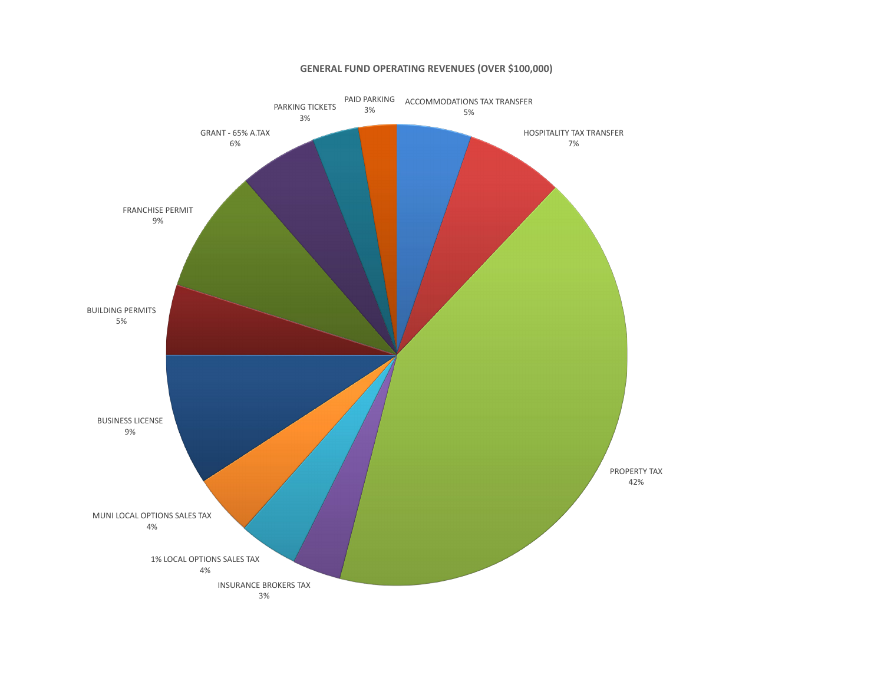## GENERAL FUND OPERATING REVENUES (OVER $100,000)

| Revenue Source | Percentage |
| --- | --- |
| ACCOMMODATIONS TAX TRANSFER | 5% |
| HOSPITALITY TAX TRANSFER | 7% |
| PROPERTY TAX | 42% |
| INSURANCE BROKERS TAX | 3% |
| 1% LOCAL OPTIONS SALES TAX | 4% |
| MUNI LOCAL OPTIONS SALES TAX | 4% |
| BUSINESS LICENSE | 9% |
| BUILDING PERMITS | 5% |
| FRANCHISE PERMIT | 9% |
| GRANT - 65% A.TAX | 6% |
| PARKING TICKETS | 3% |
| PAID PARKING | 3% |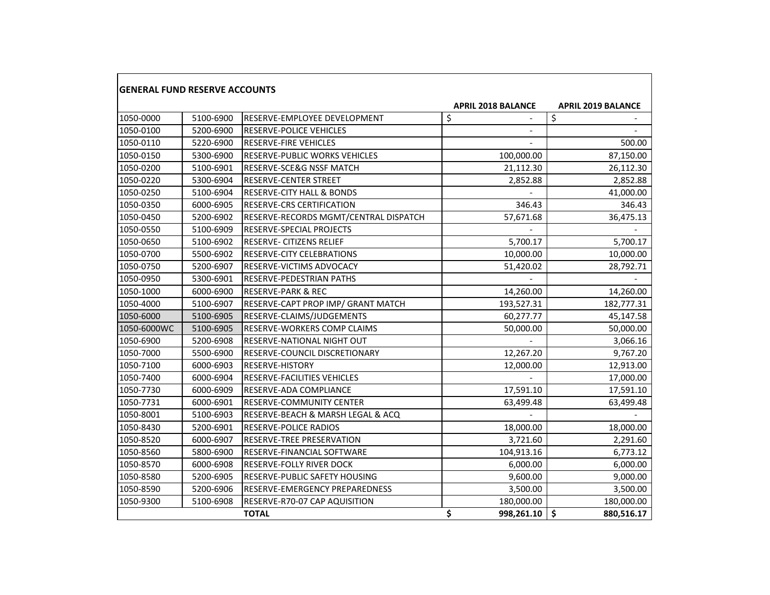## GENERAL FUND RESERVE ACCOUNTS

| | | | APRIL 2018 BALANCE | APRIL 2019 BALANCE |
|---|---|---|---|---|
| 1050-0000 | 5100-6900 | RESERVE-EMPLOYEE DEVELOPMENT | $ - | $ - |
| 1050-0100 | 5200-6900 | RESERVE-POLICE VEHICLES | - | - |
| 1050-0110 | 5220-6900 | RESERVE-FIRE VEHICLES | - | 500.00 |
| 1050-0150 | 5300-6900 | RESERVE-PUBLIC WORKS VEHICLES | 100,000.00 | 87,150.00 |
| 1050-0200 | 5100-6901 | RESERVE-SCE&G NSSF MATCH | 21,112.30 | 26,112.30 |
| 1050-0220 | 5300-6904 | RESERVE-CENTER STREET | 2,852.88 | 2,852.88 |
| 1050-0250 | 5100-6904 | RESERVE-CITY HALL & BONDS | - | 41,000.00 |
| 1050-0350 | 6000-6905 | RESERVE-CRS CERTIFICATION | 346.43 | 346.43 |
| 1050-0450 | 5200-6902 | RESERVE-RECORDS MGMT/CENTRAL DISPATCH | 57,671.68 | 36,475.13 |
| 1050-0550 | 5100-6909 | RESERVE-SPECIAL PROJECTS | - | - |
| 1050-0650 | 5100-6902 | RESERVE- CITIZENS RELIEF | 5,700.17 | 5,700.17 |
| 1050-0700 | 5500-6902 | RESERVE-CITY CELEBRATIONS | 10,000.00 | 10,000.00 |
| 1050-0750 | 5200-6907 | RESERVE-VICTIMS ADVOCACY | 51,420.02 | 28,792.71 |
| 1050-0950 | 5300-6901 | RESERVE-PEDESTRIAN PATHS | - | - |
| 1050-1000 | 6000-6900 | RESERVE-PARK & REC | 14,260.00 | 14,260.00 |
| 1050-4000 | 5100-6907 | RESERVE-CAPT PROP IMP/ GRANT MATCH | 193,527.31 | 182,777.31 |
| 1050-6000 | 5100-6905 | RESERVE-CLAIMS/JUDGEMENTS | 60,277.77 | 45,147.58 |
| 1050-6000WC | 5100-6905 | RESERVE-WORKERS COMP CLAIMS | 50,000.00 | 50,000.00 |
| 1050-6900 | 5200-6908 | RESERVE-NATIONAL NIGHT OUT | - | 3,066.16 |
| 1050-7000 | 5500-6900 | RESERVE-COUNCIL DISCRETIONARY | 12,267.20 | 9,767.20 |
| 1050-7100 | 6000-6903 | RESERVE-HISTORY | 12,000.00 | 12,913.00 |
| 1050-7400 | 6000-6904 | RESERVE-FACILITIES VEHICLES | - | 17,000.00 |
| 1050-7730 | 6000-6909 | RESERVE-ADA COMPLIANCE | 17,591.10 | 17,591.10 |
| 1050-7731 | 6000-6901 | RESERVE-COMMUNITY CENTER | 63,499.48 | 63,499.48 |
| 1050-8001 | 5100-6903 | RESERVE-BEACH & MARSH LEGAL & ACQ | - | - |
| 1050-8430 | 5200-6901 | RESERVE-POLICE RADIOS | 18,000.00 | 18,000.00 |
| 1050-8520 | 6000-6907 | RESERVE-TREE PRESERVATION | 3,721.60 | 2,291.60 |
| 1050-8560 | 5800-6900 | RESERVE-FINANCIAL SOFTWARE | 104,913.16 | 6,773.12 |
| 1050-8570 | 6000-6908 | RESERVE-FOLLY RIVER DOCK | 6,000.00 | 6,000.00 |
| 1050-8580 | 5200-6905 | RESERVE-PUBLIC SAFETY HOUSING | 9,600.00 | 9,000.00 |
| 1050-8590 | 5200-6906 | RESERVE-EMERGENCY PREPAREDNESS | 3,500.00 | 3,500.00 |
| 1050-9300 | 5100-6908 | RESERVE-R70-07 CAP AQUISITION | 180,000.00 | 180,000.00 |
| | | **TOTAL** | **$ 998,261.10** | **$ 880,516.17** |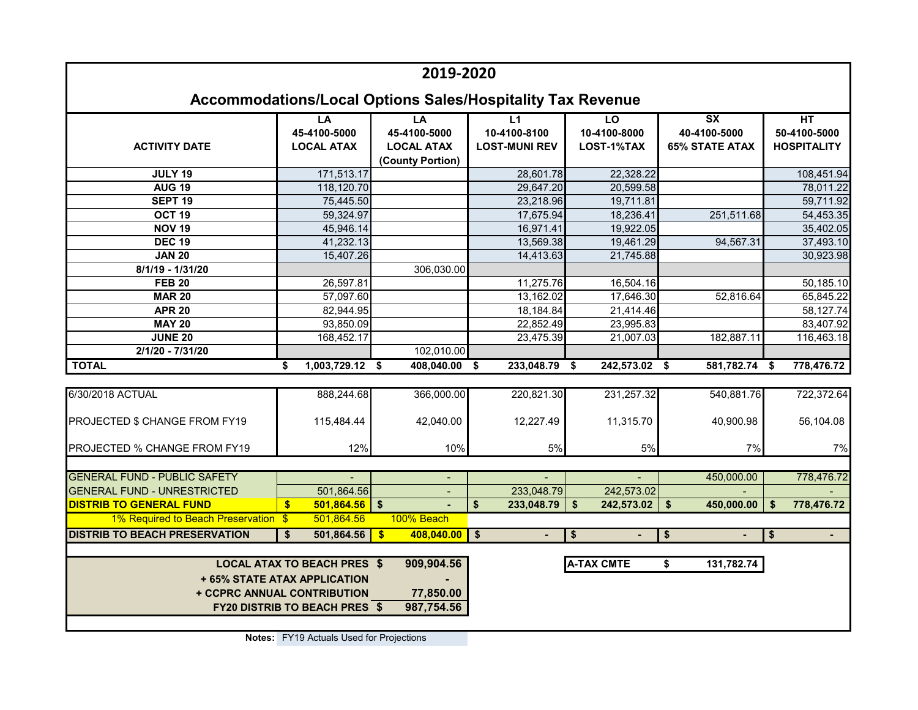# 2019-2020

## Accommodations/Local Options Sales/Hospitality Tax Revenue

| ACTIVITY DATE | LA 45-4100-5000 LOCAL ATAX | LA 45-4100-5000 LOCAL ATAX (County Portion) | L1 10-4100-8100 LOST-MUNI REV | LO 10-4100-8000 LOST-1%TAX | SX 40-4100-5000 65% STATE ATAX | HT 50-4100-5000 HOSPITALITY |
|---|---|---|---|---|---|---|
| JULY 19 | 171,513.17 | | 28,601.78 | 22,328.22 | | 108,451.94 |
| AUG 19 | 118,120.70 | | 29,647.20 | 20,599.58 | | 78,011.22 |
| SEPT 19 | 75,445.50 | | 23,218.96 | 19,711.81 | | 59,711.92 |
| OCT 19 | 59,324.97 | | 17,675.94 | 18,236.41 | 251,511.68 | 54,453.35 |
| NOV 19 | 45,946.14 | | 16,971.41 | 19,922.05 | | 35,402.05 |
| DEC 19 | 41,232.13 | | 13,569.38 | 19,461.29 | 94,567.31 | 37,493.10 |
| JAN 20 | 15,407.26 | | 14,413.63 | 21,745.88 | | 30,923.98 |
| 8/1/19 - 1/31/20 | | 306,030.00 | | | | |
| FEB 20 | 26,597.81 | | 11,275.76 | 16,504.16 | | 50,185.10 |
| MAR 20 | 57,097.60 | | 13,162.02 | 17,646.30 | 52,816.64 | 65,845.22 |
| APR 20 | 82,944.95 | | 18,184.84 | 21,414.46 | | 58,127.74 |
| MAY 20 | 93,850.09 | | 22,852.49 | 23,995.83 | | 83,407.92 |
| JUNE 20 | 168,452.17 | | 23,475.39 | 21,007.03 | 182,887.11 | 116,463.18 |
| 2/1/20 - 7/31/20 | | 102,010.00 | | | | |
| **TOTAL** | **$ 1,003,729.12** | **$ 408,040.00** | **$ 233,048.79** | **$ 242,573.02** | **$ 581,782.74** | **$ 778,476.72** |
| 6/30/2018 ACTUAL | 888,244.68 | 366,000.00 | 220,821.30 | 231,257.32 | 540,881.76 | 722,372.64 |
| PROJECTED $ CHANGE FROM FY19 | 115,484.44 | 42,040.00 | 12,227.49 | 11,315.70 | 40,900.98 | 56,104.08 |
| PROJECTED % CHANGE FROM FY19 | 12% | 10% | 5% | 5% | 7% | 7% |
| GENERAL FUND - PUBLIC SAFETY | - | - | - | - | 450,000.00 | 778,476.72 |
| GENERAL FUND - UNRESTRICTED | 501,864.56 | - | 233,048.79 | 242,573.02 | - | - |
| **DISTRIB TO GENERAL FUND** | **$ 501,864.56** | **$ -** | **$ 233,048.79** | **$ 242,573.02** | **$ 450,000.00** | **$ 778,476.72** |
| 1% Required to Beach Preservation | $ 501,864.56 | 100% Beach | | | | |
| **DISTRIB TO BEACH PRESERVATION** | **$ 501,864.56** | **$ 408,040.00** | **$ -** | **$ -** | **$ -** | **$ -** |

| | |
|---|---|
| **LOCAL ATAX TO BEACH PRES** | **$ 909,904.56** |
| **+ 65% STATE ATAX APPLICATION** | **-** |
| **+ CCPRC ANNUAL CONTRIBUTION** | **77,850.00** |
| **FY20 DISTRIB TO BEACH PRES** | **$ 987,754.56** |

| | |
|---|---|
| **A-TAX CMTE** | **$ 131,782.74** |

**Notes:** FY19 Actuals Used for Projections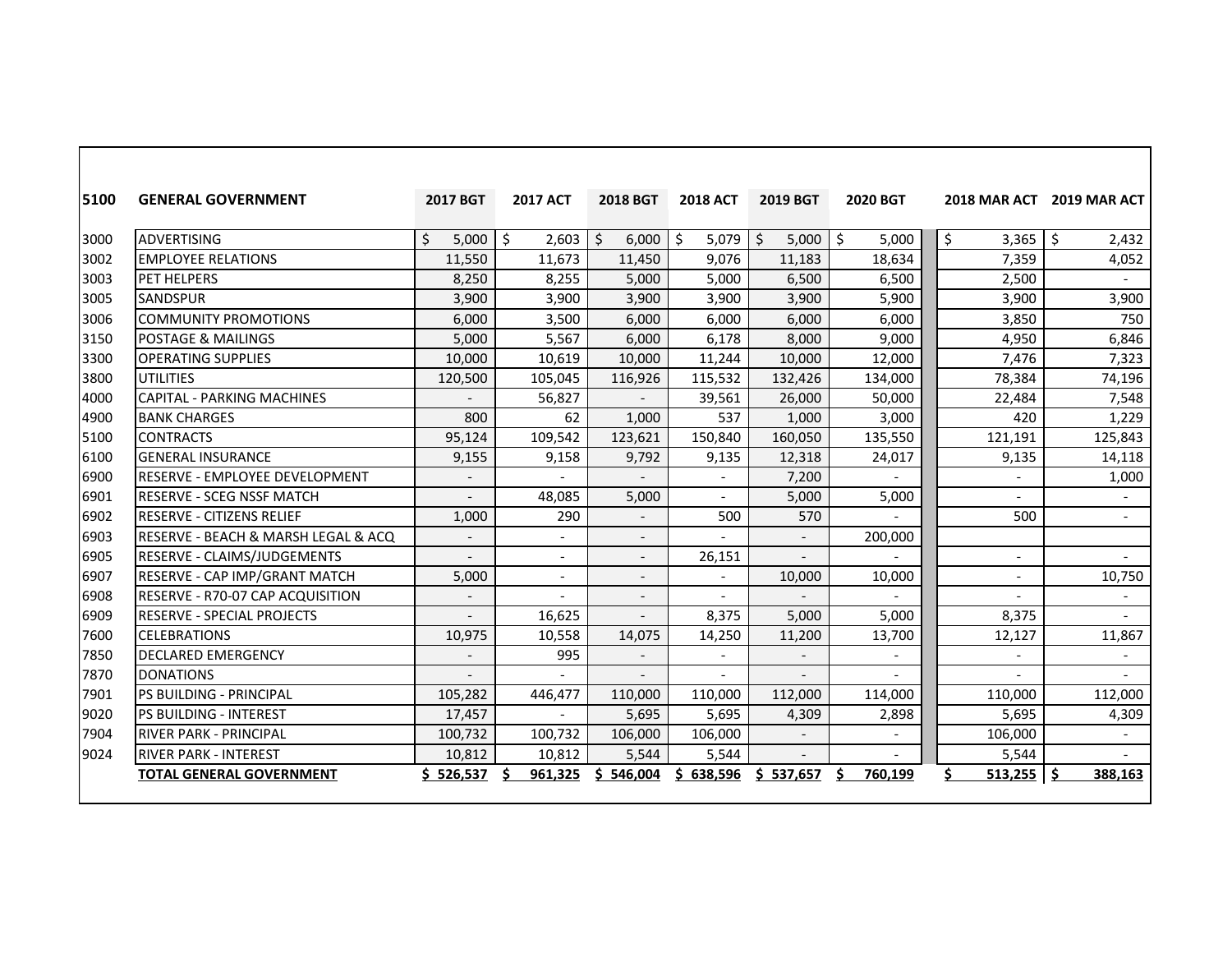| 5100 | GENERAL GOVERNMENT | 2017 BGT | 2017 ACT | 2018 BGT | 2018 ACT | 2019 BGT | 2020 BGT | 2018 MAR ACT | 2019 MAR ACT |
|---|---|---|---|---|---|---|---|---|---|
| 3000 | ADVERTISING | $ 5,000 | $ 2,603 | $ 6,000 | $ 5,079 | $ 5,000 | $ 5,000 | $ 3,365 | $ 2,432 |
| 3002 | EMPLOYEE RELATIONS | 11,550 | 11,673 | 11,450 | 9,076 | 11,183 | 18,634 | 7,359 | 4,052 |
| 3003 | PET HELPERS | 8,250 | 8,255 | 5,000 | 5,000 | 6,500 | 6,500 | 2,500 | - |
| 3005 | SANDSPUR | 3,900 | 3,900 | 3,900 | 3,900 | 3,900 | 5,900 | 3,900 | 3,900 |
| 3006 | COMMUNITY PROMOTIONS | 6,000 | 3,500 | 6,000 | 6,000 | 6,000 | 6,000 | 3,850 | 750 |
| 3150 | POSTAGE & MAILINGS | 5,000 | 5,567 | 6,000 | 6,178 | 8,000 | 9,000 | 4,950 | 6,846 |
| 3300 | OPERATING SUPPLIES | 10,000 | 10,619 | 10,000 | 11,244 | 10,000 | 12,000 | 7,476 | 7,323 |
| 3800 | UTILITIES | 120,500 | 105,045 | 116,926 | 115,532 | 132,426 | 134,000 | 78,384 | 74,196 |
| 4000 | CAPITAL - PARKING MACHINES | - | 56,827 | - | 39,561 | 26,000 | 50,000 | 22,484 | 7,548 |
| 4900 | BANK CHARGES | 800 | 62 | 1,000 | 537 | 1,000 | 3,000 | 420 | 1,229 |
| 5100 | CONTRACTS | 95,124 | 109,542 | 123,621 | 150,840 | 160,050 | 135,550 | 121,191 | 125,843 |
| 6100 | GENERAL INSURANCE | 9,155 | 9,158 | 9,792 | 9,135 | 12,318 | 24,017 | 9,135 | 14,118 |
| 6900 | RESERVE - EMPLOYEE DEVELOPMENT | - | - | - | - | 7,200 | - | - | 1,000 |
| 6901 | RESERVE - SCEG NSSF MATCH | - | 48,085 | 5,000 | - | 5,000 | 5,000 | - | - |
| 6902 | RESERVE - CITIZENS RELIEF | 1,000 | 290 | - | 500 | 570 | - | 500 | - |
| 6903 | RESERVE - BEACH & MARSH LEGAL & ACQ | - | - | - | - | - | 200,000 | | |
| 6905 | RESERVE - CLAIMS/JUDGEMENTS | - | - | - | 26,151 | - | - | - | - |
| 6907 | RESERVE - CAP IMP/GRANT MATCH | 5,000 | - | - | - | 10,000 | 10,000 | - | 10,750 |
| 6908 | RESERVE - R70-07 CAP ACQUISITION | - | - | - | - | - | - | - | - |
| 6909 | RESERVE - SPECIAL PROJECTS | - | 16,625 | - | 8,375 | 5,000 | 5,000 | 8,375 | - |
| 7600 | CELEBRATIONS | 10,975 | 10,558 | 14,075 | 14,250 | 11,200 | 13,700 | 12,127 | 11,867 |
| 7850 | DECLARED EMERGENCY | - | 995 | - | - | - | - | - | - |
| 7870 | DONATIONS | - | - | - | - | - | - | - | - |
| 7901 | PS BUILDING - PRINCIPAL | 105,282 | 446,477 | 110,000 | 110,000 | 112,000 | 114,000 | 110,000 | 112,000 |
| 9020 | PS BUILDING - INTEREST | 17,457 | - | 5,695 | 5,695 | 4,309 | 2,898 | 5,695 | 4,309 |
| 7904 | RIVER PARK - PRINCIPAL | 100,732 | 100,732 | 106,000 | 106,000 | - | - | 106,000 | - |
| 9024 | RIVER PARK - INTEREST | 10,812 | 10,812 | 5,544 | 5,544 | - | - | 5,544 | - |
| | **TOTAL GENERAL GOVERNMENT** | **$ 526,537** | **$ 961,325** | **$ 546,004** | **$ 638,596** | **$ 537,657** | **$ 760,199** | **$ 513,255** | **$ 388,163** |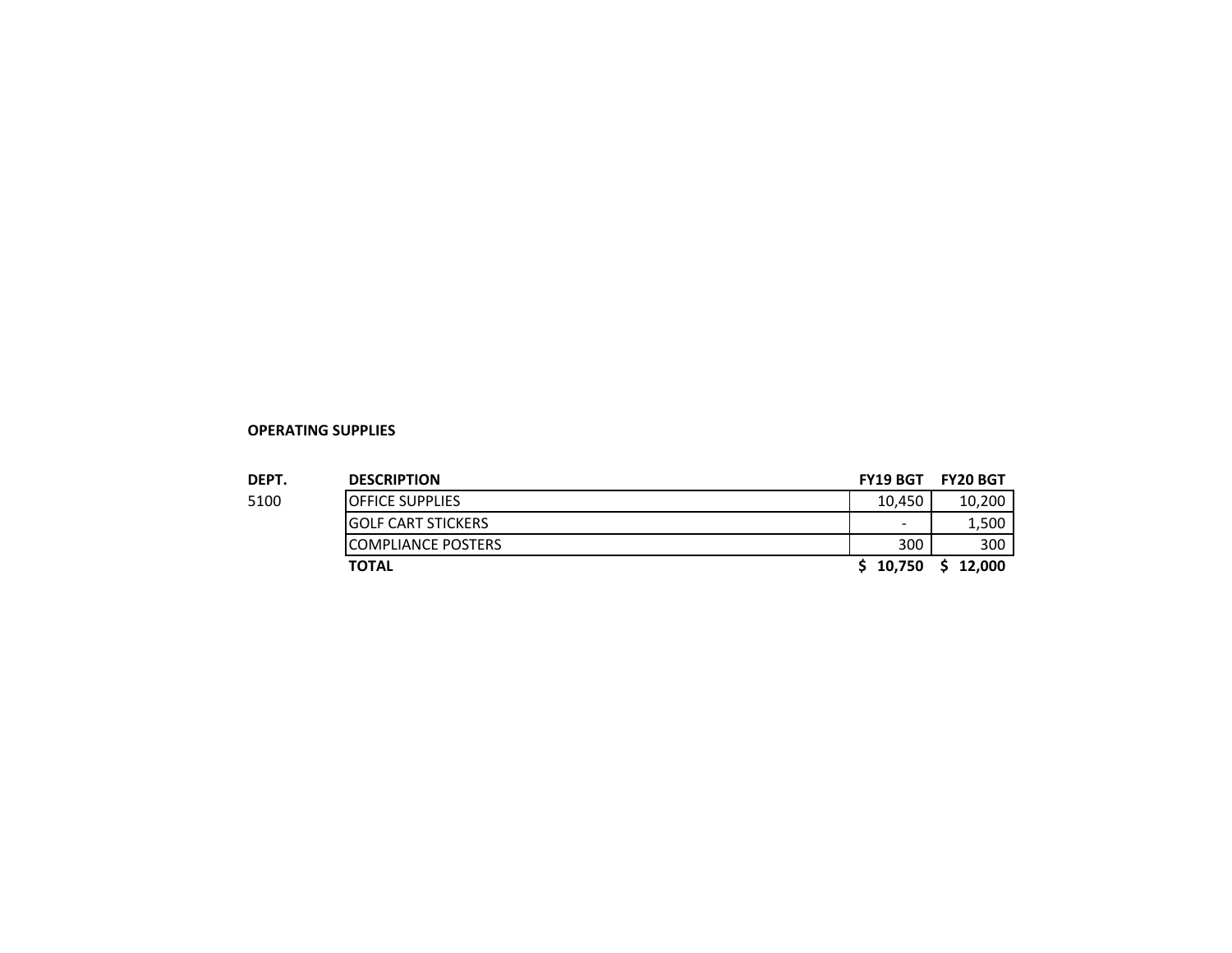**OPERATING SUPPLIES**

| DEPT. | DESCRIPTION | FY19 BGT | FY20 BGT |
|---|---|---|---|
| 5100 | OFFICE SUPPLIES | 10,450 | 10,200 |
| | GOLF CART STICKERS | - | 1,500 |
| | COMPLIANCE POSTERS | 300 | 300 |
| | **TOTAL** | **$ 10,750** | **$ 12,000** |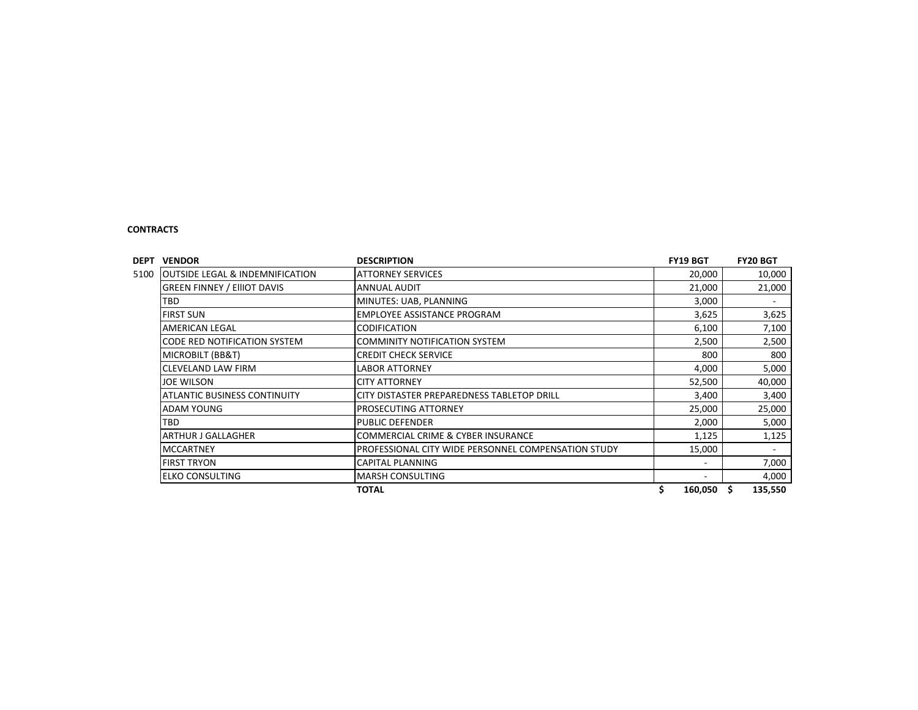**CONTRACTS**

| DEPT | VENDOR | DESCRIPTION | FY19 BGT | FY20 BGT |
|---|---|---|---|---|
| 5100 | OUTSIDE LEGAL & INDEMNIFICATION | ATTORNEY SERVICES | 20,000 | 10,000 |
| | GREEN FINNEY / EllIOT DAVIS | ANNUAL AUDIT | 21,000 | 21,000 |
| | TBD | MINUTES: UAB, PLANNING | 3,000 | - |
| | FIRST SUN | EMPLOYEE ASSISTANCE PROGRAM | 3,625 | 3,625 |
| | AMERICAN LEGAL | CODIFICATION | 6,100 | 7,100 |
| | CODE RED NOTIFICATION SYSTEM | COMMINITY NOTIFICATION SYSTEM | 2,500 | 2,500 |
| | MICROBILT (BB&T) | CREDIT CHECK SERVICE | 800 | 800 |
| | CLEVELAND LAW FIRM | LABOR ATTORNEY | 4,000 | 5,000 |
| | JOE WILSON | CITY ATTORNEY | 52,500 | 40,000 |
| | ATLANTIC BUSINESS CONTINUITY | CITY DISTASTER PREPAREDNESS TABLETOP DRILL | 3,400 | 3,400 |
| | ADAM YOUNG | PROSECUTING ATTORNEY | 25,000 | 25,000 |
| | TBD | PUBLIC DEFENDER | 2,000 | 5,000 |
| | ARTHUR J GALLAGHER | COMMERCIAL CRIME & CYBER INSURANCE | 1,125 | 1,125 |
| | MCCARTNEY | PROFESSIONAL CITY WIDE PERSONNEL COMPENSATION STUDY | 15,000 | - |
| | FIRST TRYON | CAPITAL PLANNING | - | 7,000 |
| | ELKO CONSULTING | MARSH CONSULTING | - | 4,000 |
| | | **TOTAL** | **$ 160,050** | **$ 135,550** |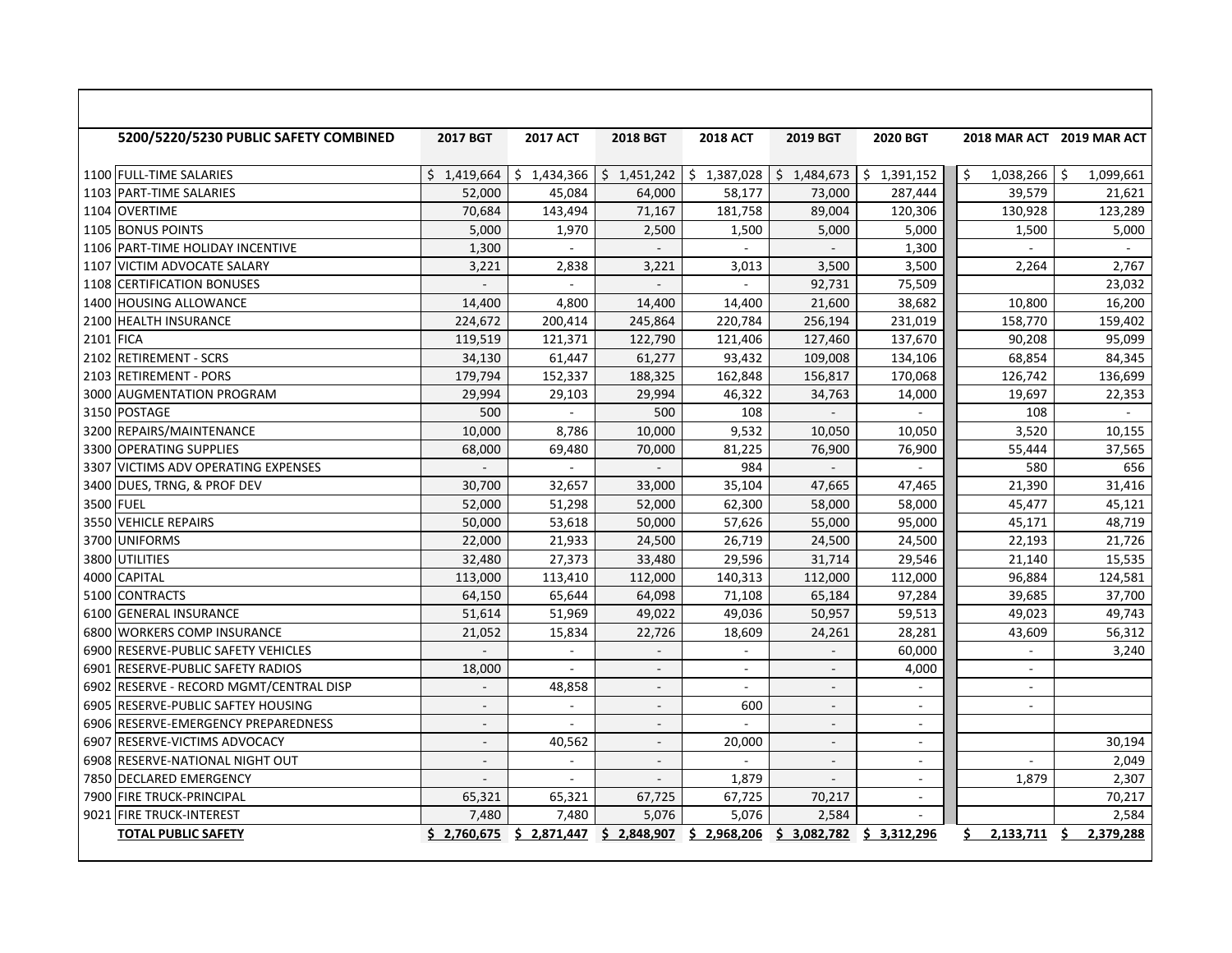| | 5200/5220/5230 PUBLIC SAFETY COMBINED | 2017 BGT | 2017 ACT | 2018 BGT | 2018 ACT | 2019 BGT | 2020 BGT | 2018 MAR ACT | 2019 MAR ACT |
|---|---|---|---|---|---|---|---|---|---|
| 1100 | FULL-TIME SALARIES | $ 1,419,664 | $ 1,434,366 | $ 1,451,242 | $ 1,387,028 | $ 1,484,673 | $ 1,391,152 | $ 1,038,266 | $ 1,099,661 |
| 1103 | PART-TIME SALARIES | 52,000 | 45,084 | 64,000 | 58,177 | 73,000 | 287,444 | 39,579 | 21,621 |
| 1104 | OVERTIME | 70,684 | 143,494 | 71,167 | 181,758 | 89,004 | 120,306 | 130,928 | 123,289 |
| 1105 | BONUS POINTS | 5,000 | 1,970 | 2,500 | 1,500 | 5,000 | 5,000 | 1,500 | 5,000 |
| 1106 | PART-TIME HOLIDAY INCENTIVE | 1,300 | - | - | - | - | 1,300 | - | - |
| 1107 | VICTIM ADVOCATE SALARY | 3,221 | 2,838 | 3,221 | 3,013 | 3,500 | 3,500 | 2,264 | 2,767 |
| 1108 | CERTIFICATION BONUSES | - | - | - | - | 92,731 | 75,509 | | 23,032 |
| 1400 | HOUSING ALLOWANCE | 14,400 | 4,800 | 14,400 | 14,400 | 21,600 | 38,682 | 10,800 | 16,200 |
| 2100 | HEALTH INSURANCE | 224,672 | 200,414 | 245,864 | 220,784 | 256,194 | 231,019 | 158,770 | 159,402 |
| 2101 | FICA | 119,519 | 121,371 | 122,790 | 121,406 | 127,460 | 137,670 | 90,208 | 95,099 |
| 2102 | RETIREMENT - SCRS | 34,130 | 61,447 | 61,277 | 93,432 | 109,008 | 134,106 | 68,854 | 84,345 |
| 2103 | RETIREMENT - PORS | 179,794 | 152,337 | 188,325 | 162,848 | 156,817 | 170,068 | 126,742 | 136,699 |
| 3000 | AUGMENTATION PROGRAM | 29,994 | 29,103 | 29,994 | 46,322 | 34,763 | 14,000 | 19,697 | 22,353 |
| 3150 | POSTAGE | 500 | - | 500 | 108 | - | - | 108 | - |
| 3200 | REPAIRS/MAINTENANCE | 10,000 | 8,786 | 10,000 | 9,532 | 10,050 | 10,050 | 3,520 | 10,155 |
| 3300 | OPERATING SUPPLIES | 68,000 | 69,480 | 70,000 | 81,225 | 76,900 | 76,900 | 55,444 | 37,565 |
| 3307 | VICTIMS ADV OPERATING EXPENSES | - | - | - | 984 | - | - | 580 | 656 |
| 3400 | DUES, TRNG, & PROF DEV | 30,700 | 32,657 | 33,000 | 35,104 | 47,665 | 47,465 | 21,390 | 31,416 |
| 3500 | FUEL | 52,000 | 51,298 | 52,000 | 62,300 | 58,000 | 58,000 | 45,477 | 45,121 |
| 3550 | VEHICLE REPAIRS | 50,000 | 53,618 | 50,000 | 57,626 | 55,000 | 95,000 | 45,171 | 48,719 |
| 3700 | UNIFORMS | 22,000 | 21,933 | 24,500 | 26,719 | 24,500 | 24,500 | 22,193 | 21,726 |
| 3800 | UTILITIES | 32,480 | 27,373 | 33,480 | 29,596 | 31,714 | 29,546 | 21,140 | 15,535 |
| 4000 | CAPITAL | 113,000 | 113,410 | 112,000 | 140,313 | 112,000 | 112,000 | 96,884 | 124,581 |
| 5100 | CONTRACTS | 64,150 | 65,644 | 64,098 | 71,108 | 65,184 | 97,284 | 39,685 | 37,700 |
| 6100 | GENERAL INSURANCE | 51,614 | 51,969 | 49,022 | 49,036 | 50,957 | 59,513 | 49,023 | 49,743 |
| 6800 | WORKERS COMP INSURANCE | 21,052 | 15,834 | 22,726 | 18,609 | 24,261 | 28,281 | 43,609 | 56,312 |
| 6900 | RESERVE-PUBLIC SAFETY VEHICLES | - | - | - | - | - | 60,000 | - | 3,240 |
| 6901 | RESERVE-PUBLIC SAFETY RADIOS | 18,000 | - | - | - | - | 4,000 | - | |
| 6902 | RESERVE - RECORD MGMT/CENTRAL DISP | - | 48,858 | - | - | - | - | - | |
| 6905 | RESERVE-PUBLIC SAFTEY HOUSING | - | - | - | 600 | - | - | - | |
| 6906 | RESERVE-EMERGENCY PREPAREDNESS | - | - | - | - | - | - | | |
| 6907 | RESERVE-VICTIMS ADVOCACY | - | 40,562 | - | 20,000 | - | - | | 30,194 |
| 6908 | RESERVE-NATIONAL NIGHT OUT | - | - | - | - | - | - | - | 2,049 |
| 7850 | DECLARED EMERGENCY | - | - | - | 1,879 | - | - | 1,879 | 2,307 |
| 7900 | FIRE TRUCK-PRINCIPAL | 65,321 | 65,321 | 67,725 | 67,725 | 70,217 | - | | 70,217 |
| 9021 | FIRE TRUCK-INTEREST | 7,480 | 7,480 | 5,076 | 5,076 | 2,584 | - | | 2,584 |
| | **TOTAL PUBLIC SAFETY** | **$ 2,760,675** | **$ 2,871,447** | **$ 2,848,907** | **$ 2,968,206** | **$ 3,082,782** | **$ 3,312,296** | **$ 2,133,711** | **$ 2,379,288** |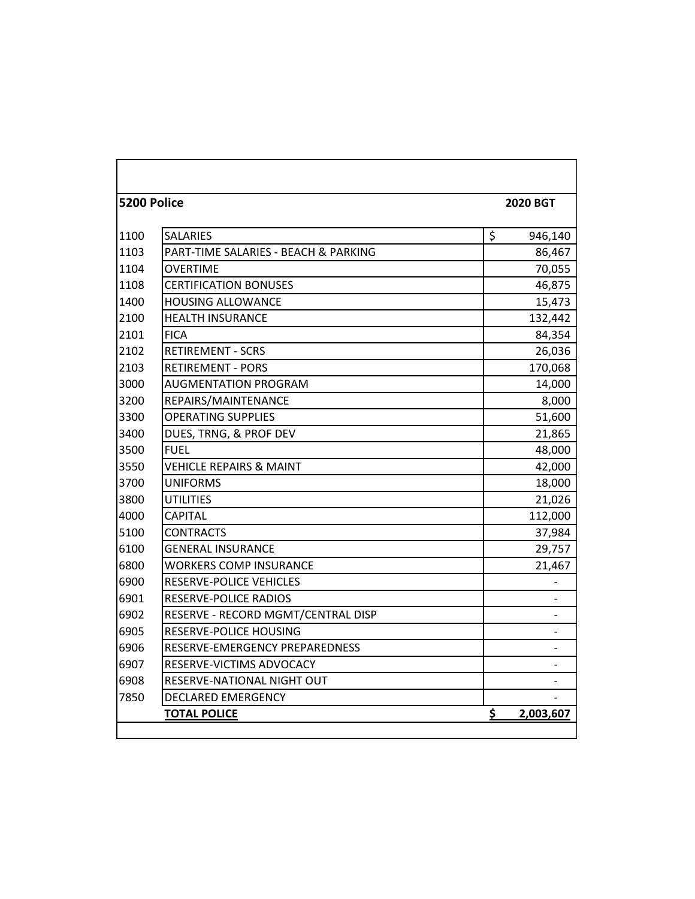| 5200 Police | | 2020 BGT |
|---|---|---|
| 1100 | SALARIES | $ 946,140 |
| 1103 | PART-TIME SALARIES - BEACH & PARKING | 86,467 |
| 1104 | OVERTIME | 70,055 |
| 1108 | CERTIFICATION BONUSES | 46,875 |
| 1400 | HOUSING ALLOWANCE | 15,473 |
| 2100 | HEALTH INSURANCE | 132,442 |
| 2101 | FICA | 84,354 |
| 2102 | RETIREMENT - SCRS | 26,036 |
| 2103 | RETIREMENT - PORS | 170,068 |
| 3000 | AUGMENTATION PROGRAM | 14,000 |
| 3200 | REPAIRS/MAINTENANCE | 8,000 |
| 3300 | OPERATING SUPPLIES | 51,600 |
| 3400 | DUES, TRNG, & PROF DEV | 21,865 |
| 3500 | FUEL | 48,000 |
| 3550 | VEHICLE REPAIRS & MAINT | 42,000 |
| 3700 | UNIFORMS | 18,000 |
| 3800 | UTILITIES | 21,026 |
| 4000 | CAPITAL | 112,000 |
| 5100 | CONTRACTS | 37,984 |
| 6100 | GENERAL INSURANCE | 29,757 |
| 6800 | WORKERS COMP INSURANCE | 21,467 |
| 6900 | RESERVE-POLICE VEHICLES | - |
| 6901 | RESERVE-POLICE RADIOS | - |
| 6902 | RESERVE - RECORD MGMT/CENTRAL DISP | - |
| 6905 | RESERVE-POLICE HOUSING | - |
| 6906 | RESERVE-EMERGENCY PREPAREDNESS | - |
| 6907 | RESERVE-VICTIMS ADVOCACY | - |
| 6908 | RESERVE-NATIONAL NIGHT OUT | - |
| 7850 | DECLARED EMERGENCY | - |
| | **TOTAL POLICE** | **$ 2,003,607** |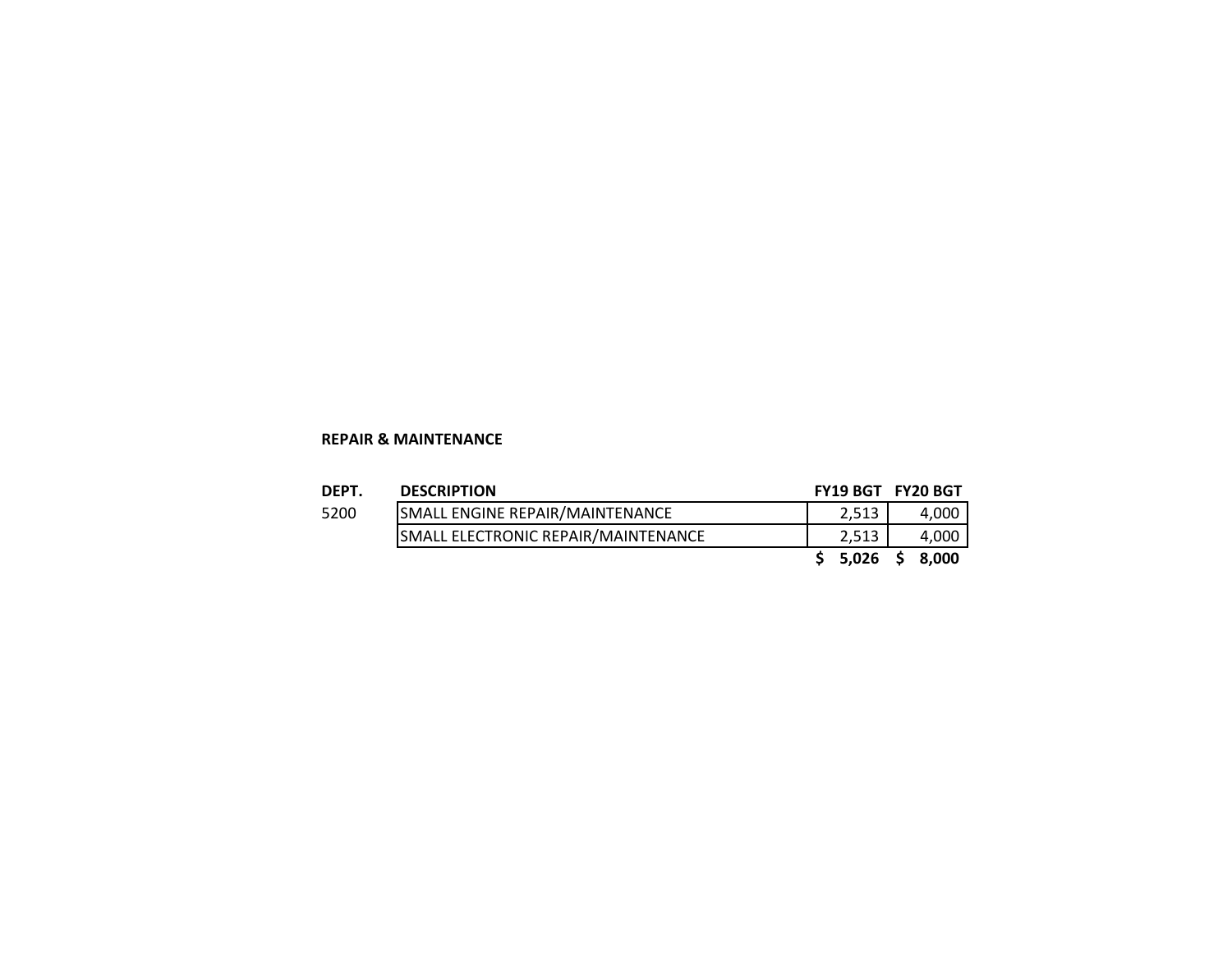**REPAIR & MAINTENANCE**

| DEPT. | DESCRIPTION | FY19 BGT | FY20 BGT |
| --- | --- | --- | --- |
| 5200 | SMALL ENGINE REPAIR/MAINTENANCE | 2,513 | 4,000 |
| | SMALL ELECTRONIC REPAIR/MAINTENANCE | 2,513 | 4,000 |
| | | **$ 5,026** | **$ 8,000** |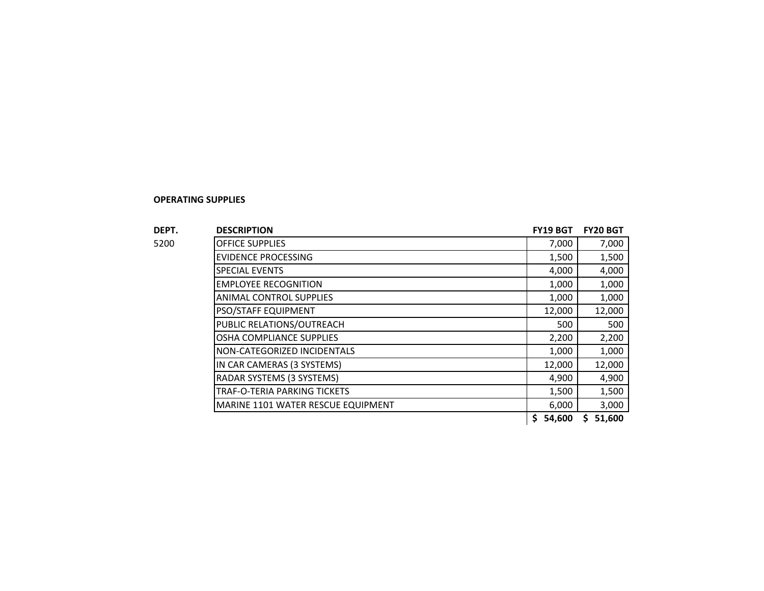**OPERATING SUPPLIES**

| DEPT. | DESCRIPTION | FY19 BGT | FY20 BGT |
|---|---|---|---|
| 5200 | OFFICE SUPPLIES | 7,000 | 7,000 |
| | EVIDENCE PROCESSING | 1,500 | 1,500 |
| | SPECIAL EVENTS | 4,000 | 4,000 |
| | EMPLOYEE RECOGNITION | 1,000 | 1,000 |
| | ANIMAL CONTROL SUPPLIES | 1,000 | 1,000 |
| | PSO/STAFF EQUIPMENT | 12,000 | 12,000 |
| | PUBLIC RELATIONS/OUTREACH | 500 | 500 |
| | OSHA COMPLIANCE SUPPLIES | 2,200 | 2,200 |
| | NON-CATEGORIZED INCIDENTALS | 1,000 | 1,000 |
| | IN CAR CAMERAS (3 SYSTEMS) | 12,000 | 12,000 |
| | RADAR SYSTEMS (3 SYSTEMS) | 4,900 | 4,900 |
| | TRAF-O-TERIA PARKING TICKETS | 1,500 | 1,500 |
| | MARINE 1101 WATER RESCUE EQUIPMENT | 6,000 | 3,000 |
| | | $ 54,600 | $ 51,600 |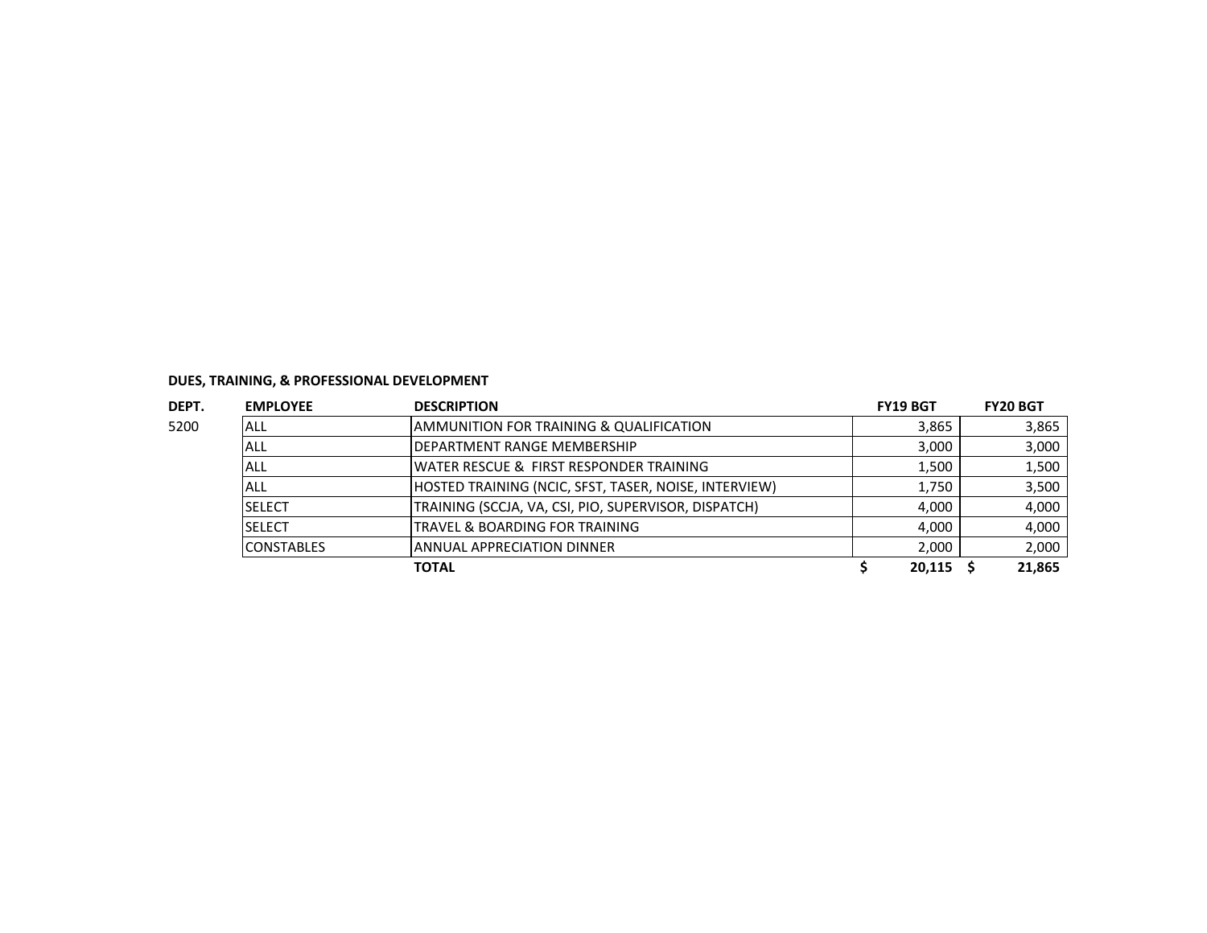**DUES, TRAINING, & PROFESSIONAL DEVELOPMENT**

| DEPT. | EMPLOYEE | DESCRIPTION | FY19 BGT | FY20 BGT |
|---|---|---|---|---|
| 5200 | ALL | AMMUNITION FOR TRAINING & QUALIFICATION | 3,865 | 3,865 |
| | ALL | DEPARTMENT RANGE MEMBERSHIP | 3,000 | 3,000 |
| | ALL | WATER RESCUE & FIRST RESPONDER TRAINING | 1,500 | 1,500 |
| | ALL | HOSTED TRAINING (NCIC, SFST, TASER, NOISE, INTERVIEW) | 1,750 | 3,500 |
| | SELECT | TRAINING (SCCJA, VA, CSI, PIO, SUPERVISOR, DISPATCH) | 4,000 | 4,000 |
| | SELECT | TRAVEL & BOARDING FOR TRAINING | 4,000 | 4,000 |
| | CONSTABLES | ANNUAL APPRECIATION DINNER | 2,000 | 2,000 |
| | | **TOTAL** | **$ 20,115** | **$ 21,865** |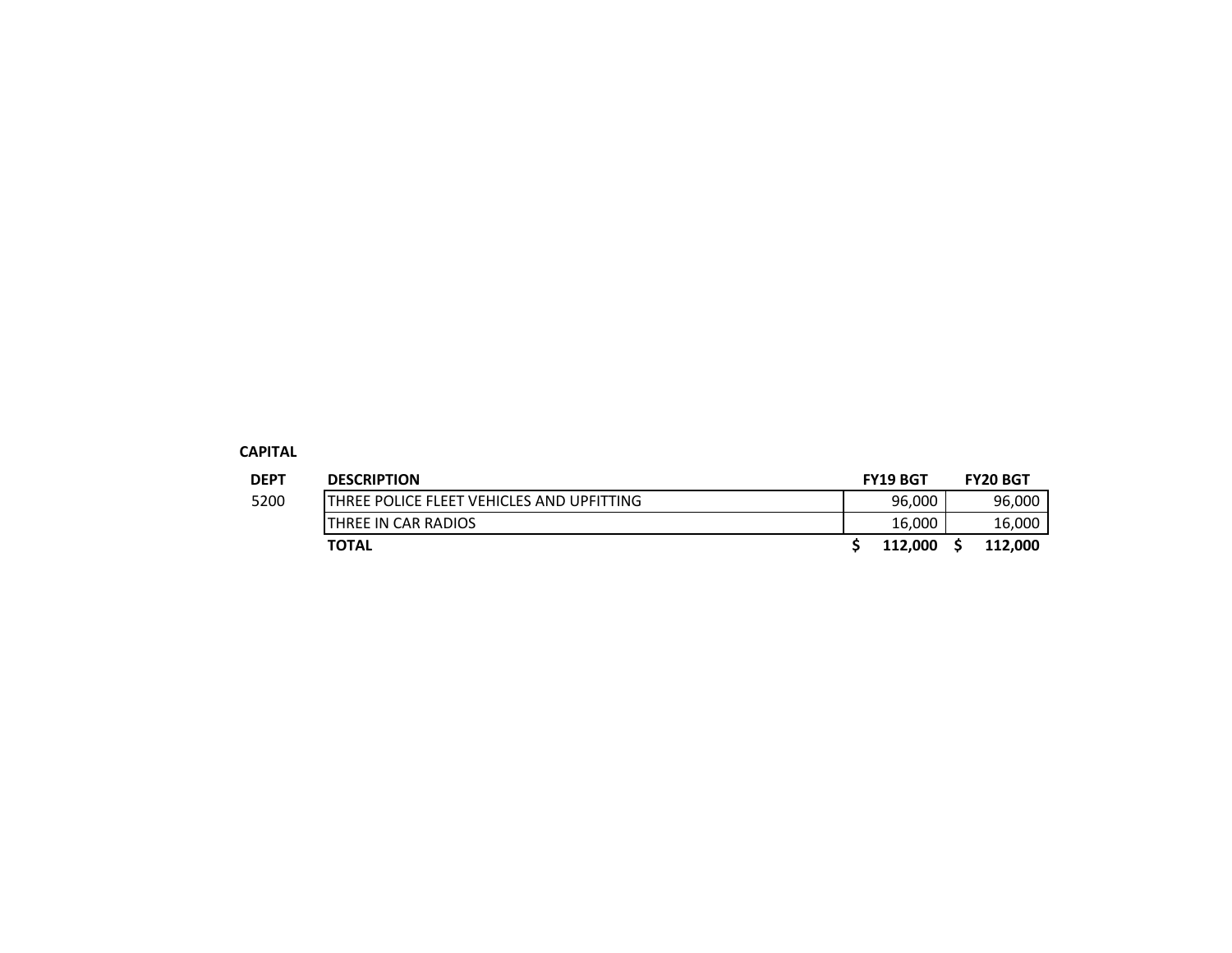**CAPITAL**

| DEPT | DESCRIPTION | FY19 BGT | FY20 BGT |
| --- | --- | --- | --- |
| 5200 | THREE POLICE FLEET VEHICLES AND UPFITTING | 96,000 | 96,000 |
| | THREE IN CAR RADIOS | 16,000 | 16,000 |
| | **TOTAL** | **$ 112,000** | **$ 112,000** |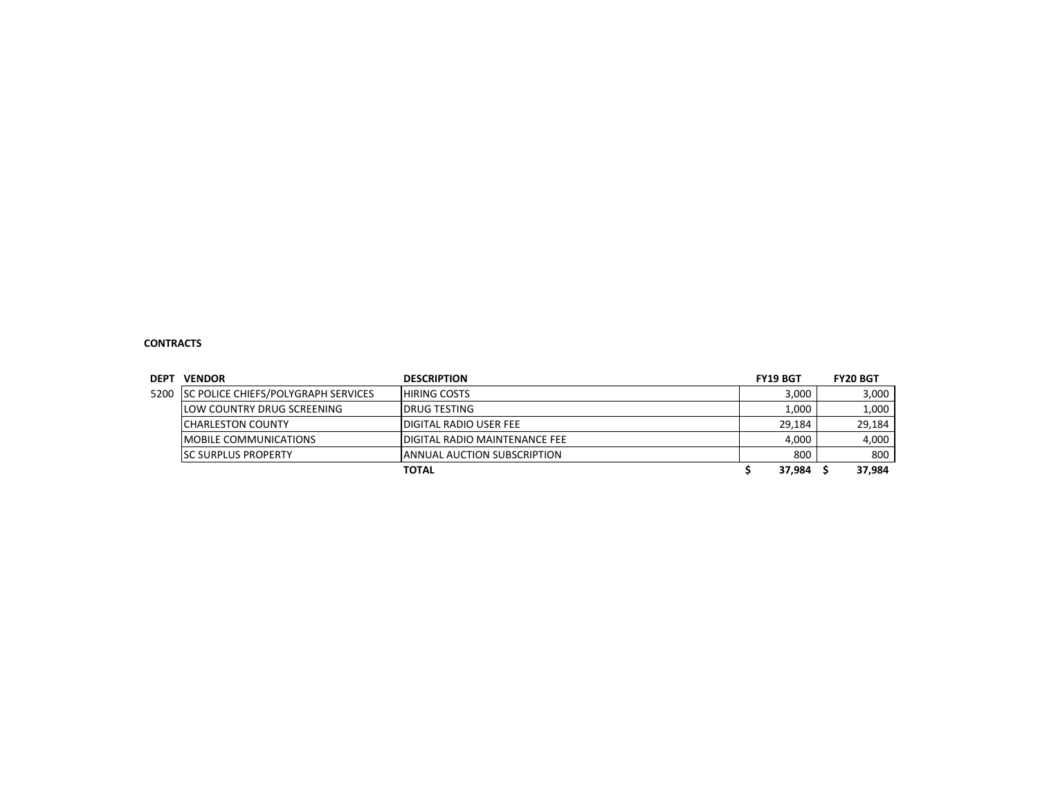**CONTRACTS**

| DEPT | VENDOR | DESCRIPTION | FY19 BGT | FY20 BGT |
|---|---|---|---|---|
| 5200 | SC POLICE CHIEFS/POLYGRAPH SERVICES | HIRING COSTS | 3,000 | 3,000 |
| | LOW COUNTRY DRUG SCREENING | DRUG TESTING | 1,000 | 1,000 |
| | CHARLESTON COUNTY | DIGITAL RADIO USER FEE | 29,184 | 29,184 |
| | MOBILE COMMUNICATIONS | DIGITAL RADIO MAINTENANCE FEE | 4,000 | 4,000 |
| | SC SURPLUS PROPERTY | ANNUAL AUCTION SUBSCRIPTION | 800 | 800 |
| | | **TOTAL** | **$ 37,984** | **$ 37,984** |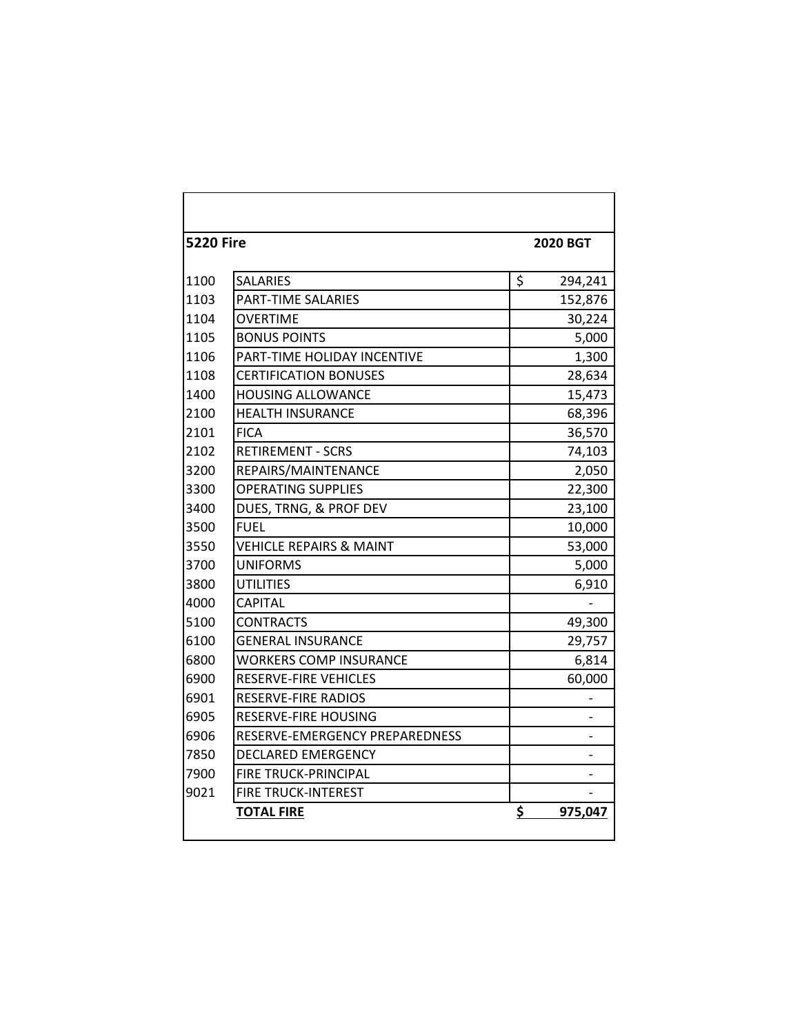| 5220 Fire | | 2020 BGT |
|---|---|---|
| 1100 | SALARIES | $ 294,241 |
| 1103 | PART-TIME SALARIES | 152,876 |
| 1104 | OVERTIME | 30,224 |
| 1105 | BONUS POINTS | 5,000 |
| 1106 | PART-TIME HOLIDAY INCENTIVE | 1,300 |
| 1108 | CERTIFICATION BONUSES | 28,634 |
| 1400 | HOUSING ALLOWANCE | 15,473 |
| 2100 | HEALTH INSURANCE | 68,396 |
| 2101 | FICA | 36,570 |
| 2102 | RETIREMENT - SCRS | 74,103 |
| 3200 | REPAIRS/MAINTENANCE | 2,050 |
| 3300 | OPERATING SUPPLIES | 22,300 |
| 3400 | DUES, TRNG, & PROF DEV | 23,100 |
| 3500 | FUEL | 10,000 |
| 3550 | VEHICLE REPAIRS & MAINT | 53,000 |
| 3700 | UNIFORMS | 5,000 |
| 3800 | UTILITIES | 6,910 |
| 4000 | CAPITAL | - |
| 5100 | CONTRACTS | 49,300 |
| 6100 | GENERAL INSURANCE | 29,757 |
| 6800 | WORKERS COMP INSURANCE | 6,814 |
| 6900 | RESERVE-FIRE VEHICLES | 60,000 |
| 6901 | RESERVE-FIRE RADIOS | - |
| 6905 | RESERVE-FIRE HOUSING | - |
| 6906 | RESERVE-EMERGENCY PREPAREDNESS | - |
| 7850 | DECLARED EMERGENCY | - |
| 7900 | FIRE TRUCK-PRINCIPAL | - |
| 9021 | FIRE TRUCK-INTEREST | - |
| | **TOTAL FIRE** | **$ 975,047** |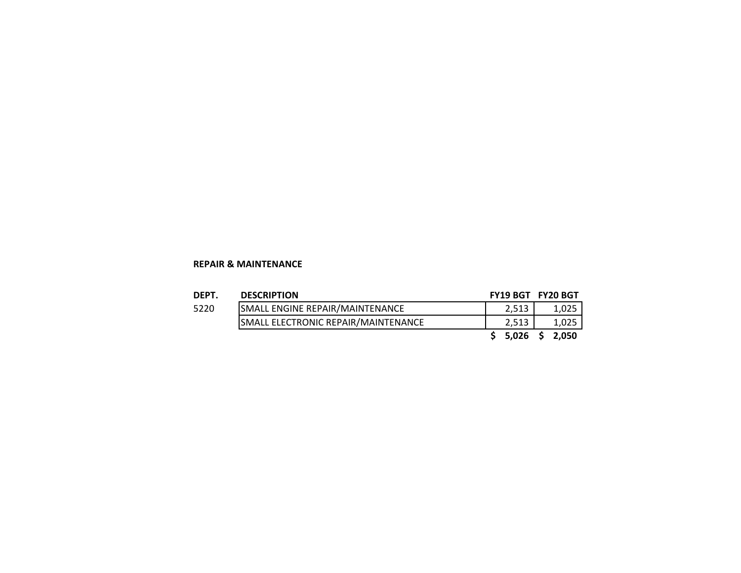**REPAIR & MAINTENANCE**

| DEPT. | DESCRIPTION | FY19 BGT | FY20 BGT |
|---|---|---|---|
| 5220 | SMALL ENGINE REPAIR/MAINTENANCE | 2,513 | 1,025 |
| | SMALL ELECTRONIC REPAIR/MAINTENANCE | 2,513 | 1,025 |
| | | **$ 5,026** | **$ 2,050** |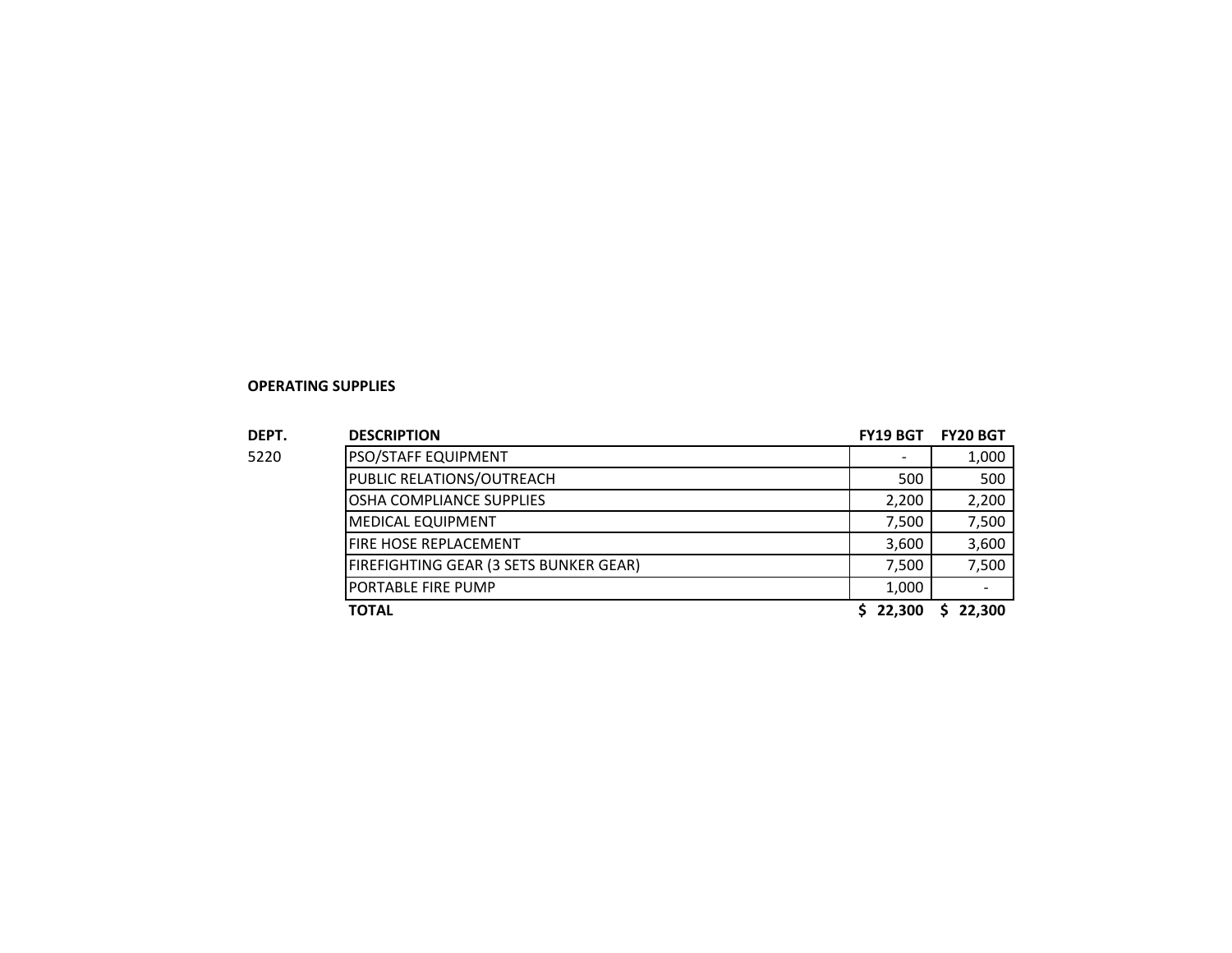**OPERATING SUPPLIES**

| DEPT. | DESCRIPTION | FY19 BGT | FY20 BGT |
|---|---|---|---|
| 5220 | PSO/STAFF EQUIPMENT | - | 1,000 |
| | PUBLIC RELATIONS/OUTREACH | 500 | 500 |
| | OSHA COMPLIANCE SUPPLIES | 2,200 | 2,200 |
| | MEDICAL EQUIPMENT | 7,500 | 7,500 |
| | FIRE HOSE REPLACEMENT | 3,600 | 3,600 |
| | FIREFIGHTING GEAR (3 SETS BUNKER GEAR) | 7,500 | 7,500 |
| | PORTABLE FIRE PUMP | 1,000 | - |
| | **TOTAL** | **$ 22,300** | **$ 22,300** |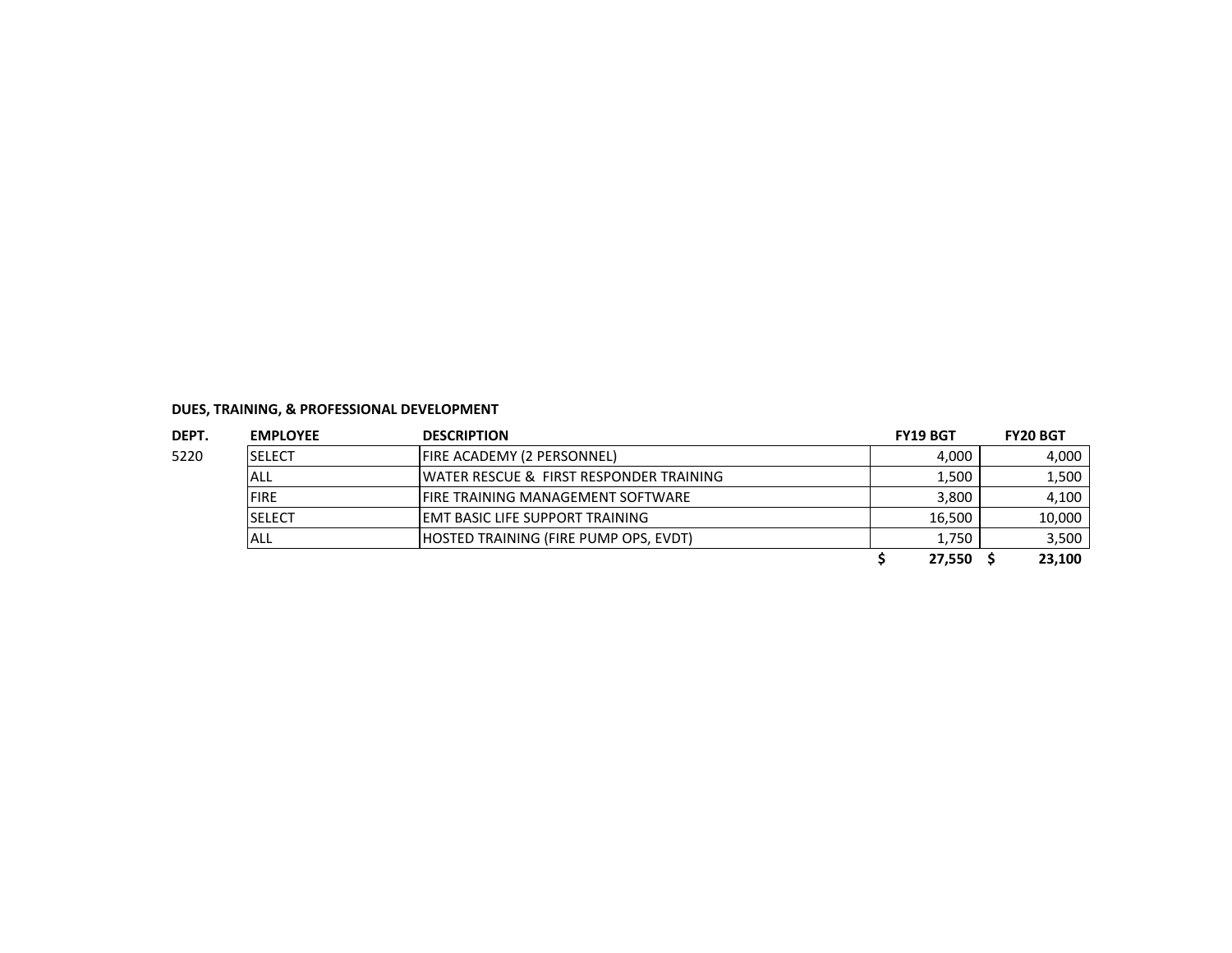**DUES, TRAINING, & PROFESSIONAL DEVELOPMENT**

| DEPT. | EMPLOYEE | DESCRIPTION | FY19 BGT | FY20 BGT |
|---|---|---|---|---|
| 5220 | SELECT | FIRE ACADEMY (2 PERSONNEL) | 4,000 | 4,000 |
| | ALL | WATER RESCUE & FIRST RESPONDER TRAINING | 1,500 | 1,500 |
| | FIRE | FIRE TRAINING MANAGEMENT SOFTWARE | 3,800 | 4,100 |
| | SELECT | EMT BASIC LIFE SUPPORT TRAINING | 16,500 | 10,000 |
| | ALL | HOSTED TRAINING (FIRE PUMP OPS, EVDT) | 1,750 | 3,500 |
| | | | **$ 27,550** | **$ 23,100** |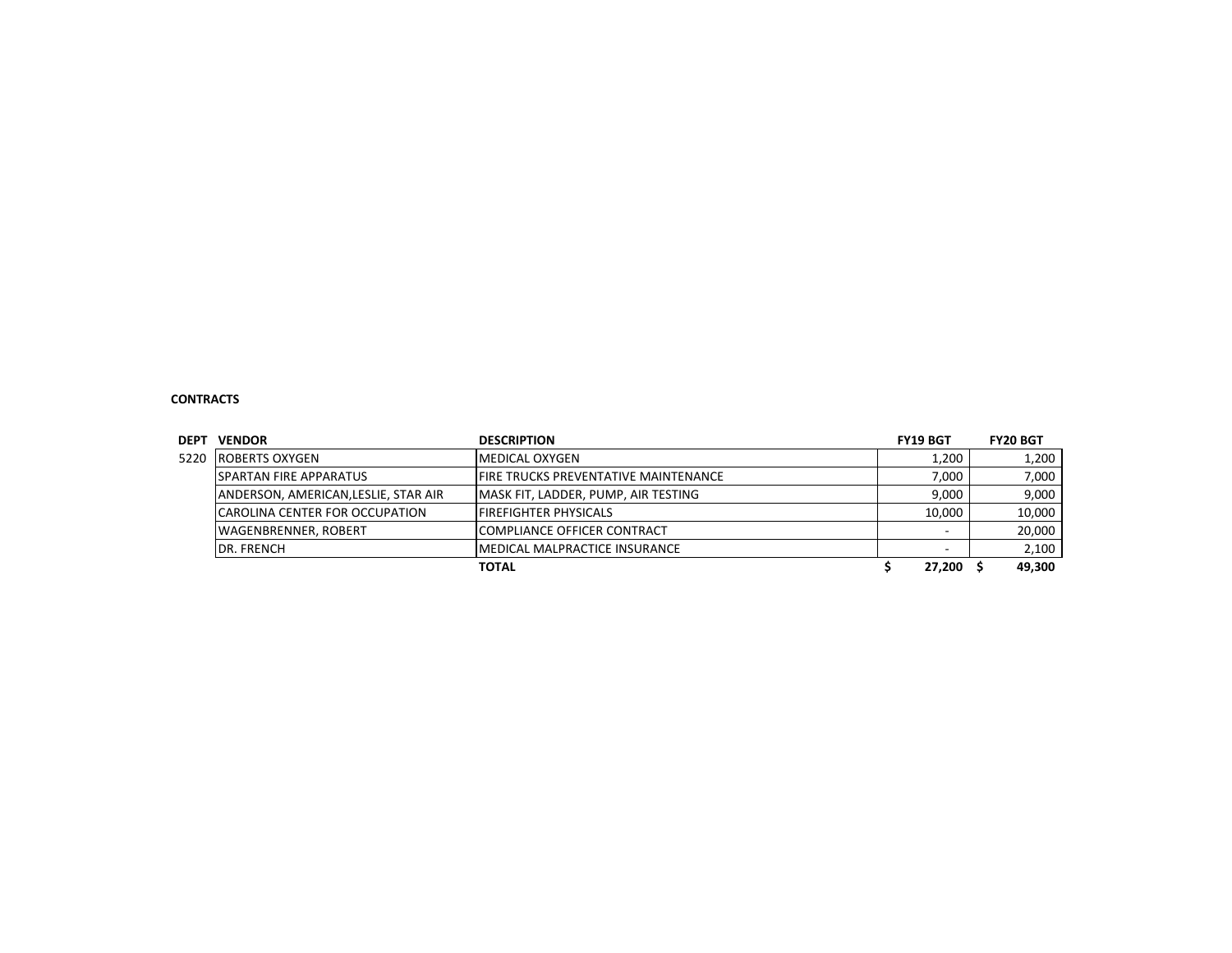**CONTRACTS**

| DEPT | VENDOR | DESCRIPTION | FY19 BGT | FY20 BGT |
|---|---|---|---|---|
| 5220 | ROBERTS OXYGEN | MEDICAL OXYGEN | 1,200 | 1,200 |
| | SPARTAN FIRE APPARATUS | FIRE TRUCKS PREVENTATIVE MAINTENANCE | 7,000 | 7,000 |
| | ANDERSON, AMERICAN,LESLIE, STAR AIR | MASK FIT, LADDER, PUMP, AIR TESTING | 9,000 | 9,000 |
| | CAROLINA CENTER FOR OCCUPATION | FIREFIGHTER PHYSICALS | 10,000 | 10,000 |
| | WAGENBRENNER, ROBERT | COMPLIANCE OFFICER CONTRACT | - | 20,000 |
| | DR. FRENCH | MEDICAL MALPRACTICE INSURANCE | - | 2,100 |
| | | **TOTAL** | **$ 27,200** | **$ 49,300** |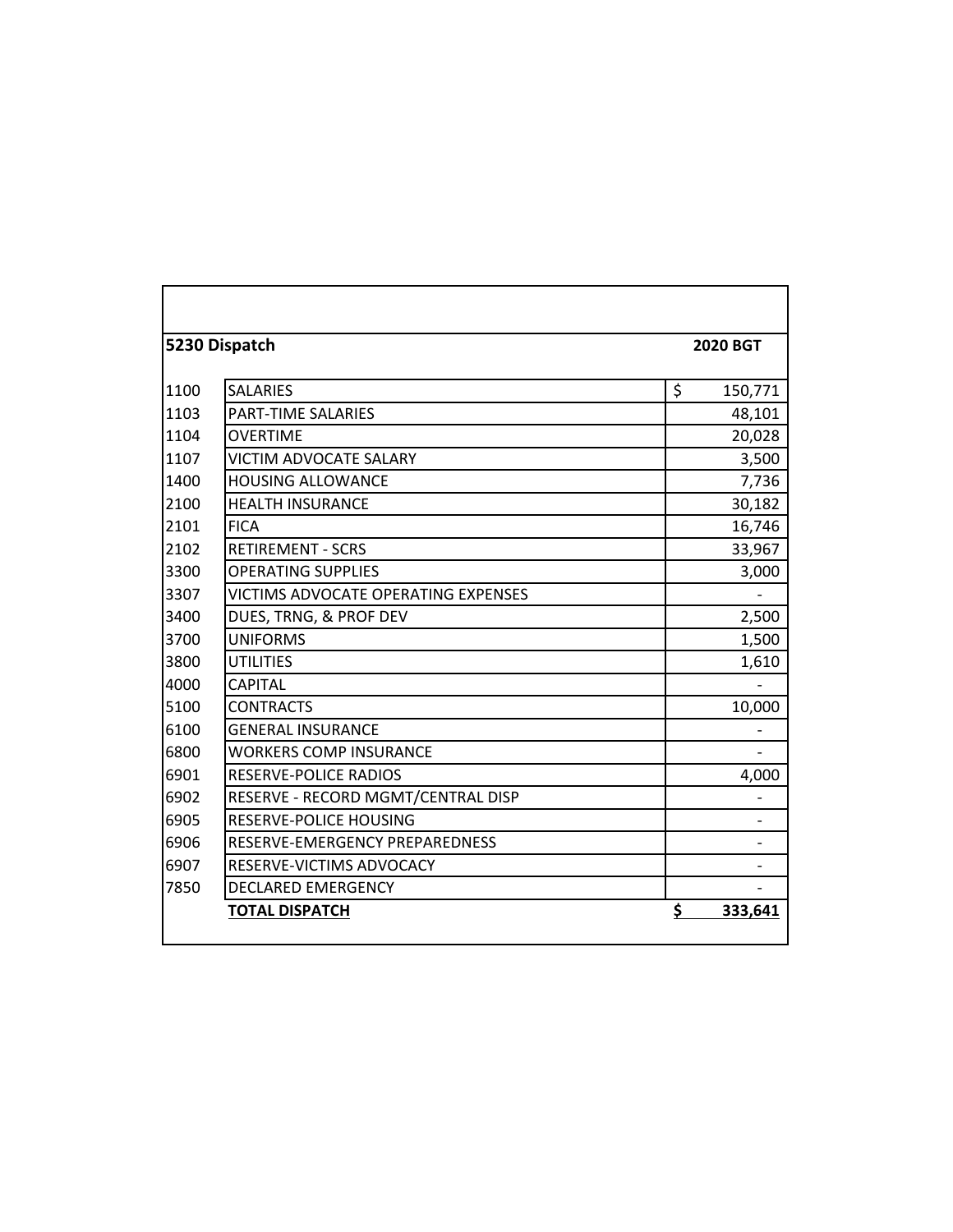| 5230 Dispatch | | 2020 BGT |
|---|---|---|
| 1100 | SALARIES | $ 150,771 |
| 1103 | PART-TIME SALARIES | 48,101 |
| 1104 | OVERTIME | 20,028 |
| 1107 | VICTIM ADVOCATE SALARY | 3,500 |
| 1400 | HOUSING ALLOWANCE | 7,736 |
| 2100 | HEALTH INSURANCE | 30,182 |
| 2101 | FICA | 16,746 |
| 2102 | RETIREMENT - SCRS | 33,967 |
| 3300 | OPERATING SUPPLIES | 3,000 |
| 3307 | VICTIMS ADVOCATE OPERATING EXPENSES | - |
| 3400 | DUES, TRNG, & PROF DEV | 2,500 |
| 3700 | UNIFORMS | 1,500 |
| 3800 | UTILITIES | 1,610 |
| 4000 | CAPITAL | - |
| 5100 | CONTRACTS | 10,000 |
| 6100 | GENERAL INSURANCE | - |
| 6800 | WORKERS COMP INSURANCE | - |
| 6901 | RESERVE-POLICE RADIOS | 4,000 |
| 6902 | RESERVE - RECORD MGMT/CENTRAL DISP | - |
| 6905 | RESERVE-POLICE HOUSING | - |
| 6906 | RESERVE-EMERGENCY PREPAREDNESS | - |
| 6907 | RESERVE-VICTIMS ADVOCACY | - |
| 7850 | DECLARED EMERGENCY | - |
| | **TOTAL DISPATCH** | **$ 333,641** |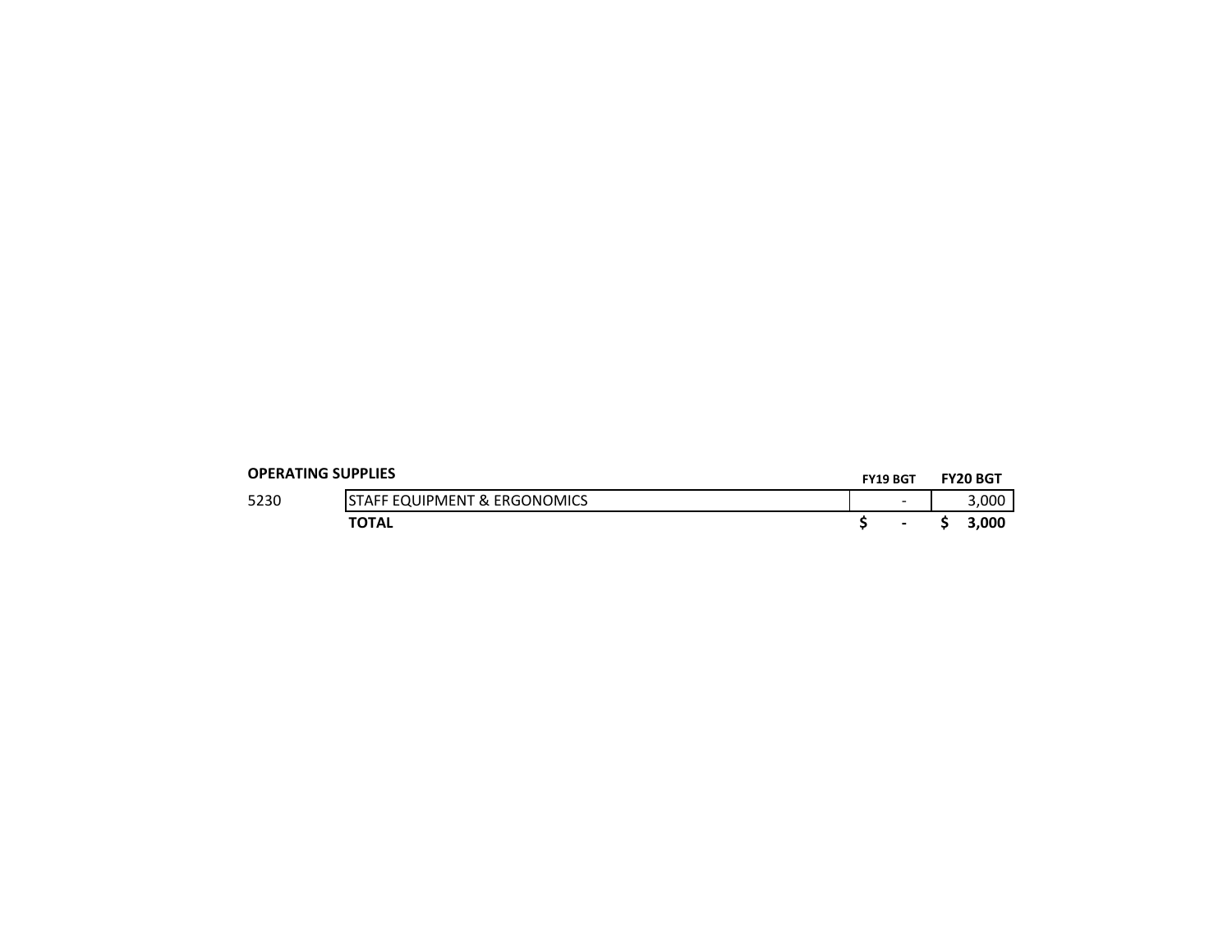**OPERATING SUPPLIES**

| | | FY19 BGT | FY20 BGT |
|---|---|---|---|
| 5230 | STAFF EQUIPMENT & ERGONOMICS | - | 3,000 |
| | **TOTAL** | **$ -** | **$ 3,000** |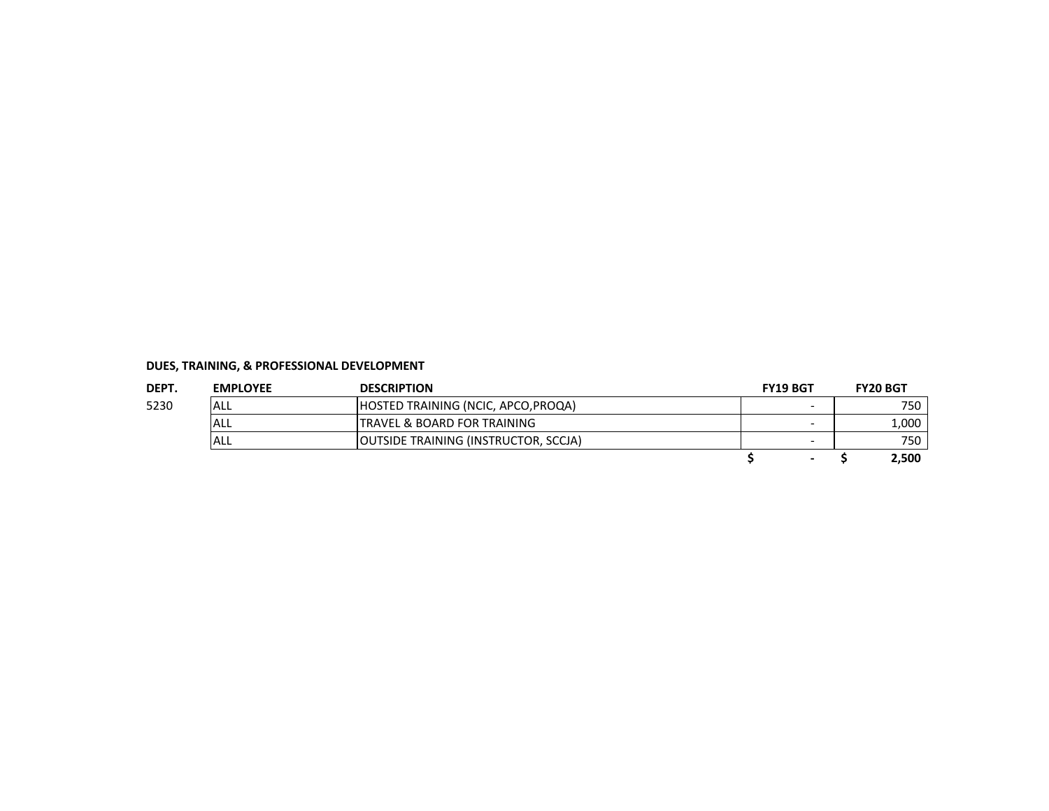**DUES, TRAINING, & PROFESSIONAL DEVELOPMENT**

| DEPT. | EMPLOYEE | DESCRIPTION | FY19 BGT | FY20 BGT |
|---|---|---|---|---|
| 5230 | ALL | HOSTED TRAINING (NCIC, APCO,PROQA) | - | 750 |
| | ALL | TRAVEL & BOARD FOR TRAINING | - | 1,000 |
| | ALL | OUTSIDE TRAINING (INSTRUCTOR, SCCJA) | - | 750 |
| | | | **$ -** | **$ 2,500** |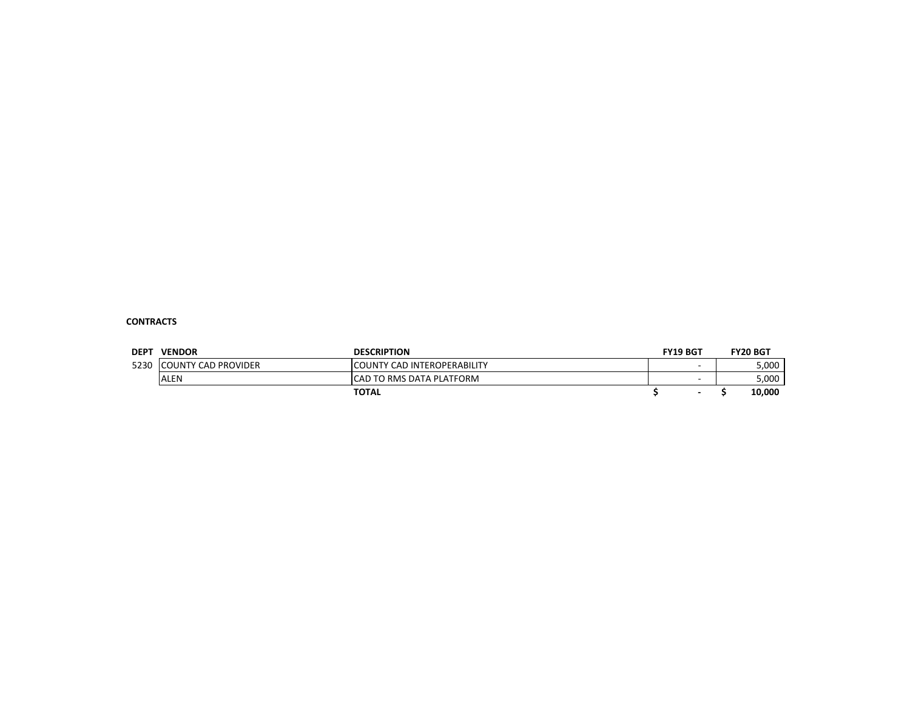**CONTRACTS**

| DEPT | VENDOR | DESCRIPTION | FY19 BGT | FY20 BGT |
|---|---|---|---|---|
| 5230 | COUNTY CAD PROVIDER | COUNTY CAD INTEROPERABILITY | - | 5,000 |
| | ALEN | CAD TO RMS DATA PLATFORM | - | 5,000 |
| | | **TOTAL** | **$ -** | **$ 10,000** |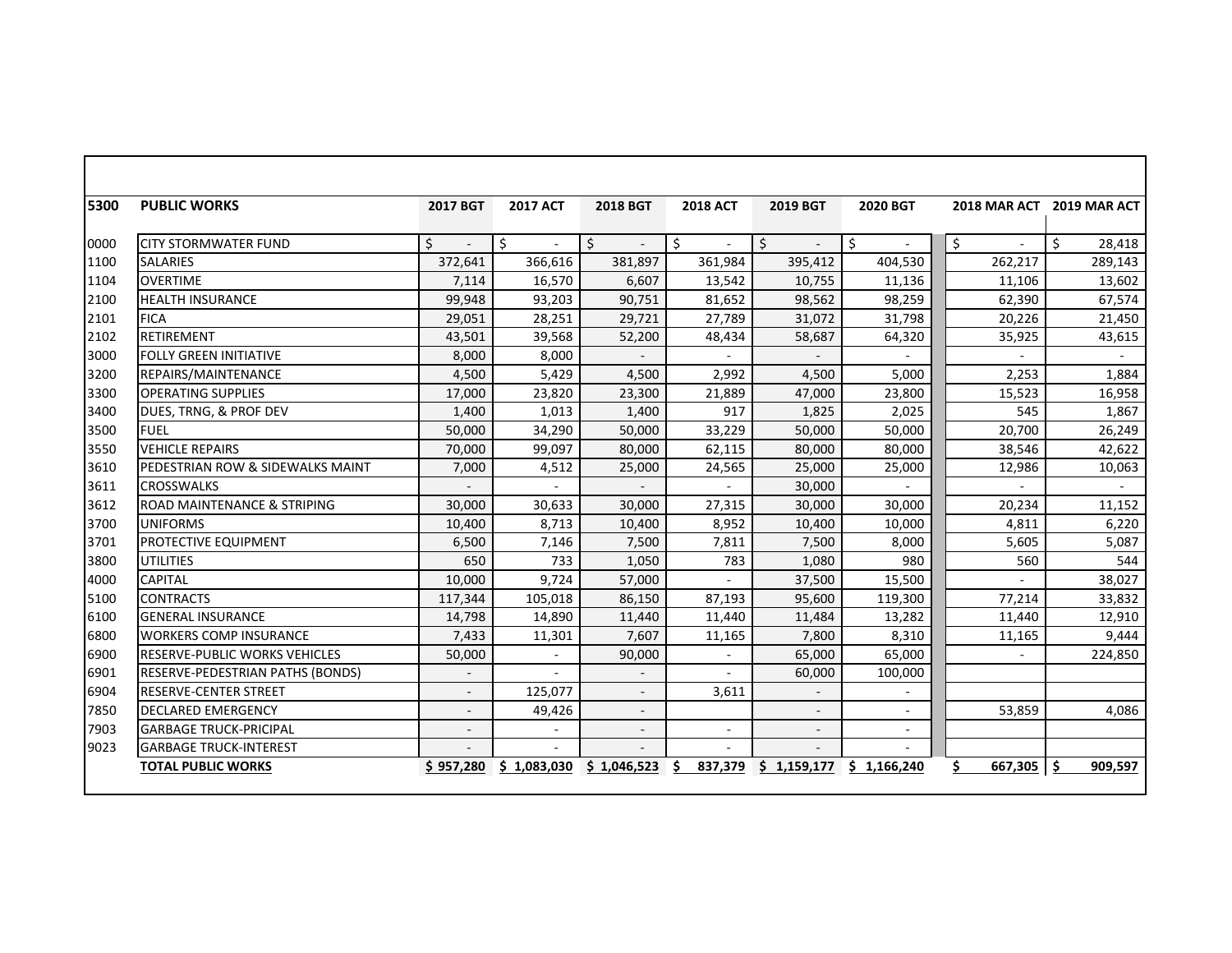| 5300 | PUBLIC WORKS | 2017 BGT | 2017 ACT | 2018 BGT | 2018 ACT | 2019 BGT | 2020 BGT | 2018 MAR ACT | 2019 MAR ACT |
|---|---|---|---|---|---|---|---|---|---|
| 0000 | CITY STORMWATER FUND | $ - | $ - | $ - | $ - | $ - | $ - | $ - | $ 28,418 |
| 1100 | SALARIES | 372,641 | 366,616 | 381,897 | 361,984 | 395,412 | 404,530 | 262,217 | 289,143 |
| 1104 | OVERTIME | 7,114 | 16,570 | 6,607 | 13,542 | 10,755 | 11,136 | 11,106 | 13,602 |
| 2100 | HEALTH INSURANCE | 99,948 | 93,203 | 90,751 | 81,652 | 98,562 | 98,259 | 62,390 | 67,574 |
| 2101 | FICA | 29,051 | 28,251 | 29,721 | 27,789 | 31,072 | 31,798 | 20,226 | 21,450 |
| 2102 | RETIREMENT | 43,501 | 39,568 | 52,200 | 48,434 | 58,687 | 64,320 | 35,925 | 43,615 |
| 3000 | FOLLY GREEN INITIATIVE | 8,000 | 8,000 | - | - | - | - | - | - |
| 3200 | REPAIRS/MAINTENANCE | 4,500 | 5,429 | 4,500 | 2,992 | 4,500 | 5,000 | 2,253 | 1,884 |
| 3300 | OPERATING SUPPLIES | 17,000 | 23,820 | 23,300 | 21,889 | 47,000 | 23,800 | 15,523 | 16,958 |
| 3400 | DUES, TRNG, & PROF DEV | 1,400 | 1,013 | 1,400 | 917 | 1,825 | 2,025 | 545 | 1,867 |
| 3500 | FUEL | 50,000 | 34,290 | 50,000 | 33,229 | 50,000 | 50,000 | 20,700 | 26,249 |
| 3550 | VEHICLE REPAIRS | 70,000 | 99,097 | 80,000 | 62,115 | 80,000 | 80,000 | 38,546 | 42,622 |
| 3610 | PEDESTRIAN ROW & SIDEWALKS MAINT | 7,000 | 4,512 | 25,000 | 24,565 | 25,000 | 25,000 | 12,986 | 10,063 |
| 3611 | CROSSWALKS | - | - | - | - | 30,000 | - | - | - |
| 3612 | ROAD MAINTENANCE & STRIPING | 30,000 | 30,633 | 30,000 | 27,315 | 30,000 | 30,000 | 20,234 | 11,152 |
| 3700 | UNIFORMS | 10,400 | 8,713 | 10,400 | 8,952 | 10,400 | 10,000 | 4,811 | 6,220 |
| 3701 | PROTECTIVE EQUIPMENT | 6,500 | 7,146 | 7,500 | 7,811 | 7,500 | 8,000 | 5,605 | 5,087 |
| 3800 | UTILITIES | 650 | 733 | 1,050 | 783 | 1,080 | 980 | 560 | 544 |
| 4000 | CAPITAL | 10,000 | 9,724 | 57,000 | - | 37,500 | 15,500 | - | 38,027 |
| 5100 | CONTRACTS | 117,344 | 105,018 | 86,150 | 87,193 | 95,600 | 119,300 | 77,214 | 33,832 |
| 6100 | GENERAL INSURANCE | 14,798 | 14,890 | 11,440 | 11,440 | 11,484 | 13,282 | 11,440 | 12,910 |
| 6800 | WORKERS COMP INSURANCE | 7,433 | 11,301 | 7,607 | 11,165 | 7,800 | 8,310 | 11,165 | 9,444 |
| 6900 | RESERVE-PUBLIC WORKS VEHICLES | 50,000 | - | 90,000 | - | 65,000 | 65,000 | - | 224,850 |
| 6901 | RESERVE-PEDESTRIAN PATHS (BONDS) | - | - | - | - | 60,000 | 100,000 | | |
| 6904 | RESERVE-CENTER STREET | - | 125,077 | - | 3,611 | - | - | | |
| 7850 | DECLARED EMERGENCY | - | 49,426 | - | | - | - | 53,859 | 4,086 |
| 7903 | GARBAGE TRUCK-PRICIPAL | - | - | - | - | - | - | | |
| 9023 | GARBAGE TRUCK-INTEREST | - | - | - | - | - | - | | |
| | **TOTAL PUBLIC WORKS** | **$ 957,280** | **$ 1,083,030** | **$ 1,046,523** | **$ 837,379** | **$ 1,159,177** | **$ 1,166,240** | **$ 667,305** | **$ 909,597** |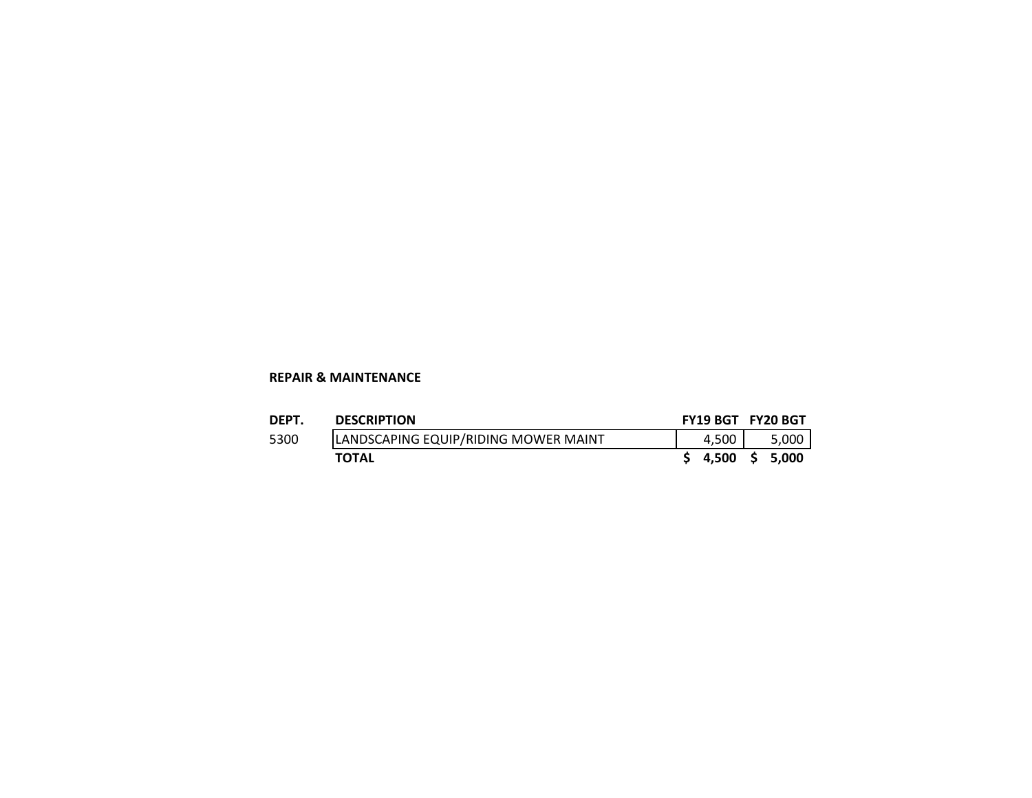**REPAIR & MAINTENANCE**

| DEPT. | DESCRIPTION | FY19 BGT | FY20 BGT |
|---|---|---|---|
| 5300 | LANDSCAPING EQUIP/RIDING MOWER MAINT | 4,500 | 5,000 |
| | **TOTAL** | **$ 4,500** | **$ 5,000** |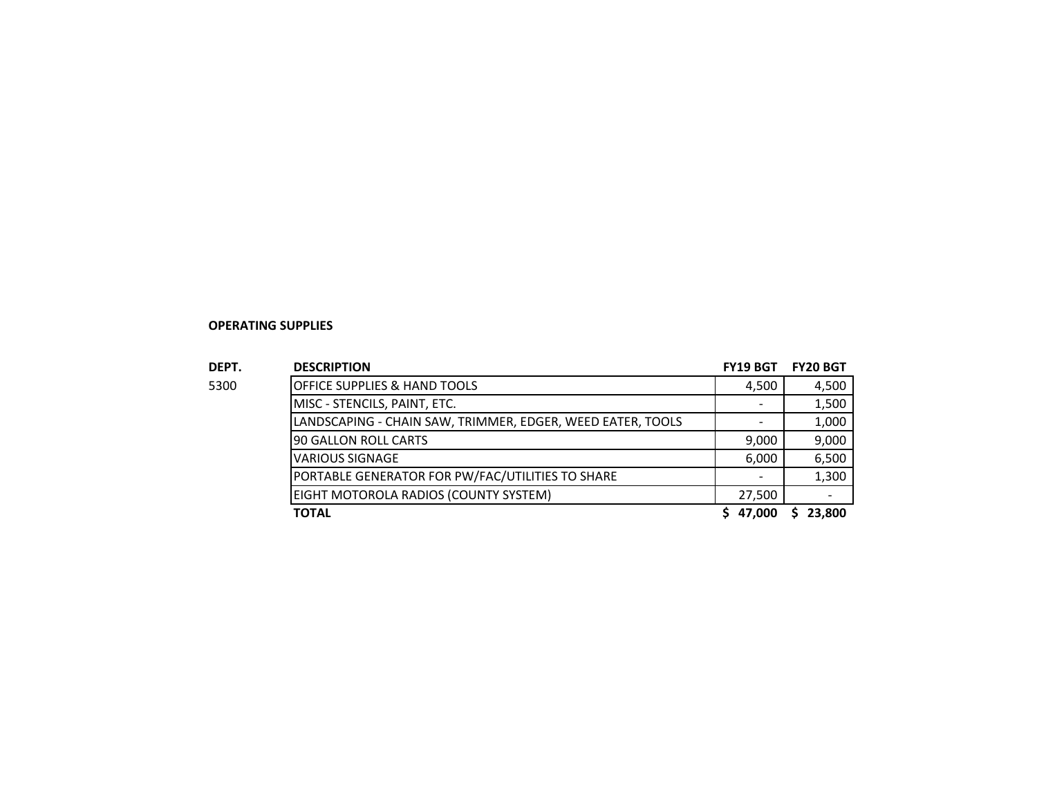**OPERATING SUPPLIES**

| DEPT. | DESCRIPTION | FY19 BGT | FY20 BGT |
|---|---|---|---|
| 5300 | OFFICE SUPPLIES & HAND TOOLS | 4,500 | 4,500 |
| | MISC - STENCILS, PAINT, ETC. | - | 1,500 |
| | LANDSCAPING - CHAIN SAW, TRIMMER, EDGER, WEED EATER, TOOLS | - | 1,000 |
| | 90 GALLON ROLL CARTS | 9,000 | 9,000 |
| | VARIOUS SIGNAGE | 6,000 | 6,500 |
| | PORTABLE GENERATOR FOR PW/FAC/UTILITIES TO SHARE | - | 1,300 |
| | EIGHT MOTOROLA RADIOS (COUNTY SYSTEM) | 27,500 | - |
| | **TOTAL** | **$ 47,000** | **$ 23,800** |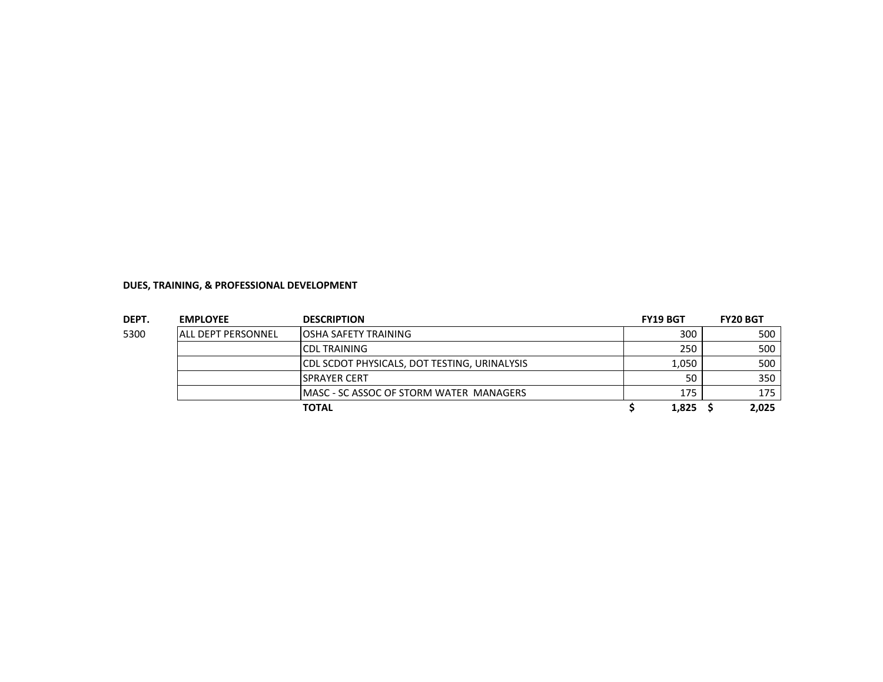**DUES, TRAINING, & PROFESSIONAL DEVELOPMENT**

| DEPT. | EMPLOYEE | DESCRIPTION | FY19 BGT | FY20 BGT |
|---|---|---|---|---|
| 5300 | ALL DEPT PERSONNEL | OSHA SAFETY TRAINING | 300 | 500 |
| | | CDL TRAINING | 250 | 500 |
| | | CDL SCDOT PHYSICALS, DOT TESTING, URINALYSIS | 1,050 | 500 |
| | | SPRAYER CERT | 50 | 350 |
| | | MASC - SC ASSOC OF STORM WATER MANAGERS | 175 | 175 |
| | | **TOTAL** | **$ 1,825** | **$ 2,025** |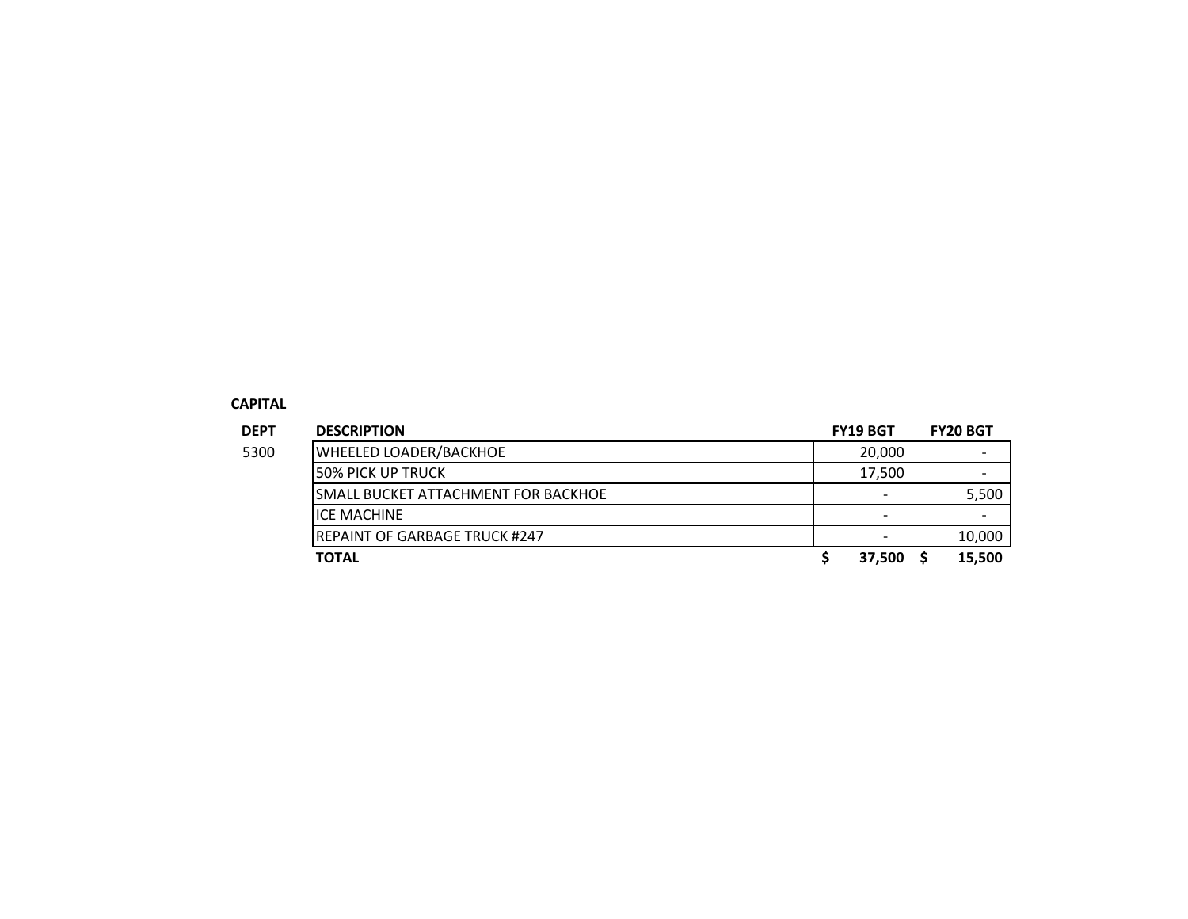**CAPITAL**

| DEPT | DESCRIPTION | FY19 BGT | FY20 BGT |
|---|---|---|---|
| 5300 | WHEELED LOADER/BACKHOE | 20,000 | - |
| | 50% PICK UP TRUCK | 17,500 | - |
| | SMALL BUCKET ATTACHMENT FOR BACKHOE | - | 5,500 |
| | ICE MACHINE | - | - |
| | REPAINT OF GARBAGE TRUCK #247 | - | 10,000 |
| | **TOTAL** | **$ 37,500** | **$ 15,500** |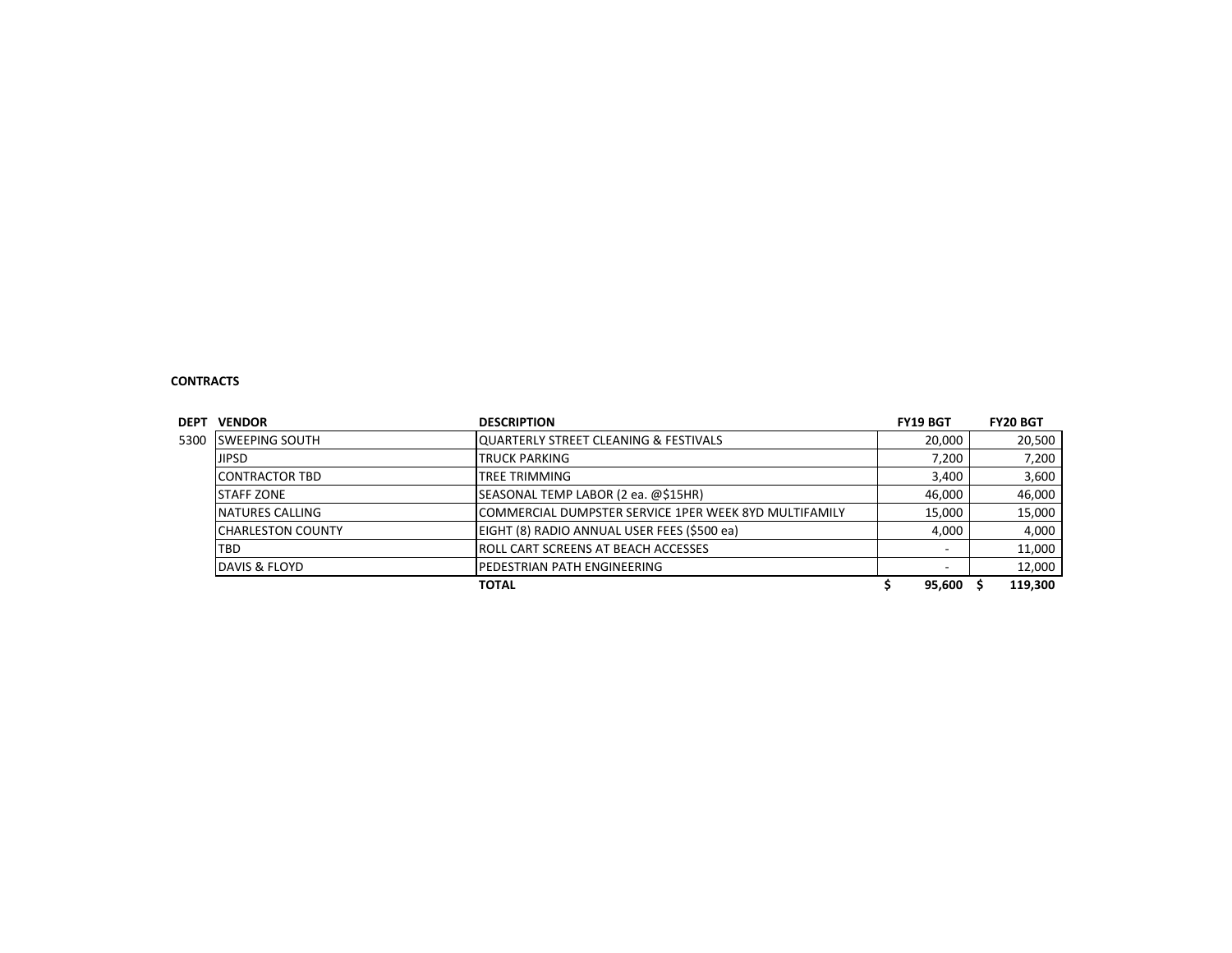**CONTRACTS**

| DEPT | VENDOR | DESCRIPTION | FY19 BGT | FY20 BGT |
|---|---|---|---|---|
| 5300 | SWEEPING SOUTH | QUARTERLY STREET CLEANING & FESTIVALS | 20,000 | 20,500 |
| | JIPSD | TRUCK PARKING | 7,200 | 7,200 |
| | CONTRACTOR TBD | TREE TRIMMING | 3,400 | 3,600 |
| | STAFF ZONE | SEASONAL TEMP LABOR (2 ea. @$15HR) | 46,000 | 46,000 |
| | NATURES CALLING | COMMERCIAL DUMPSTER SERVICE 1PER WEEK 8YD MULTIFAMILY | 15,000 | 15,000 |
| | CHARLESTON COUNTY | EIGHT (8) RADIO ANNUAL USER FEES ($500 ea) | 4,000 | 4,000 |
| | TBD | ROLL CART SCREENS AT BEACH ACCESSES | - | 11,000 |
| | DAVIS & FLOYD | PEDESTRIAN PATH ENGINEERING | - | 12,000 |
| | | **TOTAL** | **$ 95,600** | **$ 119,300** |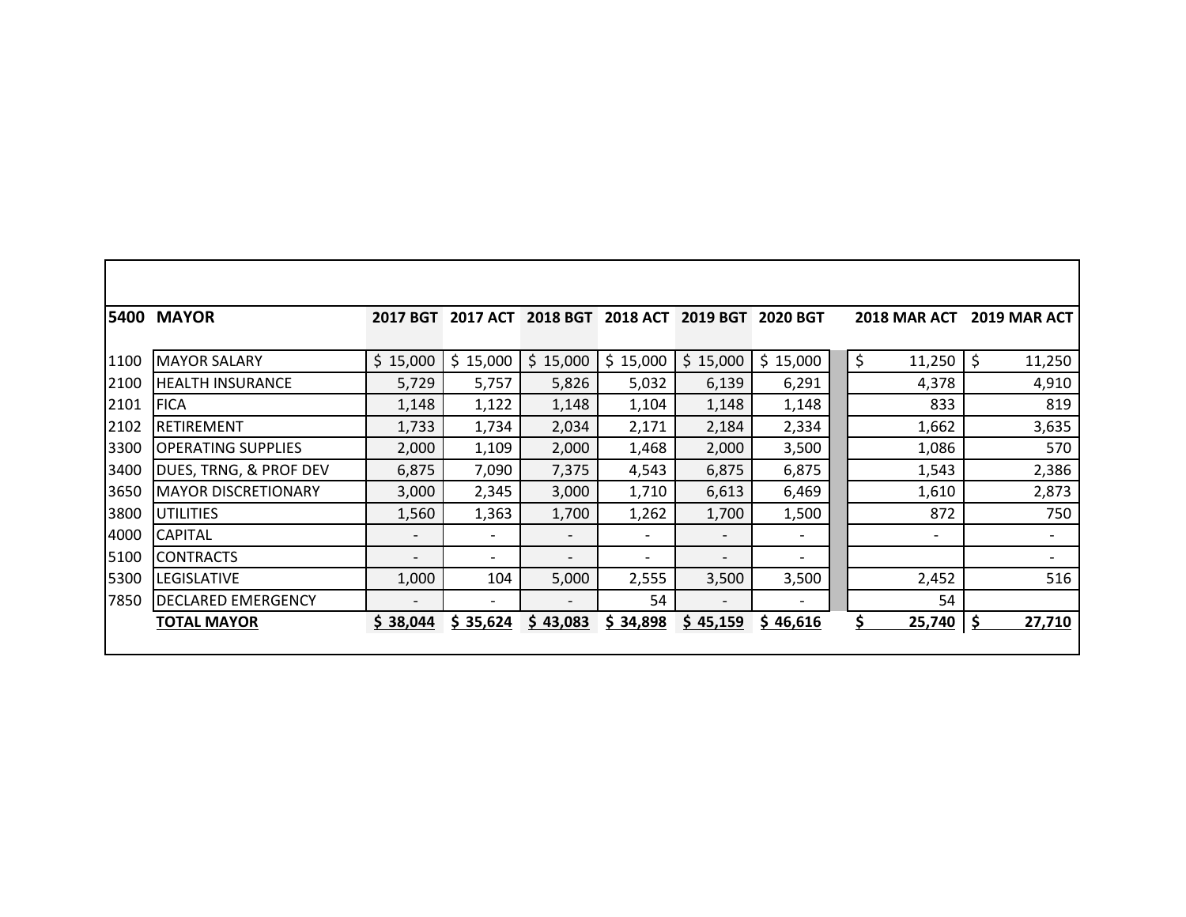| 5400 | MAYOR | 2017 BGT | 2017 ACT | 2018 BGT | 2018 ACT | 2019 BGT | 2020 BGT | 2018 MAR ACT | 2019 MAR ACT |
|---|---|---|---|---|---|---|---|---|---|
| 1100 | MAYOR SALARY | $ 15,000 | $ 15,000 | $ 15,000 | $ 15,000 | $ 15,000 | $ 15,000 | $ 11,250 | $ 11,250 |
| 2100 | HEALTH INSURANCE | 5,729 | 5,757 | 5,826 | 5,032 | 6,139 | 6,291 | 4,378 | 4,910 |
| 2101 | FICA | 1,148 | 1,122 | 1,148 | 1,104 | 1,148 | 1,148 | 833 | 819 |
| 2102 | RETIREMENT | 1,733 | 1,734 | 2,034 | 2,171 | 2,184 | 2,334 | 1,662 | 3,635 |
| 3300 | OPERATING SUPPLIES | 2,000 | 1,109 | 2,000 | 1,468 | 2,000 | 3,500 | 1,086 | 570 |
| 3400 | DUES, TRNG, & PROF DEV | 6,875 | 7,090 | 7,375 | 4,543 | 6,875 | 6,875 | 1,543 | 2,386 |
| 3650 | MAYOR DISCRETIONARY | 3,000 | 2,345 | 3,000 | 1,710 | 6,613 | 6,469 | 1,610 | 2,873 |
| 3800 | UTILITIES | 1,560 | 1,363 | 1,700 | 1,262 | 1,700 | 1,500 | 872 | 750 |
| 4000 | CAPITAL | - | - | - | - | - | - | - | - |
| 5100 | CONTRACTS | - | - | - | - | - | - | | - |
| 5300 | LEGISLATIVE | 1,000 | 104 | 5,000 | 2,555 | 3,500 | 3,500 | 2,452 | 516 |
| 7850 | DECLARED EMERGENCY | - | - | - | 54 | - | - | 54 | |
| | **TOTAL MAYOR** | **$ 38,044** | **$ 35,624** | **$ 43,083** | **$ 34,898** | **$ 45,159** | **$ 46,616** | **$ 25,740** | **$ 27,710** |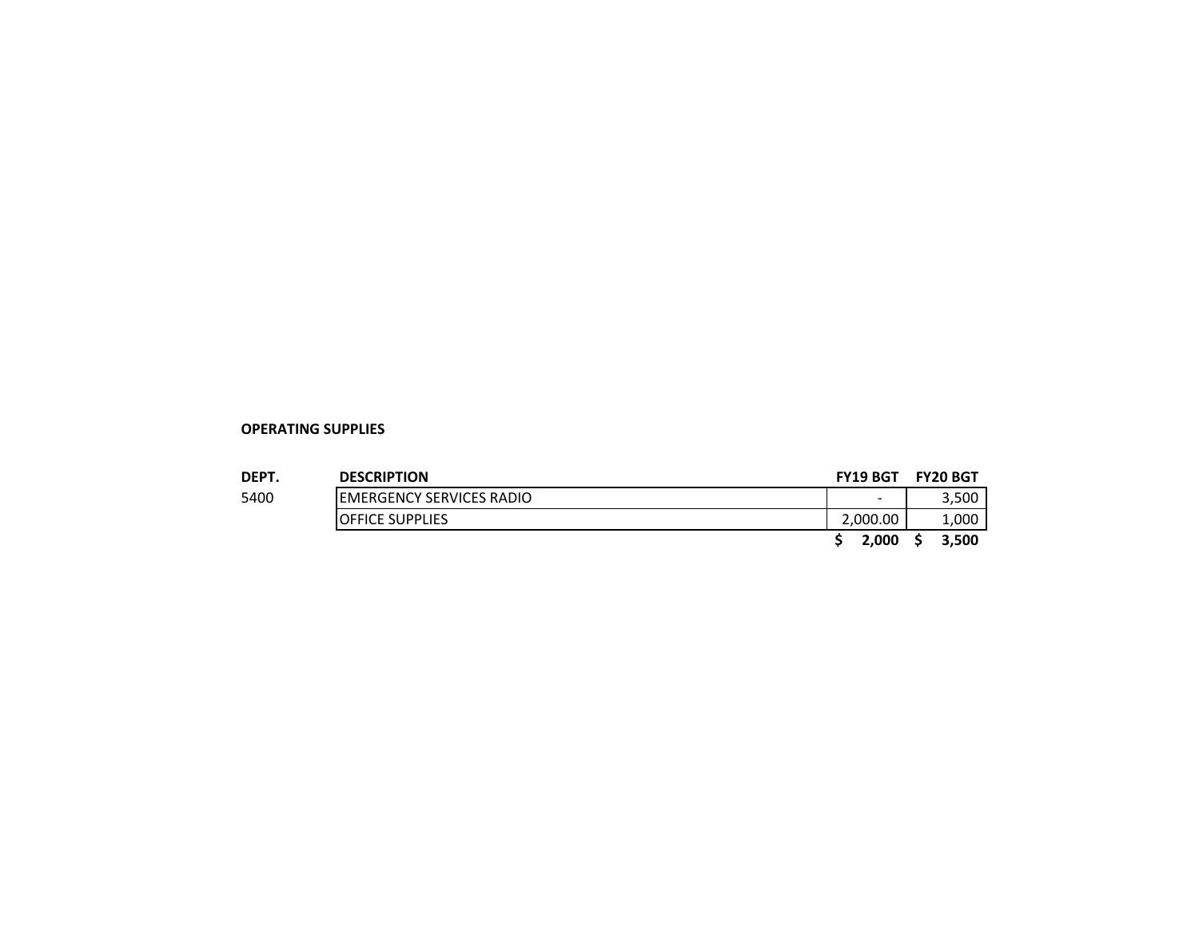**OPERATING SUPPLIES**

| DEPT. | DESCRIPTION | FY19 BGT | FY20 BGT |
|---|---|---|---|
| 5400 | EMERGENCY SERVICES RADIO | - | 3,500 |
| | OFFICE SUPPLIES | 2,000.00 | 1,000 |
| | | **$ 2,000** | **$ 3,500** |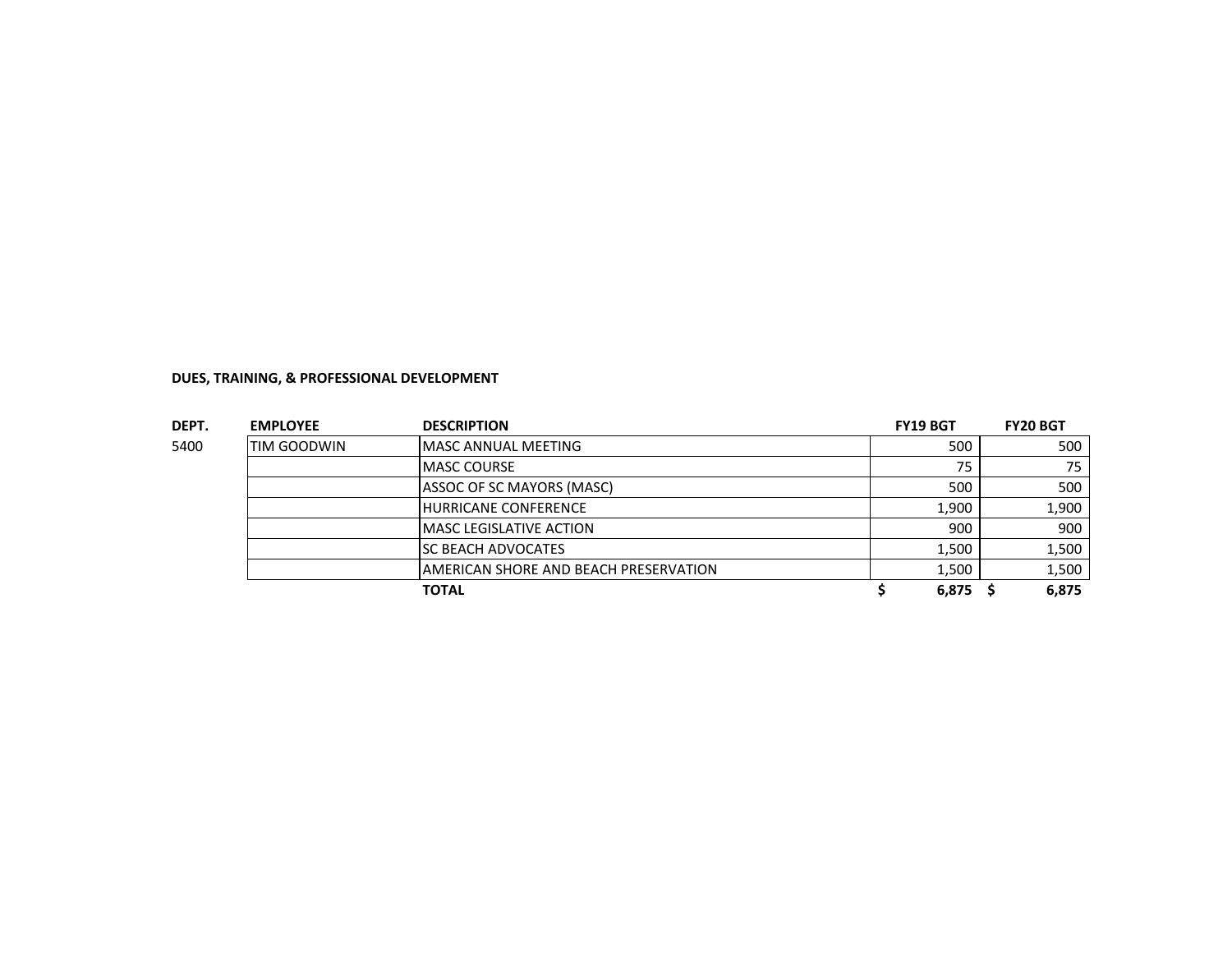**DUES, TRAINING, & PROFESSIONAL DEVELOPMENT**

| DEPT. | EMPLOYEE | DESCRIPTION | FY19 BGT | FY20 BGT |
|---|---|---|---|---|
| 5400 | TIM GOODWIN | MASC ANNUAL MEETING | 500 | 500 |
| | | MASC COURSE | 75 | 75 |
| | | ASSOC OF SC MAYORS (MASC) | 500 | 500 |
| | | HURRICANE CONFERENCE | 1,900 | 1,900 |
| | | MASC LEGISLATIVE ACTION | 900 | 900 |
| | | SC BEACH ADVOCATES | 1,500 | 1,500 |
| | | AMERICAN SHORE AND BEACH PRESERVATION | 1,500 | 1,500 |
| | | **TOTAL** | **$ 6,875** | **$ 6,875** |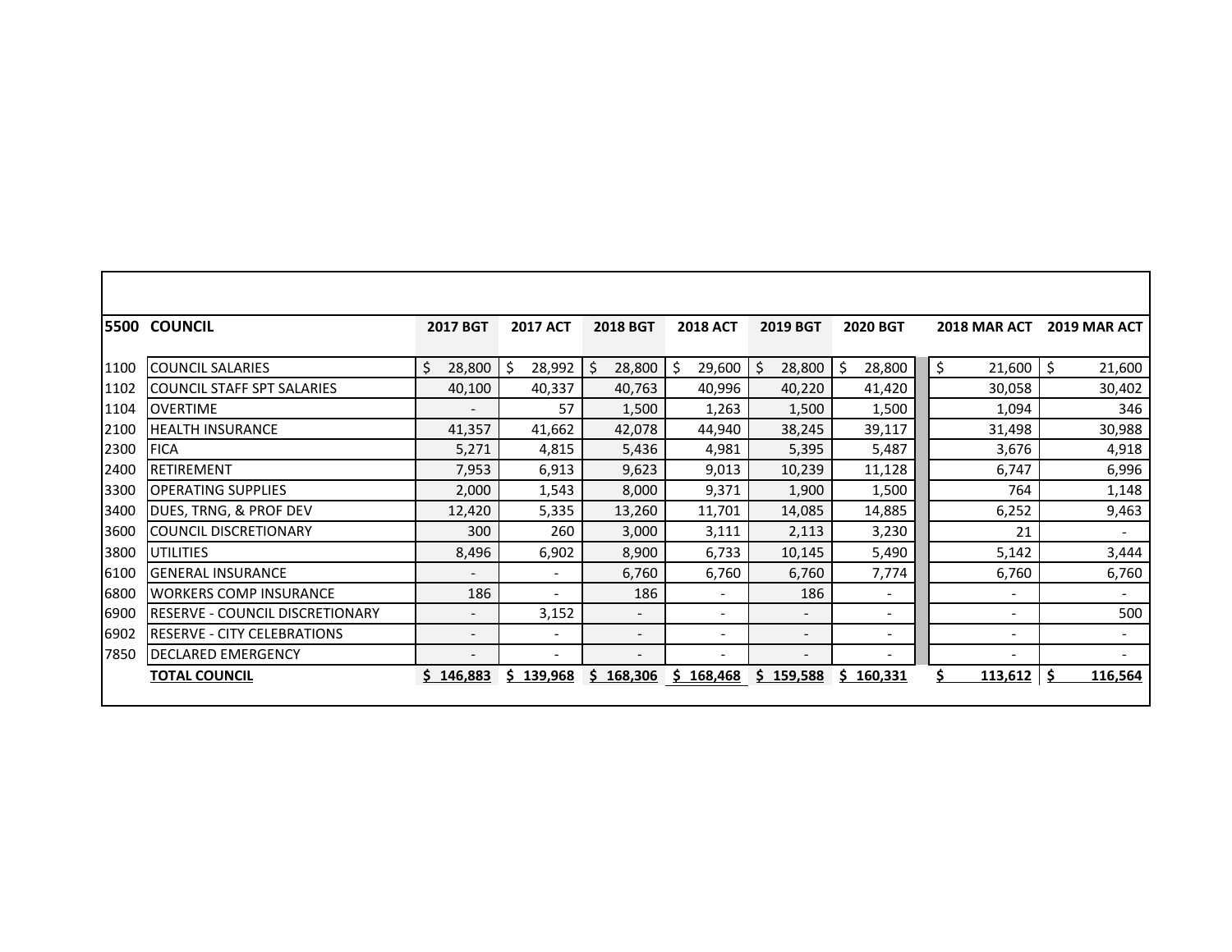| 5500 | COUNCIL | 2017 BGT | 2017 ACT | 2018 BGT | 2018 ACT | 2019 BGT | 2020 BGT | 2018 MAR ACT | 2019 MAR ACT |
|---|---|---|---|---|---|---|---|---|---|
| 1100 | COUNCIL SALARIES | $ 28,800 | $ 28,992 | $ 28,800 | $ 29,600 | $ 28,800 | $ 28,800 | $ 21,600 | $ 21,600 |
| 1102 | COUNCIL STAFF SPT SALARIES | 40,100 | 40,337 | 40,763 | 40,996 | 40,220 | 41,420 | 30,058 | 30,402 |
| 1104 | OVERTIME | - | 57 | 1,500 | 1,263 | 1,500 | 1,500 | 1,094 | 346 |
| 2100 | HEALTH INSURANCE | 41,357 | 41,662 | 42,078 | 44,940 | 38,245 | 39,117 | 31,498 | 30,988 |
| 2300 | FICA | 5,271 | 4,815 | 5,436 | 4,981 | 5,395 | 5,487 | 3,676 | 4,918 |
| 2400 | RETIREMENT | 7,953 | 6,913 | 9,623 | 9,013 | 10,239 | 11,128 | 6,747 | 6,996 |
| 3300 | OPERATING SUPPLIES | 2,000 | 1,543 | 8,000 | 9,371 | 1,900 | 1,500 | 764 | 1,148 |
| 3400 | DUES, TRNG, & PROF DEV | 12,420 | 5,335 | 13,260 | 11,701 | 14,085 | 14,885 | 6,252 | 9,463 |
| 3600 | COUNCIL DISCRETIONARY | 300 | 260 | 3,000 | 3,111 | 2,113 | 3,230 | 21 | - |
| 3800 | UTILITIES | 8,496 | 6,902 | 8,900 | 6,733 | 10,145 | 5,490 | 5,142 | 3,444 |
| 6100 | GENERAL INSURANCE | - | - | 6,760 | 6,760 | 6,760 | 7,774 | 6,760 | 6,760 |
| 6800 | WORKERS COMP INSURANCE | 186 | - | 186 | - | 186 | - | - | - |
| 6900 | RESERVE - COUNCIL DISCRETIONARY | - | 3,152 | - | - | - | - | - | 500 |
| 6902 | RESERVE - CITY CELEBRATIONS | - | - | - | - | - | - | - | - |
| 7850 | DECLARED EMERGENCY | - | - | - | - | - | - | - | - |
| | **TOTAL COUNCIL** | **$ 146,883** | **$ 139,968** | **$ 168,306** | **$ 168,468** | **$ 159,588** | **$ 160,331** | **$ 113,612** | **$ 116,564** |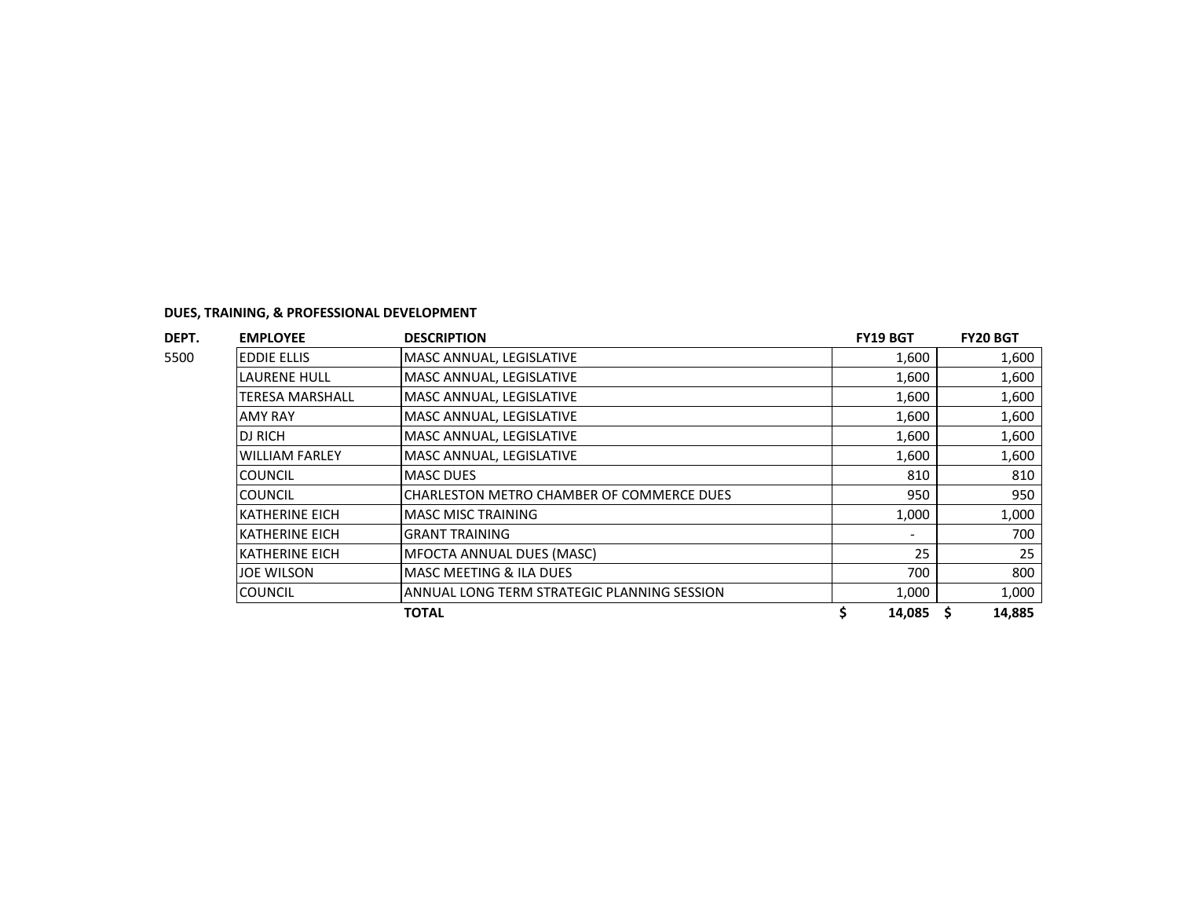**DUES, TRAINING, & PROFESSIONAL DEVELOPMENT**

| DEPT. | EMPLOYEE | DESCRIPTION | FY19 BGT | FY20 BGT |
|---|---|---|---|---|
| 5500 | EDDIE ELLIS | MASC ANNUAL, LEGISLATIVE | 1,600 | 1,600 |
| | LAURENE HULL | MASC ANNUAL, LEGISLATIVE | 1,600 | 1,600 |
| | TERESA MARSHALL | MASC ANNUAL, LEGISLATIVE | 1,600 | 1,600 |
| | AMY RAY | MASC ANNUAL, LEGISLATIVE | 1,600 | 1,600 |
| | DJ RICH | MASC ANNUAL, LEGISLATIVE | 1,600 | 1,600 |
| | WILLIAM FARLEY | MASC ANNUAL, LEGISLATIVE | 1,600 | 1,600 |
| | COUNCIL | MASC DUES | 810 | 810 |
| | COUNCIL | CHARLESTON METRO CHAMBER OF COMMERCE DUES | 950 | 950 |
| | KATHERINE EICH | MASC MISC TRAINING | 1,000 | 1,000 |
| | KATHERINE EICH | GRANT TRAINING | - | 700 |
| | KATHERINE EICH | MFOCTA ANNUAL DUES (MASC) | 25 | 25 |
| | JOE WILSON | MASC MEETING & ILA DUES | 700 | 800 |
| | COUNCIL | ANNUAL LONG TERM STRATEGIC PLANNING SESSION | 1,000 | 1,000 |
| | | **TOTAL** | **$ 14,085** | **$ 14,885** |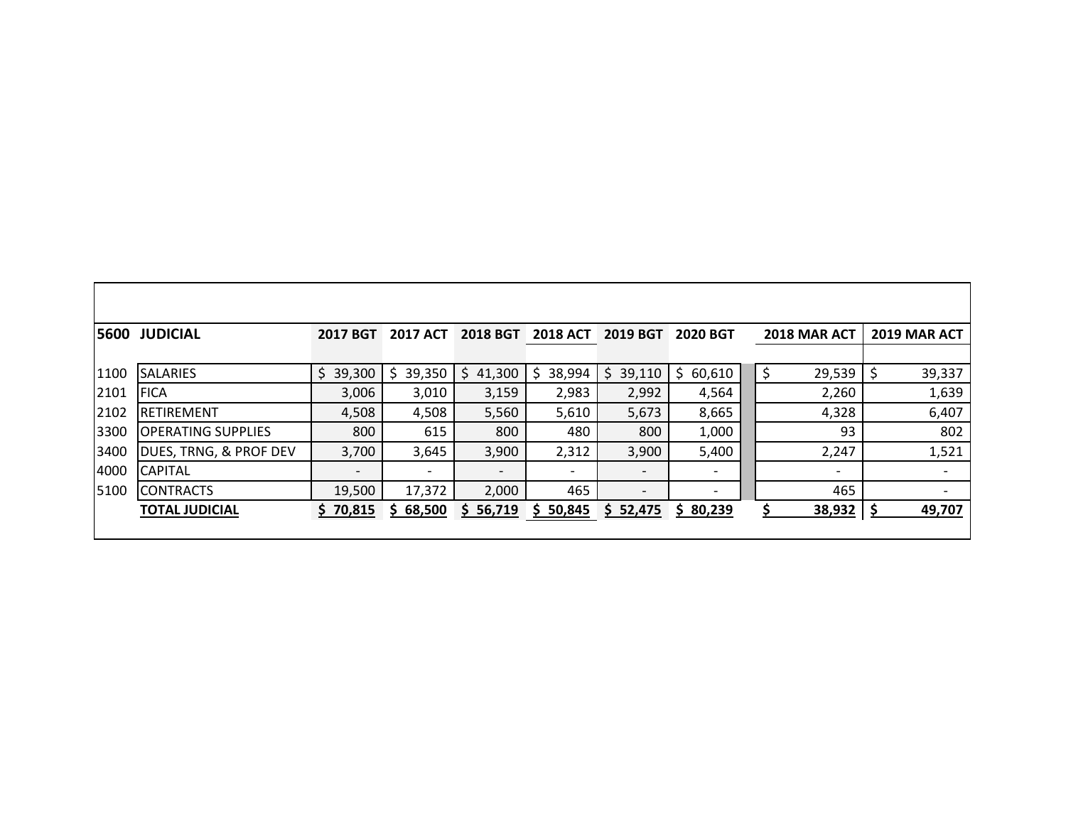| 5600 | JUDICIAL | 2017 BGT | 2017 ACT | 2018 BGT | 2018 ACT | 2019 BGT | 2020 BGT | 2018 MAR ACT | 2019 MAR ACT |
|---|---|---|---|---|---|---|---|---|---|
| 1100 | SALARIES | $ 39,300 | $ 39,350 | $ 41,300 | $ 38,994 | $ 39,110 | $ 60,610 | $ 29,539 | $ 39,337 |
| 2101 | FICA | 3,006 | 3,010 | 3,159 | 2,983 | 2,992 | 4,564 | 2,260 | 1,639 |
| 2102 | RETIREMENT | 4,508 | 4,508 | 5,560 | 5,610 | 5,673 | 8,665 | 4,328 | 6,407 |
| 3300 | OPERATING SUPPLIES | 800 | 615 | 800 | 480 | 800 | 1,000 | 93 | 802 |
| 3400 | DUES, TRNG, & PROF DEV | 3,700 | 3,645 | 3,900 | 2,312 | 3,900 | 5,400 | 2,247 | 1,521 |
| 4000 | CAPITAL | - | - | - | - | - | - | - | - |
| 5100 | CONTRACTS | 19,500 | 17,372 | 2,000 | 465 | - | - | 465 | - |
| | **TOTAL JUDICIAL** | **$ 70,815** | **$ 68,500** | **$ 56,719** | **$ 50,845** | **$ 52,475** | **$ 80,239** | **$ 38,932** | **$ 49,707** |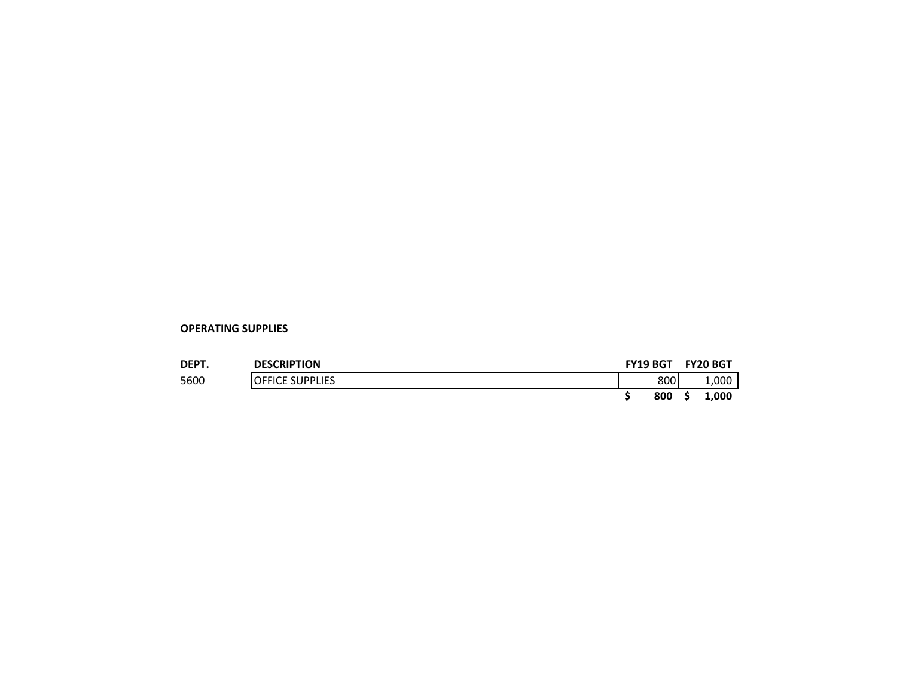**OPERATING SUPPLIES**

| DEPT. | DESCRIPTION | FY19 BGT | FY20 BGT |
|---|---|---|---|
| 5600 | OFFICE SUPPLIES | 800 | 1,000 |
| | | **$ 800** | **$ 1,000** |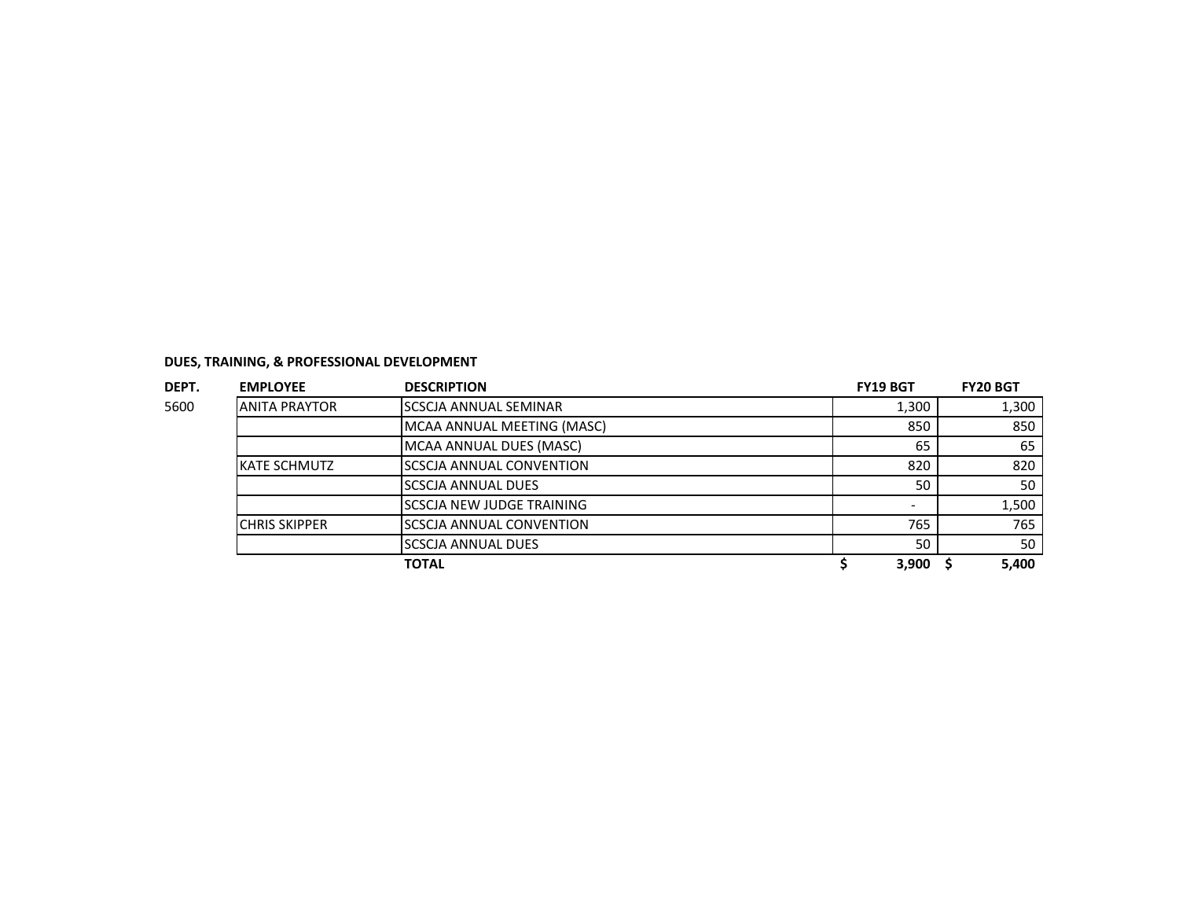**DUES, TRAINING, & PROFESSIONAL DEVELOPMENT**

| DEPT. | EMPLOYEE | DESCRIPTION | FY19 BGT | FY20 BGT |
|---|---|---|---|---|
| 5600 | ANITA PRAYTOR | SCSCJA ANNUAL SEMINAR | 1,300 | 1,300 |
| | | MCAA ANNUAL MEETING (MASC) | 850 | 850 |
| | | MCAA ANNUAL DUES (MASC) | 65 | 65 |
| | KATE SCHMUTZ | SCSCJA ANNUAL CONVENTION | 820 | 820 |
| | | SCSCJA ANNUAL DUES | 50 | 50 |
| | | SCSCJA NEW JUDGE TRAINING | - | 1,500 |
| | CHRIS SKIPPER | SCSCJA ANNUAL CONVENTION | 765 | 765 |
| | | SCSCJA ANNUAL DUES | 50 | 50 |
| | | **TOTAL** | **$ 3,900** | **$ 5,400** |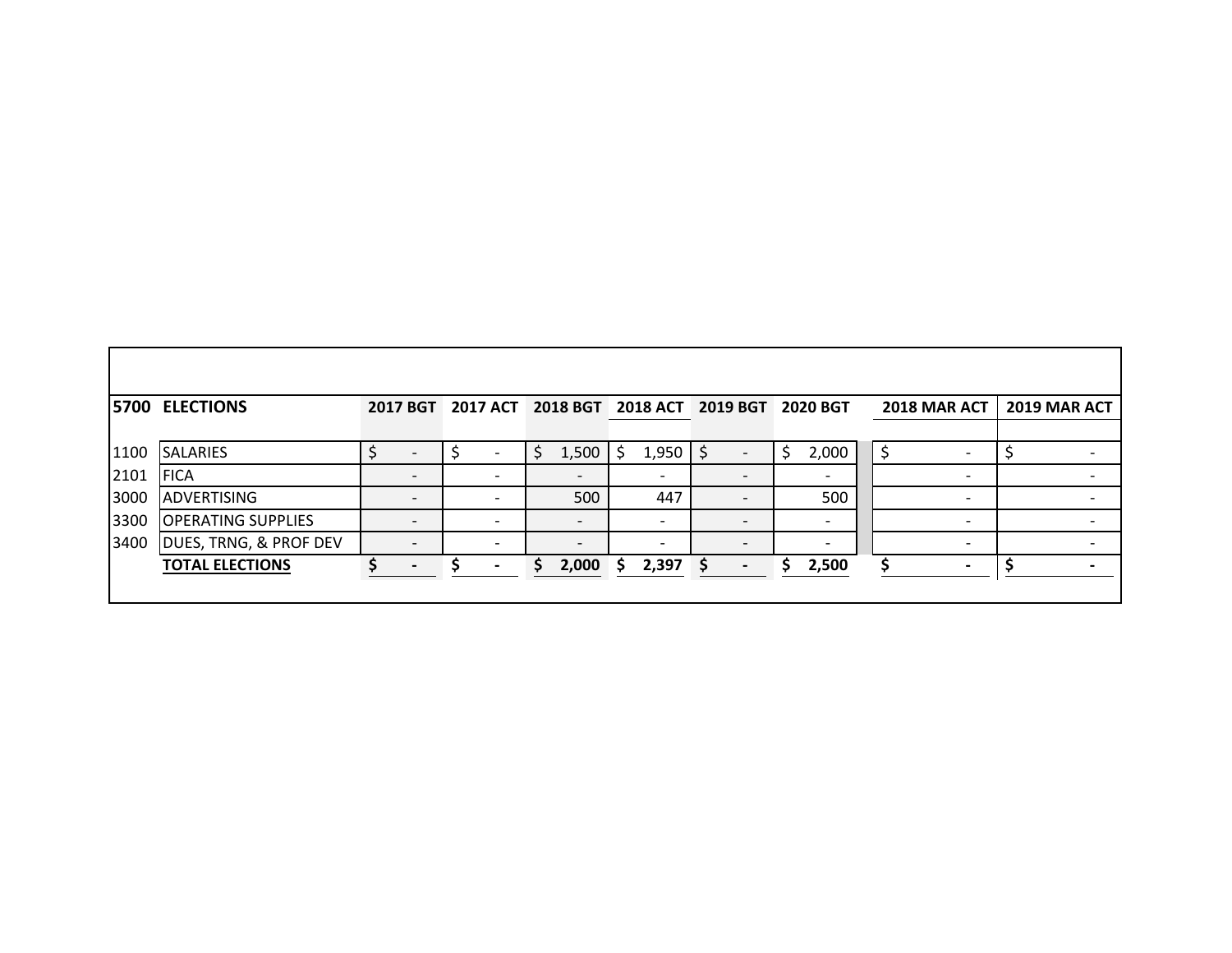| 5700 | ELECTIONS | 2017 BGT | 2017 ACT | 2018 BGT | 2018 ACT | 2019 BGT | 2020 BGT | 2018 MAR ACT | 2019 MAR ACT |
|---|---|---|---|---|---|---|---|---|---|
| 1100 | SALARIES | $ - | $ - | $ 1,500 | $ 1,950 | $ - | $ 2,000 | $ - | $ - |
| 2101 | FICA | - | - | - | - | - | - | - | - |
| 3000 | ADVERTISING | - | - | 500 | 447 | - | 500 | - | - |
| 3300 | OPERATING SUPPLIES | - | - | - | - | - | - | - | - |
| 3400 | DUES, TRNG, & PROF DEV | - | - | - | - | - | - | - | - |
| | **TOTAL ELECTIONS** | **$ -** | **$ -** | **$ 2,000** | **$ 2,397** | **$ -** | **$ 2,500** | **$ -** | **$ -** |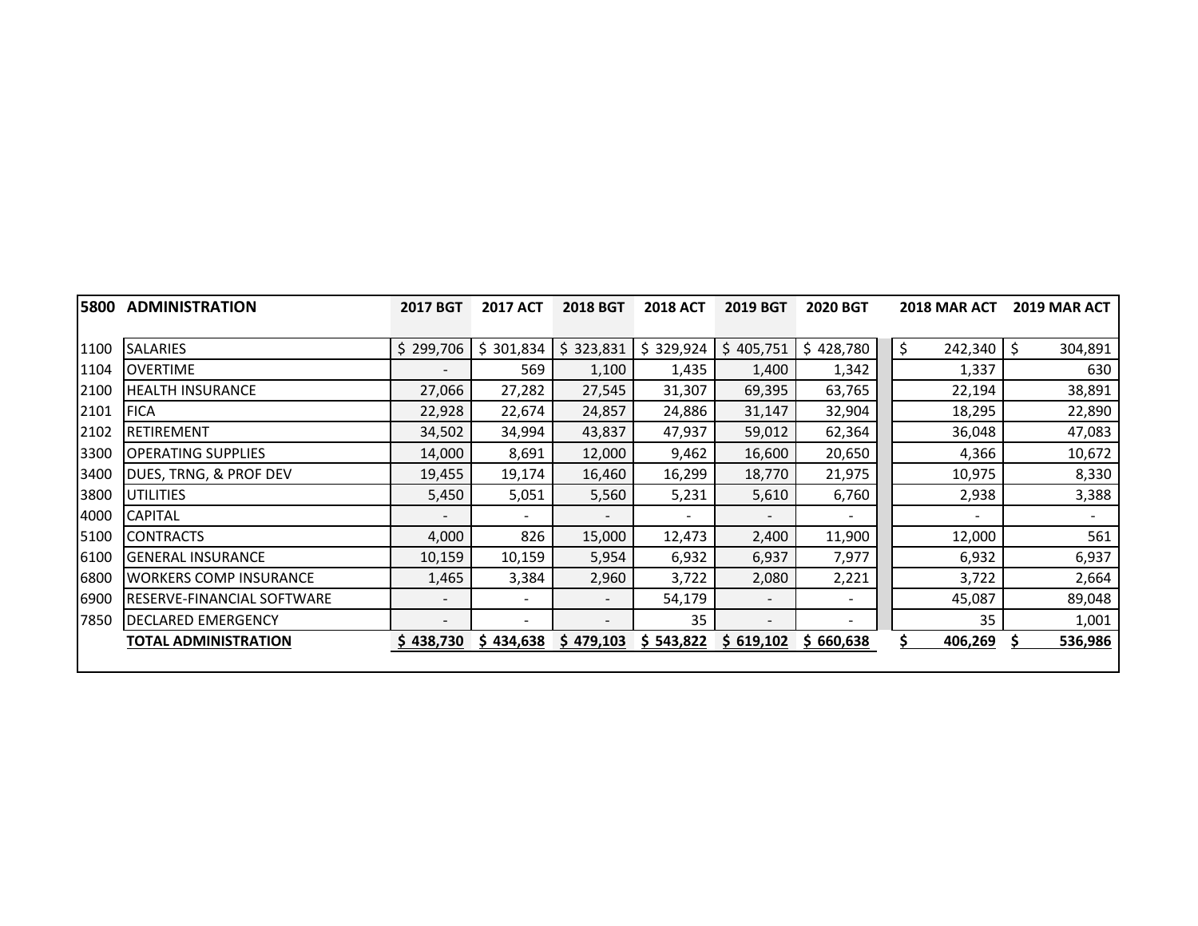| 5800 | ADMINISTRATION | 2017 BGT | 2017 ACT | 2018 BGT | 2018 ACT | 2019 BGT | 2020 BGT | 2018 MAR ACT | 2019 MAR ACT |
|---|---|---|---|---|---|---|---|---|---|
| 1100 | SALARIES | $ 299,706 | $ 301,834 | $ 323,831 | $ 329,924 | $ 405,751 | $ 428,780 | $ 242,340 | $ 304,891 |
| 1104 | OVERTIME | - | 569 | 1,100 | 1,435 | 1,400 | 1,342 | 1,337 | 630 |
| 2100 | HEALTH INSURANCE | 27,066 | 27,282 | 27,545 | 31,307 | 69,395 | 63,765 | 22,194 | 38,891 |
| 2101 | FICA | 22,928 | 22,674 | 24,857 | 24,886 | 31,147 | 32,904 | 18,295 | 22,890 |
| 2102 | RETIREMENT | 34,502 | 34,994 | 43,837 | 47,937 | 59,012 | 62,364 | 36,048 | 47,083 |
| 3300 | OPERATING SUPPLIES | 14,000 | 8,691 | 12,000 | 9,462 | 16,600 | 20,650 | 4,366 | 10,672 |
| 3400 | DUES, TRNG, & PROF DEV | 19,455 | 19,174 | 16,460 | 16,299 | 18,770 | 21,975 | 10,975 | 8,330 |
| 3800 | UTILITIES | 5,450 | 5,051 | 5,560 | 5,231 | 5,610 | 6,760 | 2,938 | 3,388 |
| 4000 | CAPITAL | - | - | - | - | - | - | - | - |
| 5100 | CONTRACTS | 4,000 | 826 | 15,000 | 12,473 | 2,400 | 11,900 | 12,000 | 561 |
| 6100 | GENERAL INSURANCE | 10,159 | 10,159 | 5,954 | 6,932 | 6,937 | 7,977 | 6,932 | 6,937 |
| 6800 | WORKERS COMP INSURANCE | 1,465 | 3,384 | 2,960 | 3,722 | 2,080 | 2,221 | 3,722 | 2,664 |
| 6900 | RESERVE-FINANCIAL SOFTWARE | - | - | - | 54,179 | - | - | 45,087 | 89,048 |
| 7850 | DECLARED EMERGENCY | - | - | - | 35 | - | - | 35 | 1,001 |
| | **TOTAL ADMINISTRATION** | **$ 438,730** | **$ 434,638** | **$ 479,103** | **$ 543,822** | **$ 619,102** | **$ 660,638** | **$ 406,269** | **$ 536,986** |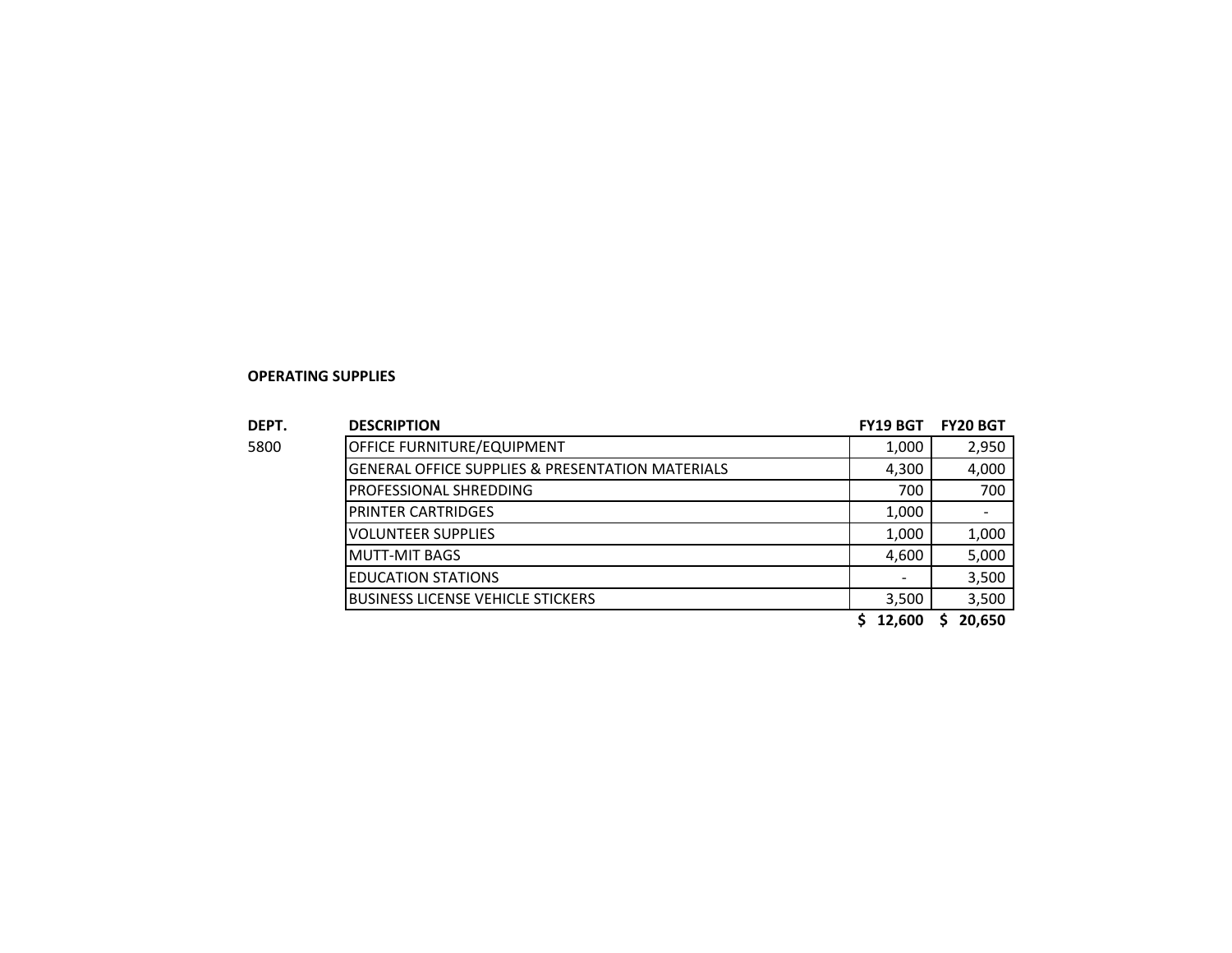**OPERATING SUPPLIES**

| DEPT. | DESCRIPTION | FY19 BGT | FY20 BGT |
|---|---|---|---|
| 5800 | OFFICE FURNITURE/EQUIPMENT | 1,000 | 2,950 |
| | GENERAL OFFICE SUPPLIES & PRESENTATION MATERIALS | 4,300 | 4,000 |
| | PROFESSIONAL SHREDDING | 700 | 700 |
| | PRINTER CARTRIDGES | 1,000 | - |
| | VOLUNTEER SUPPLIES | 1,000 | 1,000 |
| | MUTT-MIT BAGS | 4,600 | 5,000 |
| | EDUCATION STATIONS | - | 3,500 |
| | BUSINESS LICENSE VEHICLE STICKERS | 3,500 | 3,500 |
| | | **$ 12,600** | **$ 20,650** |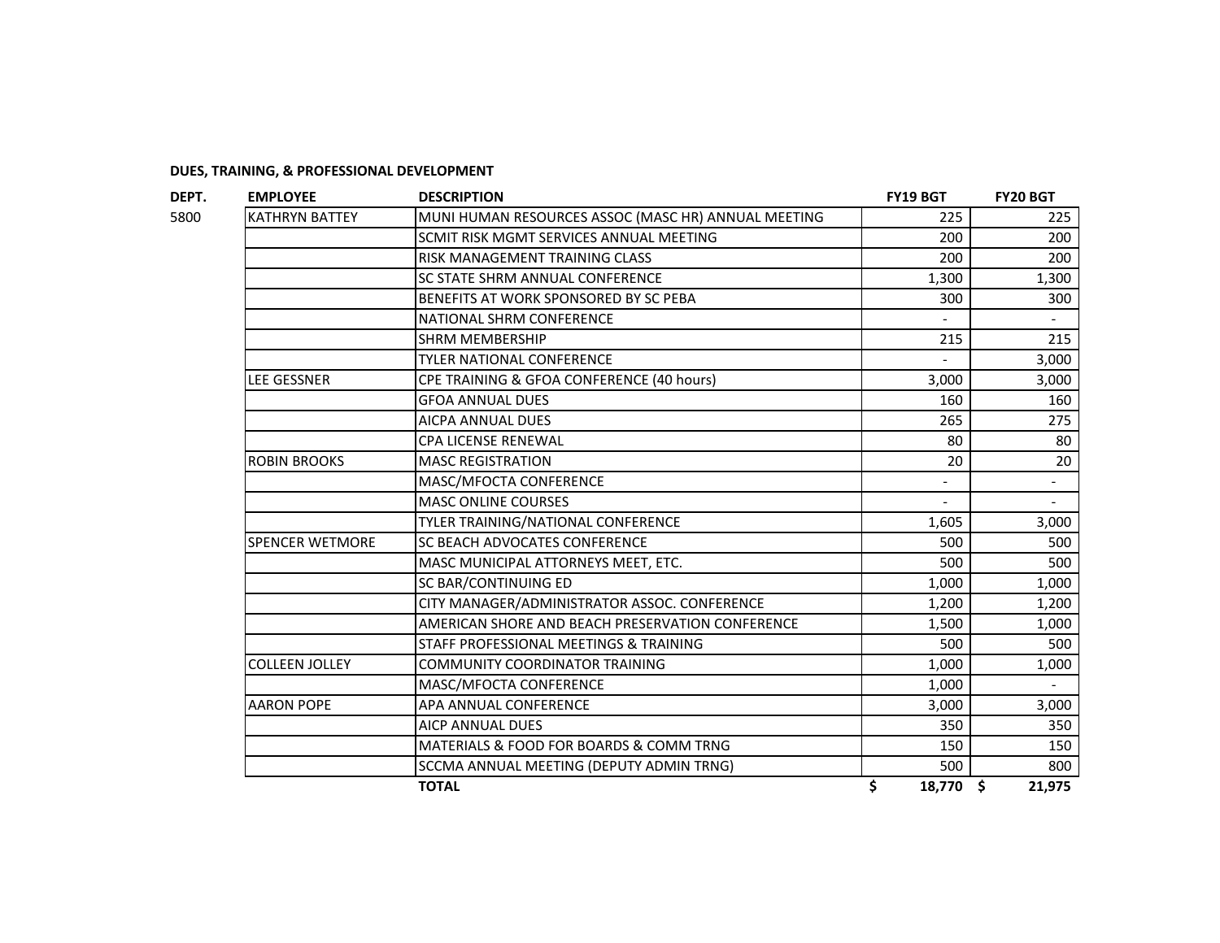**DUES, TRAINING, & PROFESSIONAL DEVELOPMENT**

| DEPT. | EMPLOYEE | DESCRIPTION | FY19 BGT | FY20 BGT |
|---|---|---|---|---|
| 5800 | KATHRYN BATTEY | MUNI HUMAN RESOURCES ASSOC (MASC HR) ANNUAL MEETING | 225 | 225 |
| | | SCMIT RISK MGMT SERVICES ANNUAL MEETING | 200 | 200 |
| | | RISK MANAGEMENT TRAINING CLASS | 200 | 200 |
| | | SC STATE SHRM ANNUAL CONFERENCE | 1,300 | 1,300 |
| | | BENEFITS AT WORK SPONSORED BY SC PEBA | 300 | 300 |
| | | NATIONAL SHRM CONFERENCE | - | - |
| | | SHRM MEMBERSHIP | 215 | 215 |
| | | TYLER NATIONAL CONFERENCE | - | 3,000 |
| | LEE GESSNER | CPE TRAINING & GFOA CONFERENCE (40 hours) | 3,000 | 3,000 |
| | | GFOA ANNUAL DUES | 160 | 160 |
| | | AICPA ANNUAL DUES | 265 | 275 |
| | | CPA LICENSE RENEWAL | 80 | 80 |
| | ROBIN BROOKS | MASC REGISTRATION | 20 | 20 |
| | | MASC/MFOCTA CONFERENCE | - | - |
| | | MASC ONLINE COURSES | - | - |
| | | TYLER TRAINING/NATIONAL CONFERENCE | 1,605 | 3,000 |
| | SPENCER WETMORE | SC BEACH ADVOCATES CONFERENCE | 500 | 500 |
| | | MASC MUNICIPAL ATTORNEYS MEET, ETC. | 500 | 500 |
| | | SC BAR/CONTINUING ED | 1,000 | 1,000 |
| | | CITY MANAGER/ADMINISTRATOR ASSOC. CONFERENCE | 1,200 | 1,200 |
| | | AMERICAN SHORE AND BEACH PRESERVATION CONFERENCE | 1,500 | 1,000 |
| | | STAFF PROFESSIONAL MEETINGS & TRAINING | 500 | 500 |
| | COLLEEN JOLLEY | COMMUNITY COORDINATOR TRAINING | 1,000 | 1,000 |
| | | MASC/MFOCTA CONFERENCE | 1,000 | - |
| | AARON POPE | APA ANNUAL CONFERENCE | 3,000 | 3,000 |
| | | AICP ANNUAL DUES | 350 | 350 |
| | | MATERIALS & FOOD FOR BOARDS & COMM TRNG | 150 | 150 |
| | | SCCMA ANNUAL MEETING (DEPUTY ADMIN TRNG) | 500 | 800 |
| | | **TOTAL** | **$ 18,770** | **$ 21,975** |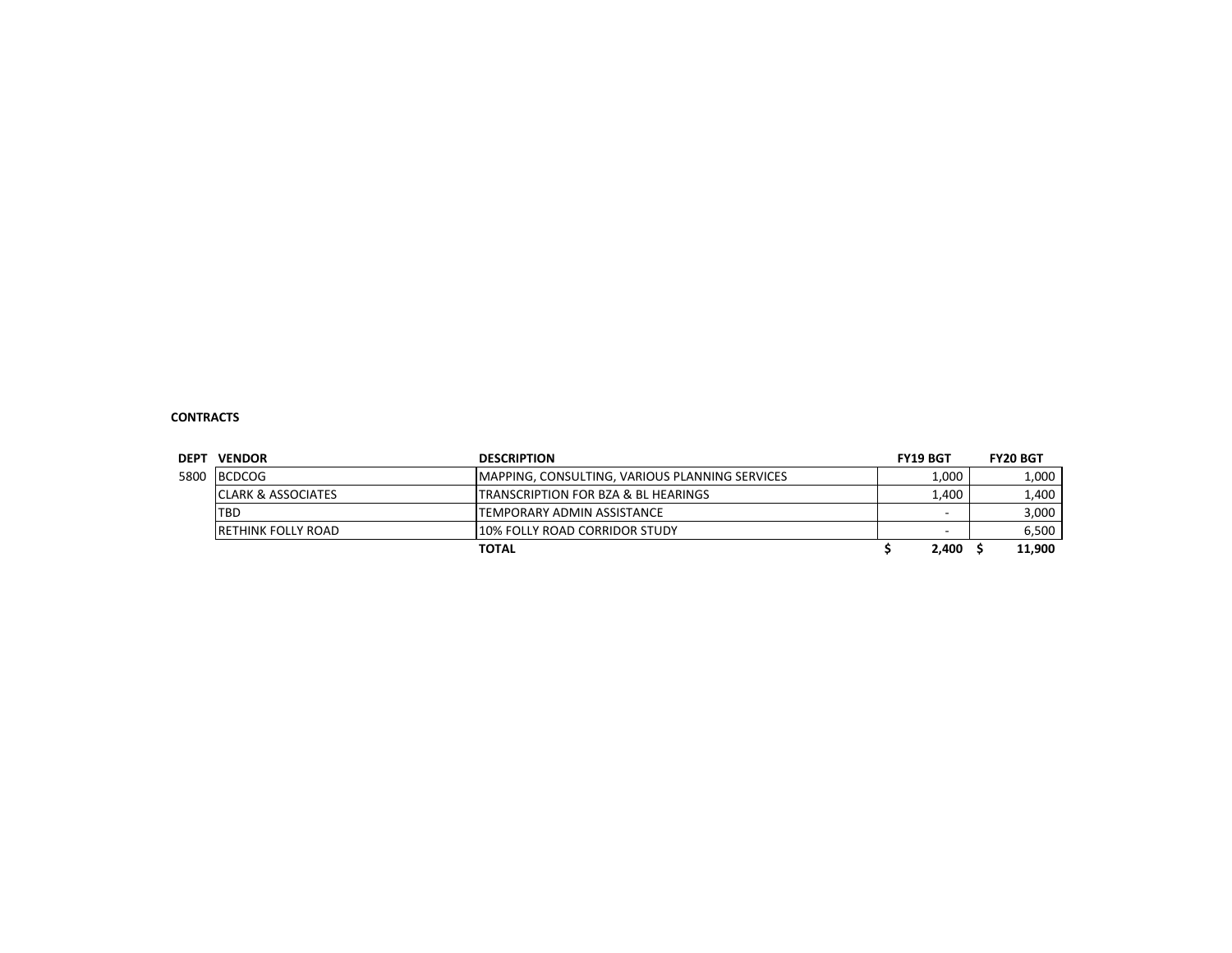**CONTRACTS**

| DEPT | VENDOR | DESCRIPTION | FY19 BGT | FY20 BGT |
|---|---|---|---|---|
| 5800 | BCDCOG | MAPPING, CONSULTING, VARIOUS PLANNING SERVICES | 1,000 | 1,000 |
| | CLARK & ASSOCIATES | TRANSCRIPTION FOR BZA & BL HEARINGS | 1,400 | 1,400 |
| | TBD | TEMPORARY ADMIN ASSISTANCE | - | 3,000 |
| | RETHINK FOLLY ROAD | 10% FOLLY ROAD CORRIDOR STUDY | - | 6,500 |
| | | **TOTAL** | **$ 2,400** | **$ 11,900** |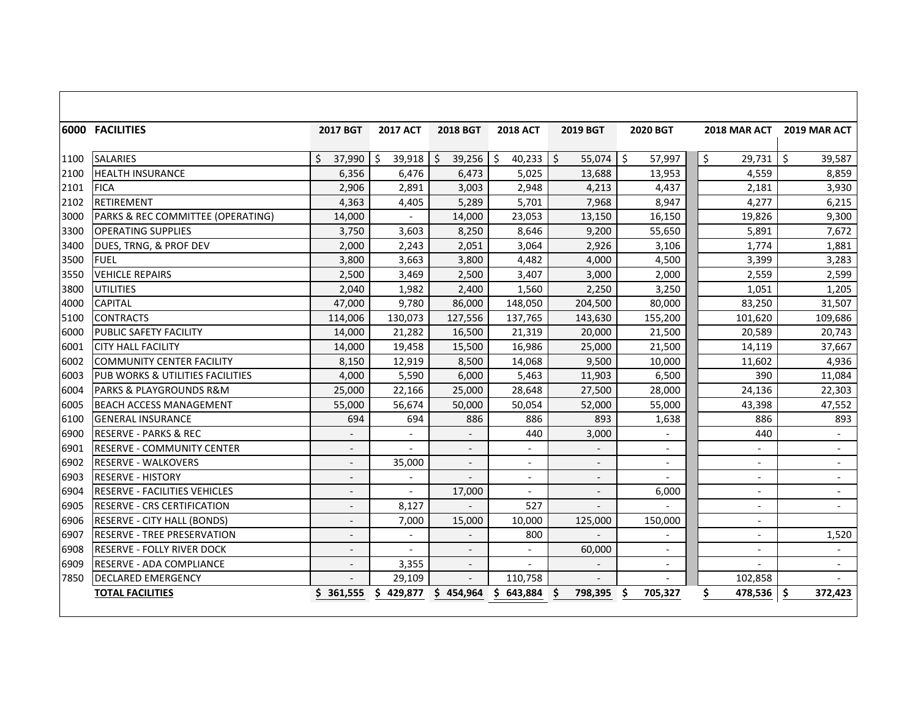| 6000 | FACILITIES | 2017 BGT | 2017 ACT | 2018 BGT | 2018 ACT | 2019 BGT | 2020 BGT | 2018 MAR ACT | 2019 MAR ACT |
|---|---|---|---|---|---|---|---|---|---|
| 1100 | SALARIES | $ 37,990 | $ 39,918 | $ 39,256 | $ 40,233 | $ 55,074 | $ 57,997 | $ 29,731 | $ 39,587 |
| 2100 | HEALTH INSURANCE | 6,356 | 6,476 | 6,473 | 5,025 | 13,688 | 13,953 | 4,559 | 8,859 |
| 2101 | FICA | 2,906 | 2,891 | 3,003 | 2,948 | 4,213 | 4,437 | 2,181 | 3,930 |
| 2102 | RETIREMENT | 4,363 | 4,405 | 5,289 | 5,701 | 7,968 | 8,947 | 4,277 | 6,215 |
| 3000 | PARKS & REC COMMITTEE (OPERATING) | 14,000 | - | 14,000 | 23,053 | 13,150 | 16,150 | 19,826 | 9,300 |
| 3300 | OPERATING SUPPLIES | 3,750 | 3,603 | 8,250 | 8,646 | 9,200 | 55,650 | 5,891 | 7,672 |
| 3400 | DUES, TRNG, & PROF DEV | 2,000 | 2,243 | 2,051 | 3,064 | 2,926 | 3,106 | 1,774 | 1,881 |
| 3500 | FUEL | 3,800 | 3,663 | 3,800 | 4,482 | 4,000 | 4,500 | 3,399 | 3,283 |
| 3550 | VEHICLE REPAIRS | 2,500 | 3,469 | 2,500 | 3,407 | 3,000 | 2,000 | 2,559 | 2,599 |
| 3800 | UTILITIES | 2,040 | 1,982 | 2,400 | 1,560 | 2,250 | 3,250 | 1,051 | 1,205 |
| 4000 | CAPITAL | 47,000 | 9,780 | 86,000 | 148,050 | 204,500 | 80,000 | 83,250 | 31,507 |
| 5100 | CONTRACTS | 114,006 | 130,073 | 127,556 | 137,765 | 143,630 | 155,200 | 101,620 | 109,686 |
| 6000 | PUBLIC SAFETY FACILITY | 14,000 | 21,282 | 16,500 | 21,319 | 20,000 | 21,500 | 20,589 | 20,743 |
| 6001 | CITY HALL FACILITY | 14,000 | 19,458 | 15,500 | 16,986 | 25,000 | 21,500 | 14,119 | 37,667 |
| 6002 | COMMUNITY CENTER FACILITY | 8,150 | 12,919 | 8,500 | 14,068 | 9,500 | 10,000 | 11,602 | 4,936 |
| 6003 | PUB WORKS & UTILITIES FACILITIES | 4,000 | 5,590 | 6,000 | 5,463 | 11,903 | 6,500 | 390 | 11,084 |
| 6004 | PARKS & PLAYGROUNDS R&M | 25,000 | 22,166 | 25,000 | 28,648 | 27,500 | 28,000 | 24,136 | 22,303 |
| 6005 | BEACH ACCESS MANAGEMENT | 55,000 | 56,674 | 50,000 | 50,054 | 52,000 | 55,000 | 43,398 | 47,552 |
| 6100 | GENERAL INSURANCE | 694 | 694 | 886 | 886 | 893 | 1,638 | 886 | 893 |
| 6900 | RESERVE - PARKS & REC | - | - | - | 440 | 3,000 | - | 440 | - |
| 6901 | RESERVE - COMMUNITY CENTER | - | - | - | - | - | - | - | - |
| 6902 | RESERVE - WALKOVERS | - | 35,000 | - | - | - | - | - | - |
| 6903 | RESERVE - HISTORY | - | - | - | - | - | - | - | - |
| 6904 | RESERVE - FACILITIES VEHICLES | - | - | 17,000 | - | - | 6,000 | - | - |
| 6905 | RESERVE - CRS CERTIFICATION | - | 8,127 | - | 527 | - | - | - | - |
| 6906 | RESERVE - CITY HALL (BONDS) | - | 7,000 | 15,000 | 10,000 | 125,000 | 150,000 | - | |
| 6907 | RESERVE - TREE PRESERVATION | - | - | - | 800 | - | - | - | 1,520 |
| 6908 | RESERVE - FOLLY RIVER DOCK | - | - | - | - | 60,000 | - | - | - |
| 6909 | RESERVE - ADA COMPLIANCE | - | 3,355 | - | - | - | - | - | - |
| 7850 | DECLARED EMERGENCY | - | 29,109 | - | 110,758 | - | - | 102,858 | - |
| | **TOTAL FACILITIES** | **$ 361,555** | **$ 429,877** | **$ 454,964** | **$ 643,884** | **$ 798,395** | **$ 705,327** | **$ 478,536** | **$ 372,423** |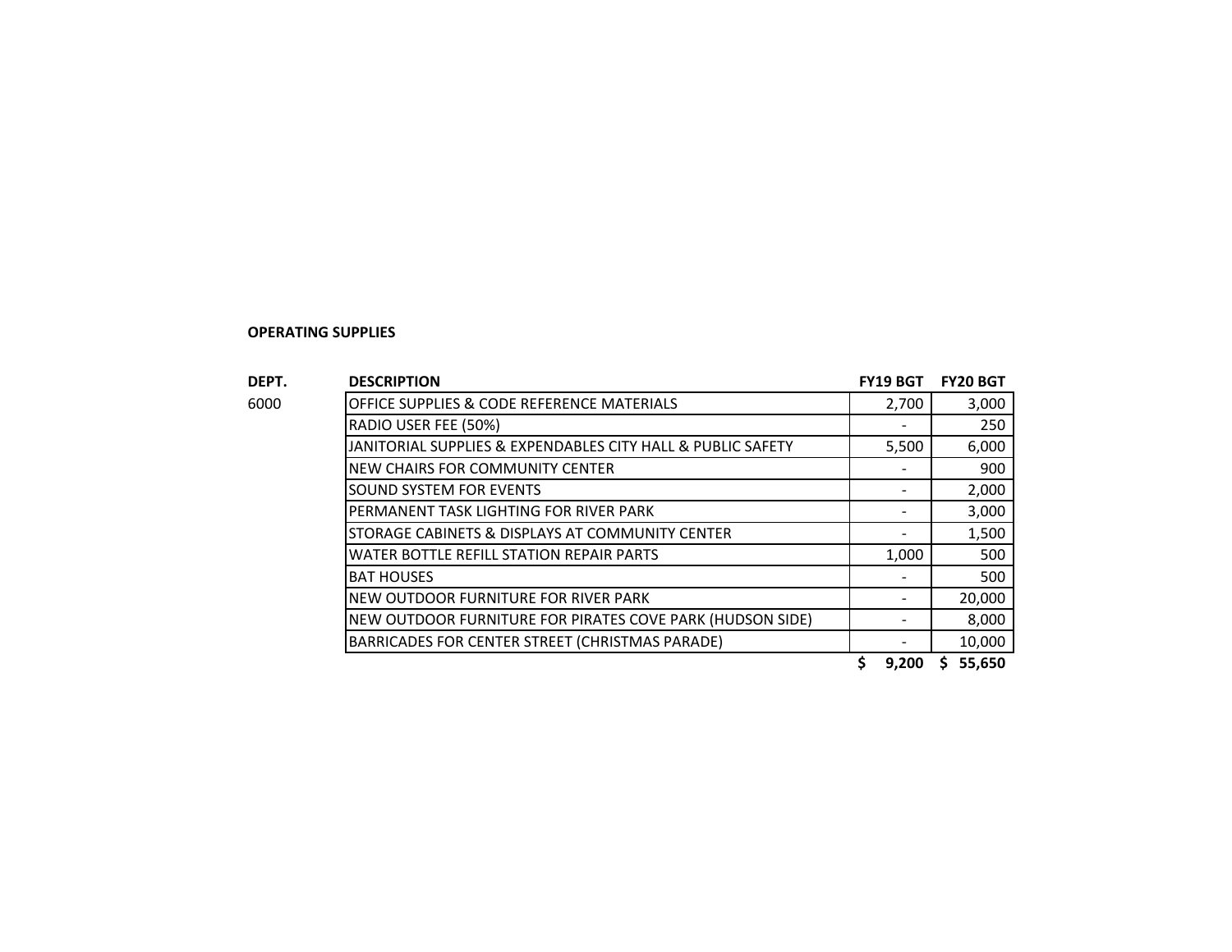**OPERATING SUPPLIES**

| DEPT. | DESCRIPTION | FY19 BGT | FY20 BGT |
|---|---|---|---|
| 6000 | OFFICE SUPPLIES & CODE REFERENCE MATERIALS | 2,700 | 3,000 |
| | RADIO USER FEE (50%) | - | 250 |
| | JANITORIAL SUPPLIES & EXPENDABLES CITY HALL & PUBLIC SAFETY | 5,500 | 6,000 |
| | NEW CHAIRS FOR COMMUNITY CENTER | - | 900 |
| | SOUND SYSTEM FOR EVENTS | - | 2,000 |
| | PERMANENT TASK LIGHTING FOR RIVER PARK | - | 3,000 |
| | STORAGE CABINETS & DISPLAYS AT COMMUNITY CENTER | - | 1,500 |
| | WATER BOTTLE REFILL STATION REPAIR PARTS | 1,000 | 500 |
| | BAT HOUSES | - | 500 |
| | NEW OUTDOOR FURNITURE FOR RIVER PARK | - | 20,000 |
| | NEW OUTDOOR FURNITURE FOR PIRATES COVE PARK (HUDSON SIDE) | - | 8,000 |
| | BARRICADES FOR CENTER STREET (CHRISTMAS PARADE) | - | 10,000 |
| | | **$ 9,200** | **$ 55,650** |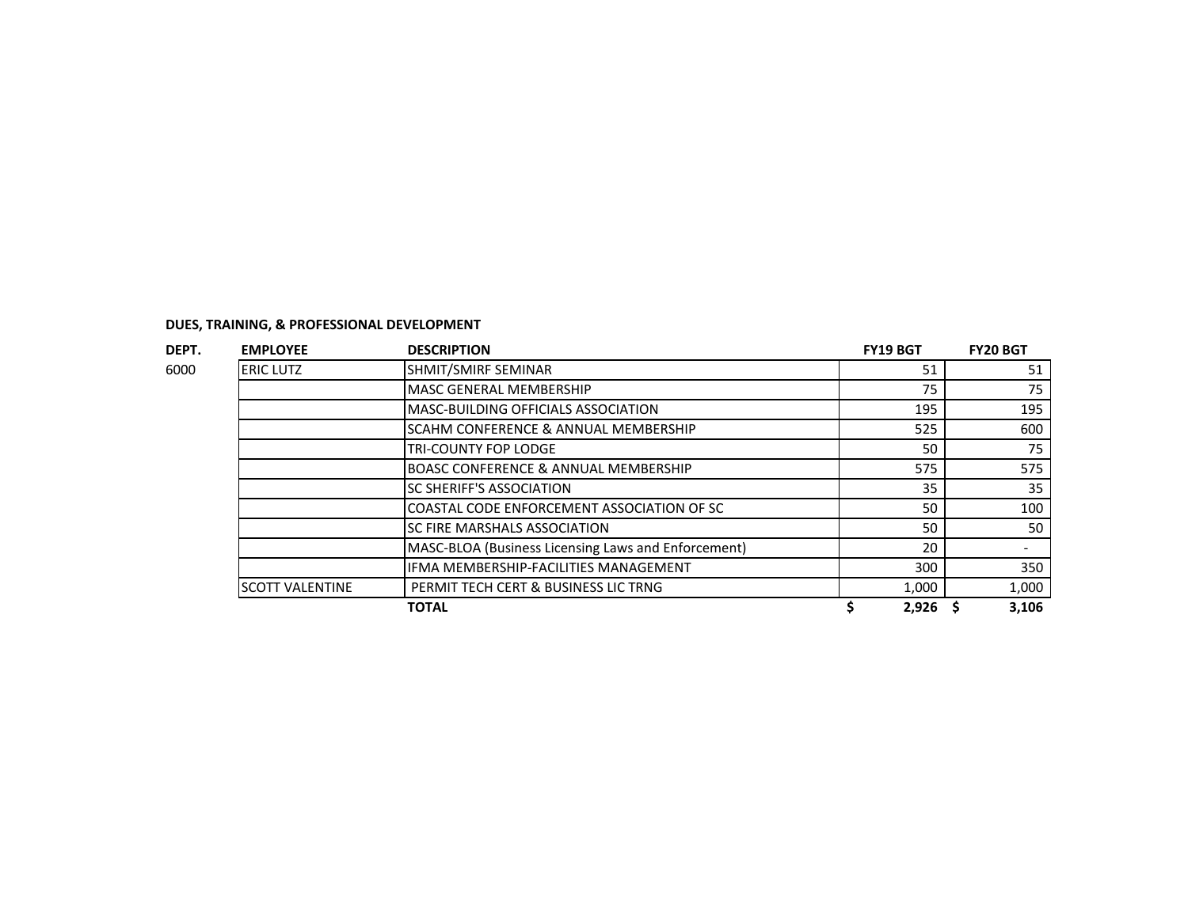**DUES, TRAINING, & PROFESSIONAL DEVELOPMENT**

| DEPT. | EMPLOYEE | DESCRIPTION | FY19 BGT | FY20 BGT |
|---|---|---|---|---|
| 6000 | ERIC LUTZ | SHMIT/SMIRF SEMINAR | 51 | 51 |
| | | MASC GENERAL MEMBERSHIP | 75 | 75 |
| | | MASC-BUILDING OFFICIALS ASSOCIATION | 195 | 195 |
| | | SCAHM CONFERENCE & ANNUAL MEMBERSHIP | 525 | 600 |
| | | TRI-COUNTY FOP LODGE | 50 | 75 |
| | | BOASC CONFERENCE & ANNUAL MEMBERSHIP | 575 | 575 |
| | | SC SHERIFF'S ASSOCIATION | 35 | 35 |
| | | COASTAL CODE ENFORCEMENT ASSOCIATION OF SC | 50 | 100 |
| | | SC FIRE MARSHALS ASSOCIATION | 50 | 50 |
| | | MASC-BLOA (Business Licensing Laws and Enforcement) | 20 | - |
| | | IFMA MEMBERSHIP-FACILITIES MANAGEMENT | 300 | 350 |
| | SCOTT VALENTINE | PERMIT TECH CERT & BUSINESS LIC TRNG | 1,000 | 1,000 |
| | | **TOTAL** | **$ 2,926** | **$ 3,106** |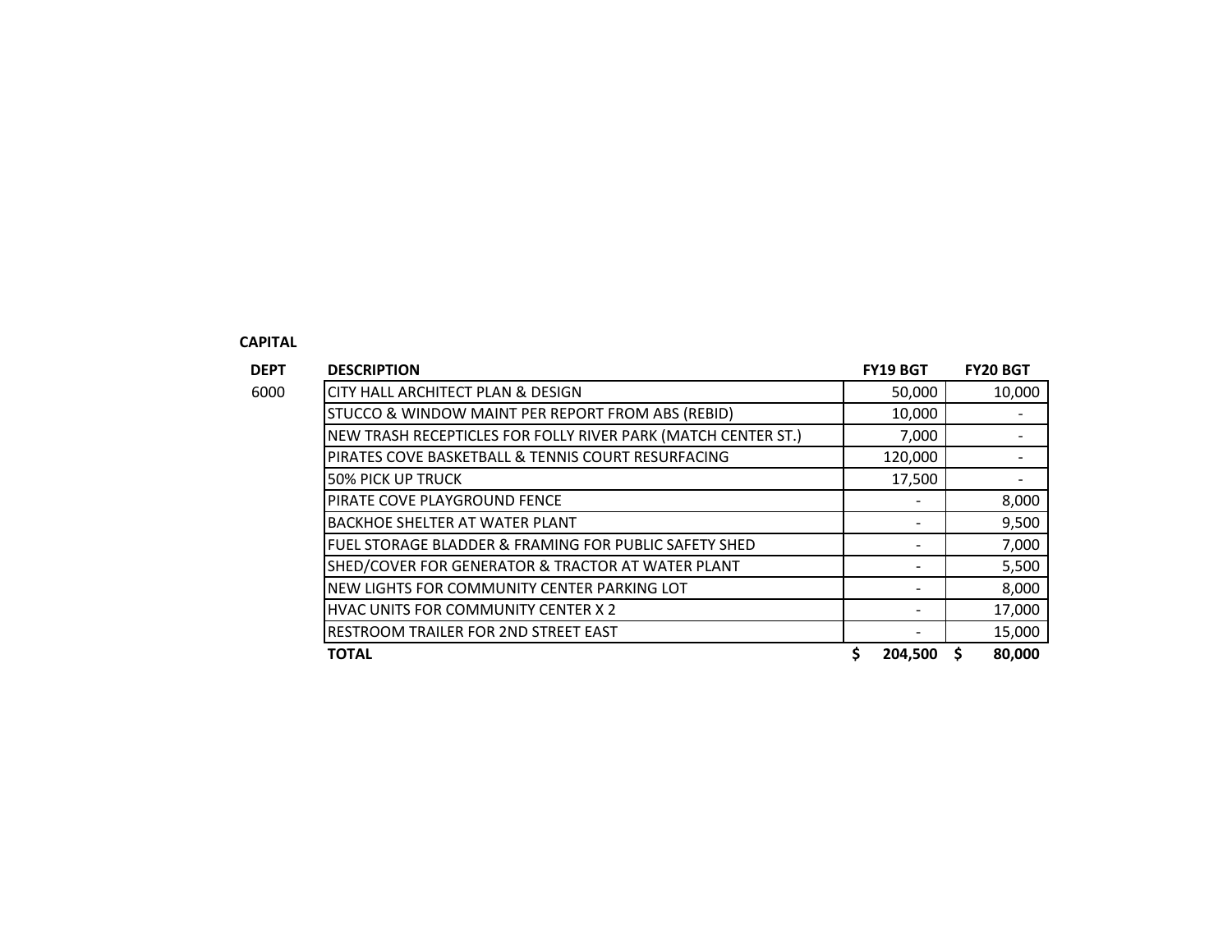**CAPITAL**

| DEPT | DESCRIPTION | FY19 BGT | FY20 BGT |
|---|---|---|---|
| 6000 | CITY HALL ARCHITECT PLAN & DESIGN | 50,000 | 10,000 |
| | STUCCO & WINDOW MAINT PER REPORT FROM ABS (REBID) | 10,000 | - |
| | NEW TRASH RECEPTICLES FOR FOLLY RIVER PARK (MATCH CENTER ST.) | 7,000 | - |
| | PIRATES COVE BASKETBALL & TENNIS COURT RESURFACING | 120,000 | - |
| | 50% PICK UP TRUCK | 17,500 | - |
| | PIRATE COVE PLAYGROUND FENCE | - | 8,000 |
| | BACKHOE SHELTER AT WATER PLANT | - | 9,500 |
| | FUEL STORAGE BLADDER & FRAMING FOR PUBLIC SAFETY SHED | - | 7,000 |
| | SHED/COVER FOR GENERATOR & TRACTOR AT WATER PLANT | - | 5,500 |
| | NEW LIGHTS FOR COMMUNITY CENTER PARKING LOT | - | 8,000 |
| | HVAC UNITS FOR COMMUNITY CENTER X 2 | - | 17,000 |
| | RESTROOM TRAILER FOR 2ND STREET EAST | - | 15,000 |
| | **TOTAL** | **$ 204,500** | **$ 80,000** |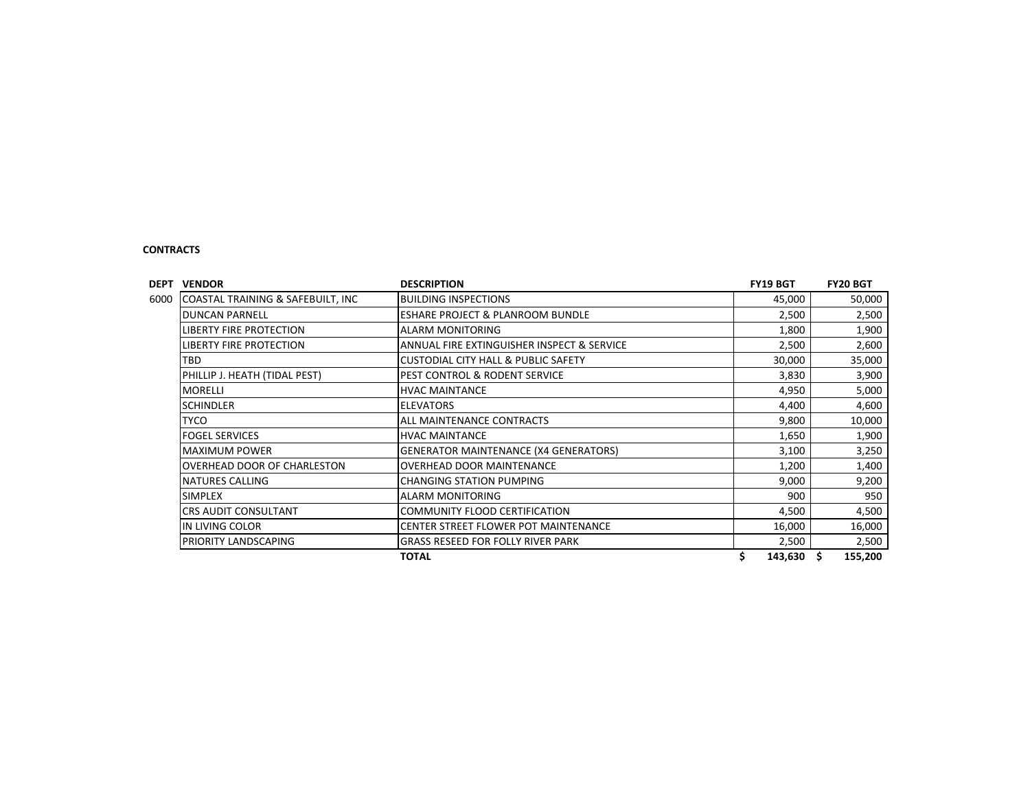**CONTRACTS**

| DEPT | VENDOR | DESCRIPTION | FY19 BGT | FY20 BGT |
|---|---|---|---|---|
| 6000 | COASTAL TRAINING & SAFEBUILT, INC | BUILDING INSPECTIONS | 45,000 | 50,000 |
| | DUNCAN PARNELL | ESHARE PROJECT & PLANROOM BUNDLE | 2,500 | 2,500 |
| | LIBERTY FIRE PROTECTION | ALARM MONITORING | 1,800 | 1,900 |
| | LIBERTY FIRE PROTECTION | ANNUAL FIRE EXTINGUISHER INSPECT & SERVICE | 2,500 | 2,600 |
| | TBD | CUSTODIAL CITY HALL & PUBLIC SAFETY | 30,000 | 35,000 |
| | PHILLIP J. HEATH (TIDAL PEST) | PEST CONTROL & RODENT SERVICE | 3,830 | 3,900 |
| | MORELLI | HVAC MAINTANCE | 4,950 | 5,000 |
| | SCHINDLER | ELEVATORS | 4,400 | 4,600 |
| | TYCO | ALL MAINTENANCE CONTRACTS | 9,800 | 10,000 |
| | FOGEL SERVICES | HVAC MAINTANCE | 1,650 | 1,900 |
| | MAXIMUM POWER | GENERATOR MAINTENANCE (X4 GENERATORS) | 3,100 | 3,250 |
| | OVERHEAD DOOR OF CHARLESTON | OVERHEAD DOOR MAINTENANCE | 1,200 | 1,400 |
| | NATURES CALLING | CHANGING STATION PUMPING | 9,000 | 9,200 |
| | SIMPLEX | ALARM MONITORING | 900 | 950 |
| | CRS AUDIT CONSULTANT | COMMUNITY FLOOD CERTIFICATION | 4,500 | 4,500 |
| | IN LIVING COLOR | CENTER STREET FLOWER POT MAINTENANCE | 16,000 | 16,000 |
| | PRIORITY LANDSCAPING | GRASS RESEED FOR FOLLY RIVER PARK | 2,500 | 2,500 |
| | | **TOTAL** | **$ 143,630** | **$ 155,200** |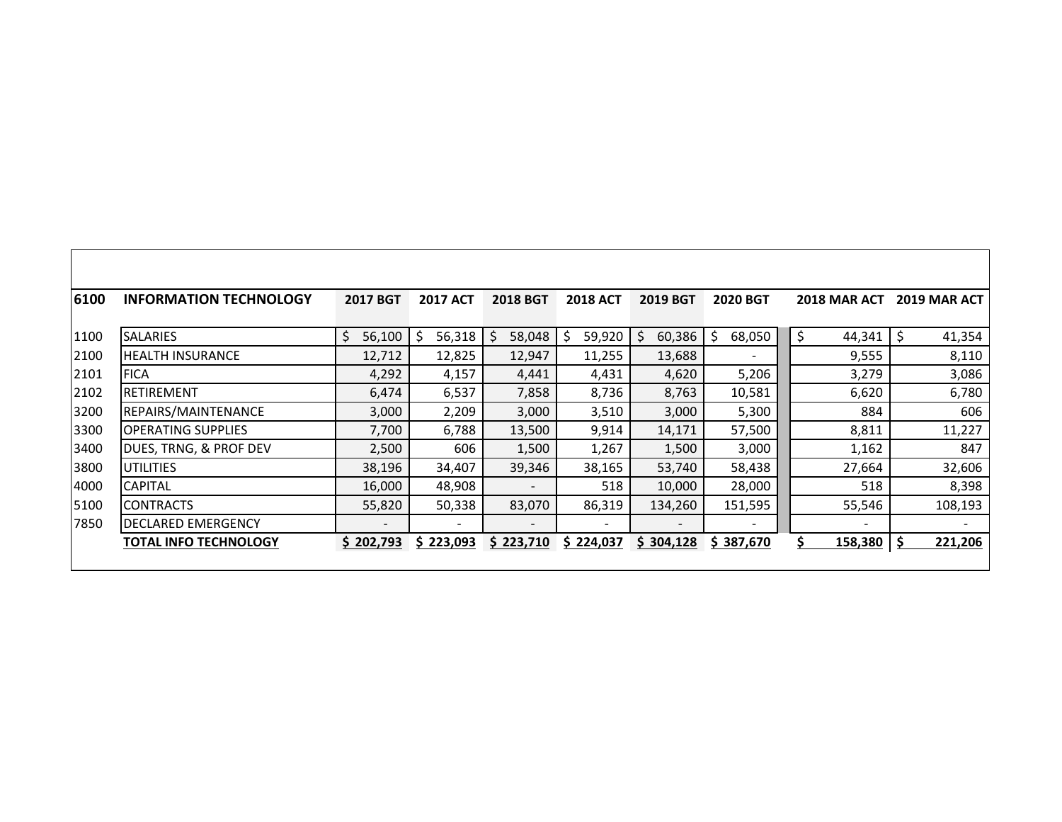| 6100 | INFORMATION TECHNOLOGY | 2017 BGT | 2017 ACT | 2018 BGT | 2018 ACT | 2019 BGT | 2020 BGT | 2018 MAR ACT | 2019 MAR ACT |
|---|---|---|---|---|---|---|---|---|---|
| 1100 | SALARIES | $ 56,100 | $ 56,318 | $ 58,048 | $ 59,920 | $ 60,386 | $ 68,050 | $ 44,341 | $ 41,354 |
| 2100 | HEALTH INSURANCE | 12,712 | 12,825 | 12,947 | 11,255 | 13,688 | - | 9,555 | 8,110 |
| 2101 | FICA | 4,292 | 4,157 | 4,441 | 4,431 | 4,620 | 5,206 | 3,279 | 3,086 |
| 2102 | RETIREMENT | 6,474 | 6,537 | 7,858 | 8,736 | 8,763 | 10,581 | 6,620 | 6,780 |
| 3200 | REPAIRS/MAINTENANCE | 3,000 | 2,209 | 3,000 | 3,510 | 3,000 | 5,300 | 884 | 606 |
| 3300 | OPERATING SUPPLIES | 7,700 | 6,788 | 13,500 | 9,914 | 14,171 | 57,500 | 8,811 | 11,227 |
| 3400 | DUES, TRNG, & PROF DEV | 2,500 | 606 | 1,500 | 1,267 | 1,500 | 3,000 | 1,162 | 847 |
| 3800 | UTILITIES | 38,196 | 34,407 | 39,346 | 38,165 | 53,740 | 58,438 | 27,664 | 32,606 |
| 4000 | CAPITAL | 16,000 | 48,908 | - | 518 | 10,000 | 28,000 | 518 | 8,398 |
| 5100 | CONTRACTS | 55,820 | 50,338 | 83,070 | 86,319 | 134,260 | 151,595 | 55,546 | 108,193 |
| 7850 | DECLARED EMERGENCY | - | - | - | - | - | - | - | - |
| | **TOTAL INFO TECHNOLOGY** | **$ 202,793** | **$ 223,093** | **$ 223,710** | **$ 224,037** | **$ 304,128** | **$ 387,670** | **$ 158,380** | **$ 221,206** |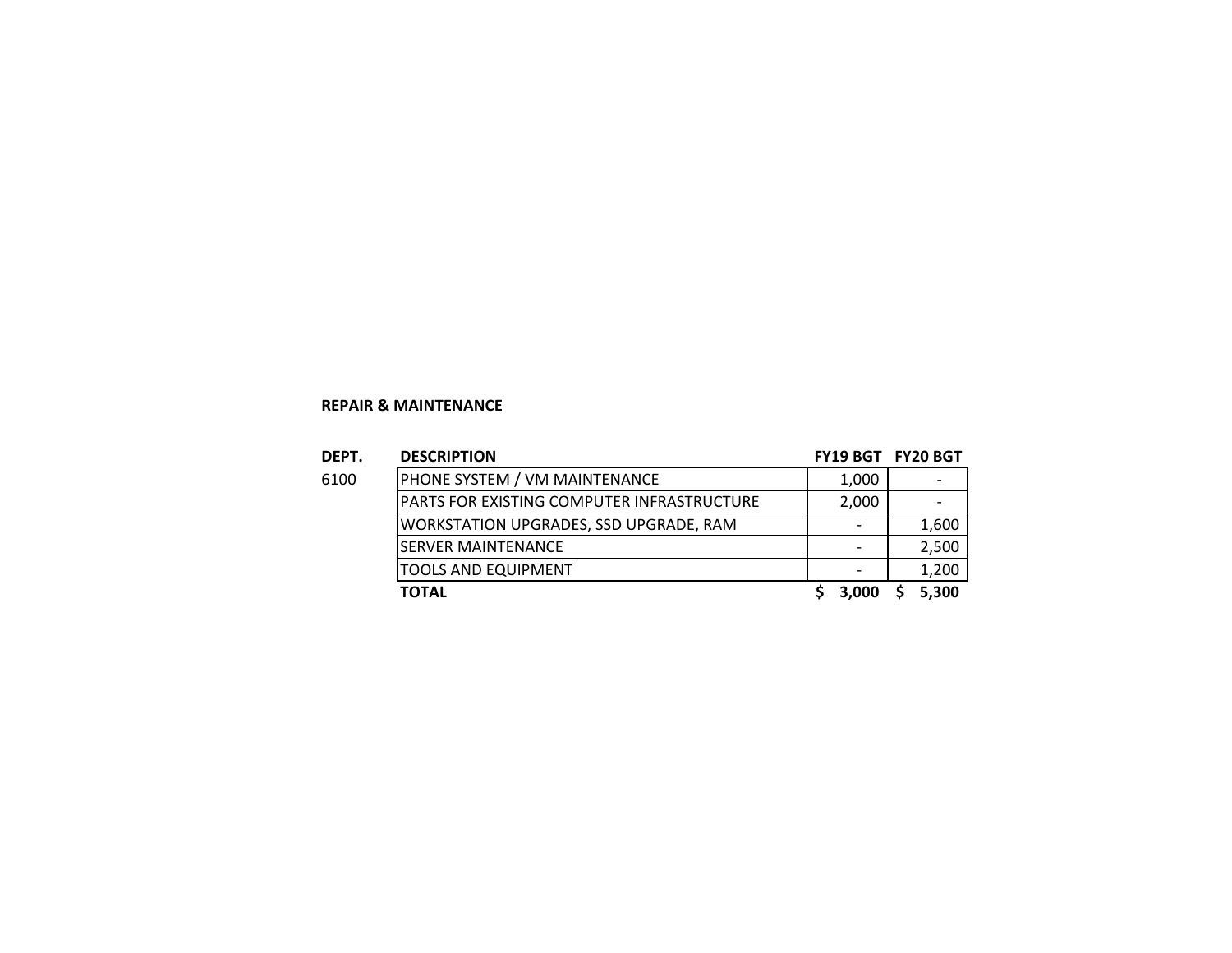**REPAIR & MAINTENANCE**

| DEPT. | DESCRIPTION | FY19 BGT | FY20 BGT |
| --- | --- | --- | --- |
| 6100 | PHONE SYSTEM / VM MAINTENANCE | 1,000 | - |
| | PARTS FOR EXISTING COMPUTER INFRASTRUCTURE | 2,000 | - |
| | WORKSTATION UPGRADES, SSD UPGRADE, RAM | - | 1,600 |
| | SERVER MAINTENANCE | - | 2,500 |
| | TOOLS AND EQUIPMENT | - | 1,200 |
| | **TOTAL** | **$ 3,000** | **$ 5,300** |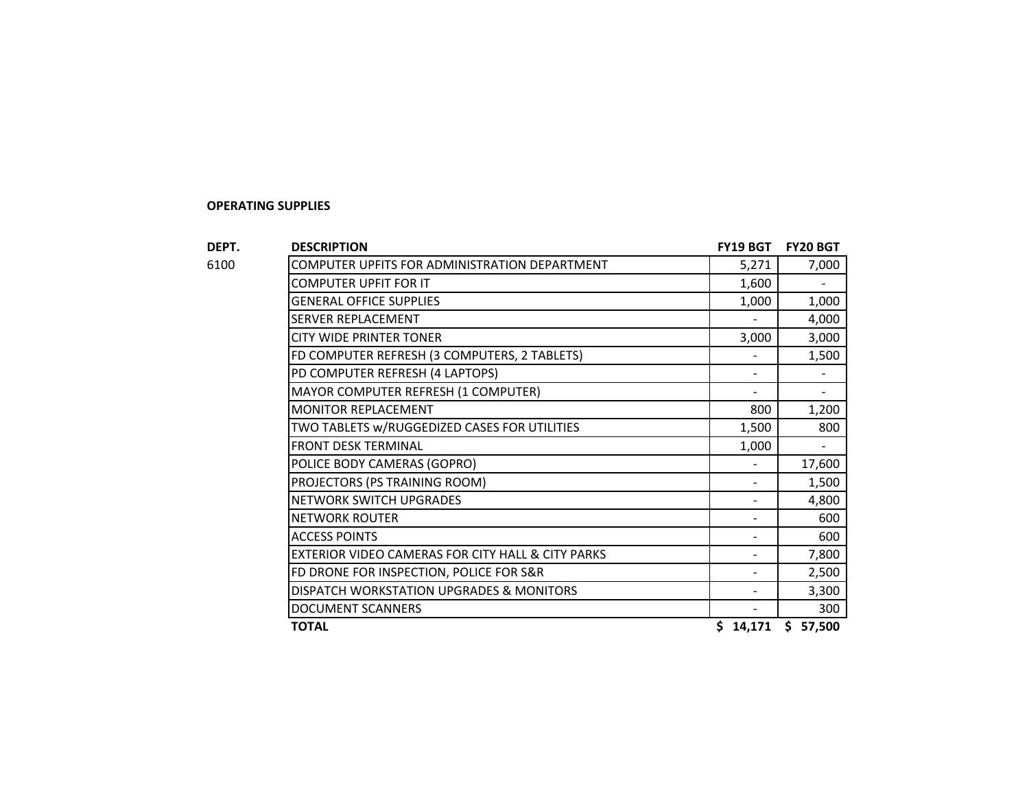**OPERATING SUPPLIES**

| DEPT. | DESCRIPTION | FY19 BGT | FY20 BGT |
|---|---|---|---|
| 6100 | COMPUTER UPFITS FOR ADMINISTRATION DEPARTMENT | 5,271 | 7,000 |
| | COMPUTER UPFIT FOR IT | 1,600 | - |
| | GENERAL OFFICE SUPPLIES | 1,000 | 1,000 |
| | SERVER REPLACEMENT | - | 4,000 |
| | CITY WIDE PRINTER TONER | 3,000 | 3,000 |
| | FD COMPUTER REFRESH (3 COMPUTERS, 2 TABLETS) | - | 1,500 |
| | PD COMPUTER REFRESH (4 LAPTOPS) | - | - |
| | MAYOR COMPUTER REFRESH (1 COMPUTER) | - | - |
| | MONITOR REPLACEMENT | 800 | 1,200 |
| | TWO TABLETS w/RUGGEDIZED CASES FOR UTILITIES | 1,500 | 800 |
| | FRONT DESK TERMINAL | 1,000 | - |
| | POLICE BODY CAMERAS (GOPRO) | - | 17,600 |
| | PROJECTORS (PS TRAINING ROOM) | - | 1,500 |
| | NETWORK SWITCH UPGRADES | - | 4,800 |
| | NETWORK ROUTER | - | 600 |
| | ACCESS POINTS | - | 600 |
| | EXTERIOR VIDEO CAMERAS FOR CITY HALL & CITY PARKS | - | 7,800 |
| | FD DRONE FOR INSPECTION, POLICE FOR S&R | - | 2,500 |
| | DISPATCH WORKSTATION UPGRADES & MONITORS | - | 3,300 |
| | DOCUMENT SCANNERS | - | 300 |
| | **TOTAL** | **$ 14,171** | **$ 57,500** |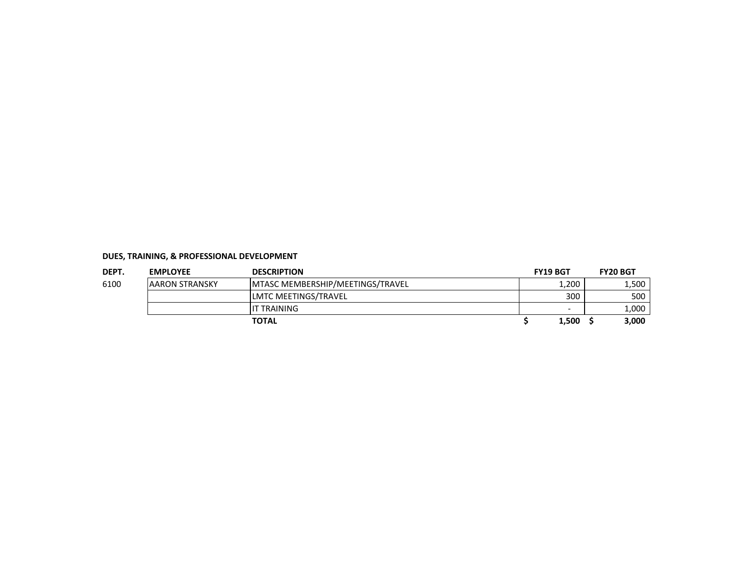**DUES, TRAINING, & PROFESSIONAL DEVELOPMENT**

| DEPT. | EMPLOYEE | DESCRIPTION | FY19 BGT | FY20 BGT |
|---|---|---|---|---|
| 6100 | AARON STRANSKY | MTASC MEMBERSHIP/MEETINGS/TRAVEL | 1,200 | 1,500 |
| | | LMTC MEETINGS/TRAVEL | 300 | 500 |
| | | IT TRAINING | - | 1,000 |
| | | **TOTAL** | **$ 1,500** | **$ 3,000** |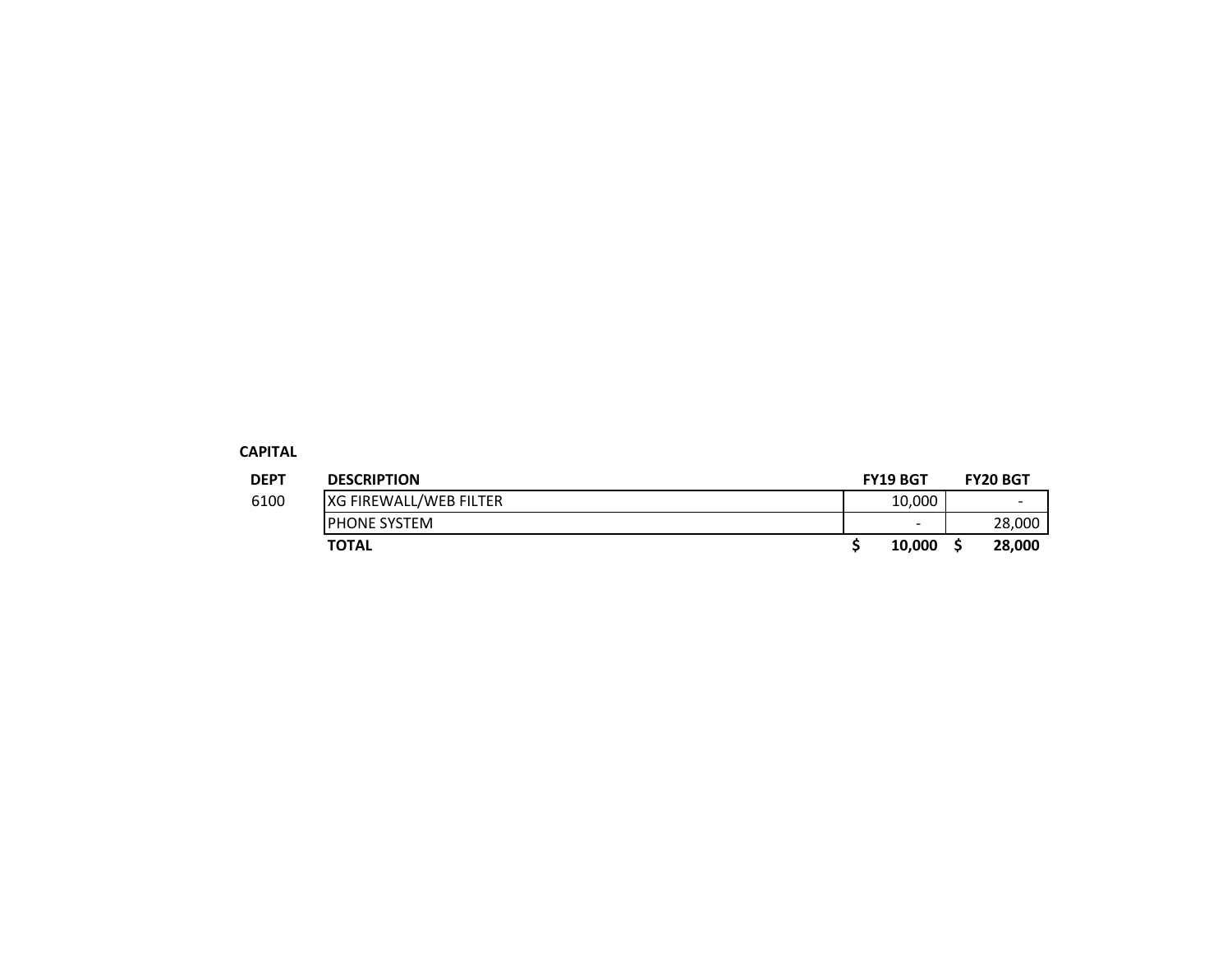**CAPITAL**

| DEPT | DESCRIPTION | FY19 BGT | FY20 BGT |
|---|---|---|---|
| 6100 | XG FIREWALL/WEB FILTER | 10,000 | - |
| | PHONE SYSTEM | - | 28,000 |
| | **TOTAL** | **$ 10,000** | **$ 28,000** |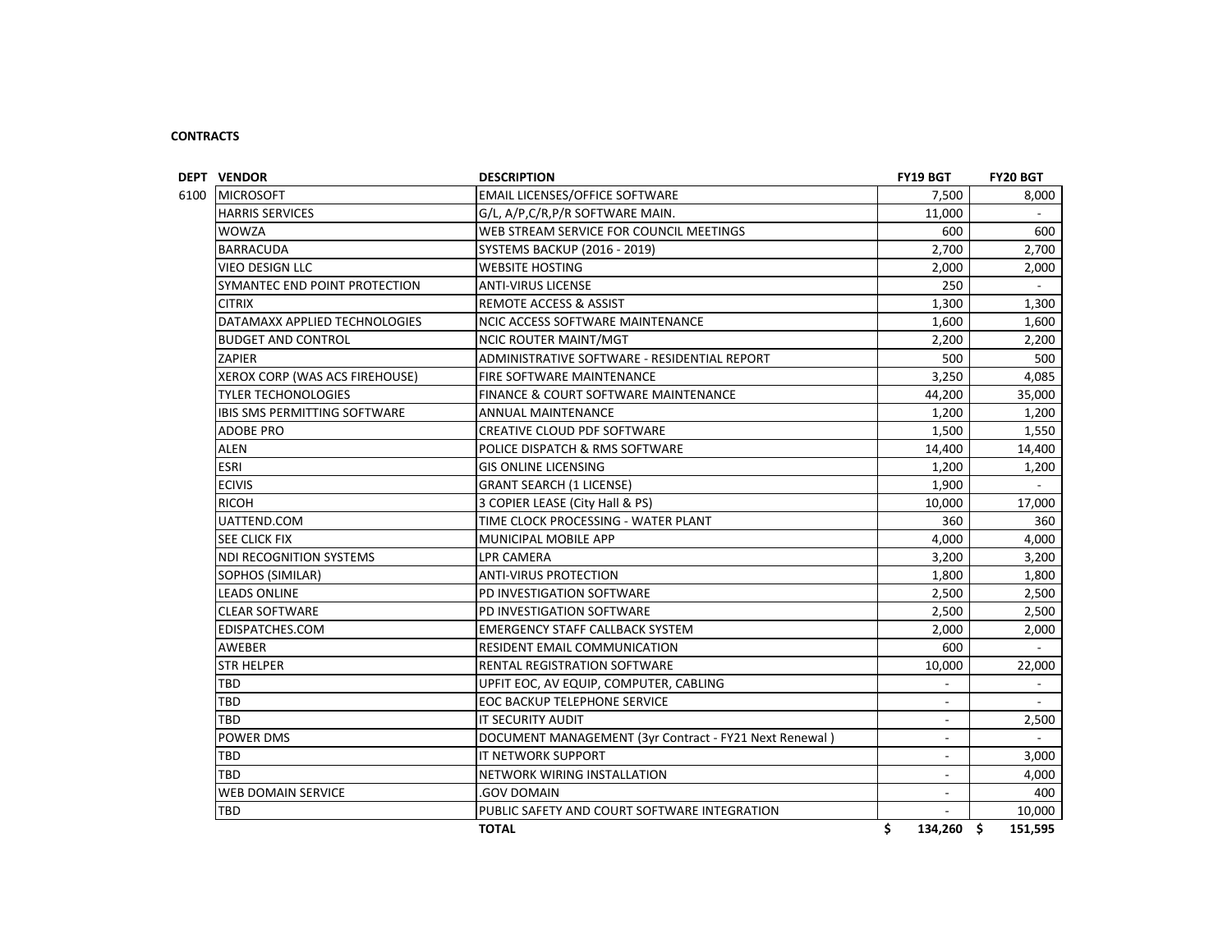**CONTRACTS**

| DEPT | VENDOR | DESCRIPTION | FY19 BGT | FY20 BGT |
|---|---|---|---|---|
| 6100 | MICROSOFT | EMAIL LICENSES/OFFICE SOFTWARE | 7,500 | 8,000 |
| | HARRIS SERVICES | G/L, A/P,C/R,P/R SOFTWARE MAIN. | 11,000 | - |
| | WOWZA | WEB STREAM SERVICE FOR COUNCIL MEETINGS | 600 | 600 |
| | BARRACUDA | SYSTEMS BACKUP (2016 - 2019) | 2,700 | 2,700 |
| | VIEO DESIGN LLC | WEBSITE HOSTING | 2,000 | 2,000 |
| | SYMANTEC END POINT PROTECTION | ANTI-VIRUS LICENSE | 250 | - |
| | CITRIX | REMOTE ACCESS & ASSIST | 1,300 | 1,300 |
| | DATAMAXX APPLIED TECHNOLOGIES | NCIC ACCESS SOFTWARE MAINTENANCE | 1,600 | 1,600 |
| | BUDGET AND CONTROL | NCIC ROUTER MAINT/MGT | 2,200 | 2,200 |
| | ZAPIER | ADMINISTRATIVE SOFTWARE - RESIDENTIAL REPORT | 500 | 500 |
| | XEROX CORP (WAS ACS FIREHOUSE) | FIRE SOFTWARE MAINTENANCE | 3,250 | 4,085 |
| | TYLER TECHONOLOGIES | FINANCE & COURT SOFTWARE MAINTENANCE | 44,200 | 35,000 |
| | IBIS SMS PERMITTING SOFTWARE | ANNUAL MAINTENANCE | 1,200 | 1,200 |
| | ADOBE PRO | CREATIVE CLOUD PDF SOFTWARE | 1,500 | 1,550 |
| | ALEN | POLICE DISPATCH & RMS SOFTWARE | 14,400 | 14,400 |
| | ESRI | GIS ONLINE LICENSING | 1,200 | 1,200 |
| | ECIVIS | GRANT SEARCH (1 LICENSE) | 1,900 | - |
| | RICOH | 3 COPIER LEASE (City Hall & PS) | 10,000 | 17,000 |
| | UATTEND.COM | TIME CLOCK PROCESSING - WATER PLANT | 360 | 360 |
| | SEE CLICK FIX | MUNICIPAL MOBILE APP | 4,000 | 4,000 |
| | NDI RECOGNITION SYSTEMS | LPR CAMERA | 3,200 | 3,200 |
| | SOPHOS (SIMILAR) | ANTI-VIRUS PROTECTION | 1,800 | 1,800 |
| | LEADS ONLINE | PD INVESTIGATION SOFTWARE | 2,500 | 2,500 |
| | CLEAR SOFTWARE | PD INVESTIGATION SOFTWARE | 2,500 | 2,500 |
| | EDISPATCHES.COM | EMERGENCY STAFF CALLBACK SYSTEM | 2,000 | 2,000 |
| | AWEBER | RESIDENT EMAIL COMMUNICATION | 600 | - |
| | STR HELPER | RENTAL REGISTRATION SOFTWARE | 10,000 | 22,000 |
| | TBD | UPFIT EOC, AV EQUIP, COMPUTER, CABLING | - | - |
| | TBD | EOC BACKUP TELEPHONE SERVICE | - | - |
| | TBD | IT SECURITY AUDIT | - | 2,500 |
| | POWER DMS | DOCUMENT MANAGEMENT (3yr Contract - FY21 Next Renewal ) | - | - |
| | TBD | IT NETWORK SUPPORT | - | 3,000 |
| | TBD | NETWORK WIRING INSTALLATION | - | 4,000 |
| | WEB DOMAIN SERVICE | .GOV DOMAIN | - | 400 |
| | TBD | PUBLIC SAFETY AND COURT SOFTWARE INTEGRATION | - | 10,000 |
| | | **TOTAL** | **$ 134,260** | **$ 151,595** |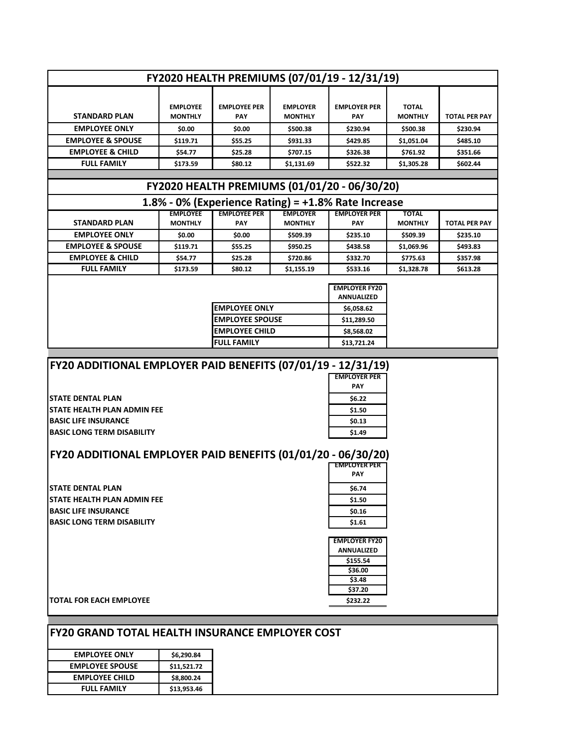## FY2020 HEALTH PREMIUMS (07/01/19 - 12/31/19)

| STANDARD PLAN | EMPLOYEE MONTHLY | EMPLOYEE PER PAY | EMPLOYER MONTHLY | EMPLOYER PER PAY | TOTAL MONTHLY | TOTAL PER PAY |
|---|---|---|---|---|---|---|
| EMPLOYEE ONLY | $0.00 | $0.00 | $500.38 | $230.94 | $500.38 | $230.94 |
| EMPLOYEE & SPOUSE | $119.71 | $55.25 | $931.33 | $429.85 | $1,051.04 | $485.10 |
| EMPLOYEE & CHILD | $54.77 | $25.28 | $707.15 | $326.38 | $761.92 | $351.66 |
| FULL FAMILY | $173.59 | $80.12 | $1,131.69 | $522.32 | $1,305.28 | $602.44 |

## FY2020 HEALTH PREMIUMS (01/01/20 - 06/30/20)

### 1.8% - 0% (Experience Rating) = +1.8% Rate Increase

| STANDARD PLAN | EMPLOYEE MONTHLY | EMPLOYEE PER PAY | EMPLOYER MONTHLY | EMPLOYER PER PAY | TOTAL MONTHLY | TOTAL PER PAY |
|---|---|---|---|---|---|---|
| EMPLOYEE ONLY | $0.00 | $0.00 | $509.39 | $235.10 | $509.39 | $235.10 |
| EMPLOYEE & SPOUSE | $119.71 | $55.25 | $950.25 | $438.58 | $1,069.96 | $493.83 |
| EMPLOYEE & CHILD | $54.77 | $25.28 | $720.86 | $332.70 | $775.63 | $357.98 |
| FULL FAMILY | $173.59 | $80.12 | $1,155.19 | $533.16 | $1,328.78 | $613.28 |

| | EMPLOYER FY20 ANNUALIZED |
|---|---|
| EMPLOYEE ONLY | $6,058.62 |
| EMPLOYEE SPOUSE | $11,289.50 |
| EMPLOYEE CHILD | $8,568.02 |
| FULL FAMILY | $13,721.24 |

## FY20 ADDITIONAL EMPLOYER PAID BENEFITS (07/01/19 - 12/31/19)

| | EMPLOYER PER PAY |
|---|---|
| STATE DENTAL PLAN | $6.22 |
| STATE HEALTH PLAN ADMIN FEE | $1.50 |
| BASIC LIFE INSURANCE | $0.13 |
| BASIC LONG TERM DISABILITY | $1.49 |

## FY20 ADDITIONAL EMPLOYER PAID BENEFITS (01/01/20 - 06/30/20)

| | EMPLOYER PER PAY | EMPLOYER FY20 ANNUALIZED |
|---|---|---|
| STATE DENTAL PLAN | $6.74 | $155.54 |
| STATE HEALTH PLAN ADMIN FEE | $1.50 | $36.00 |
| BASIC LIFE INSURANCE | $0.16 | $3.48 |
| BASIC LONG TERM DISABILITY | $1.61 | $37.20 |
| TOTAL FOR EACH EMPLOYEE | | $232.22 |

## FY20 GRAND TOTAL HEALTH INSURANCE EMPLOYER COST

| | |
|---|---|
| EMPLOYEE ONLY | $6,290.84 |
| EMPLOYEE SPOUSE | $11,521.72 |
| EMPLOYEE CHILD | $8,800.24 |
| FULL FAMILY | $13,953.46 |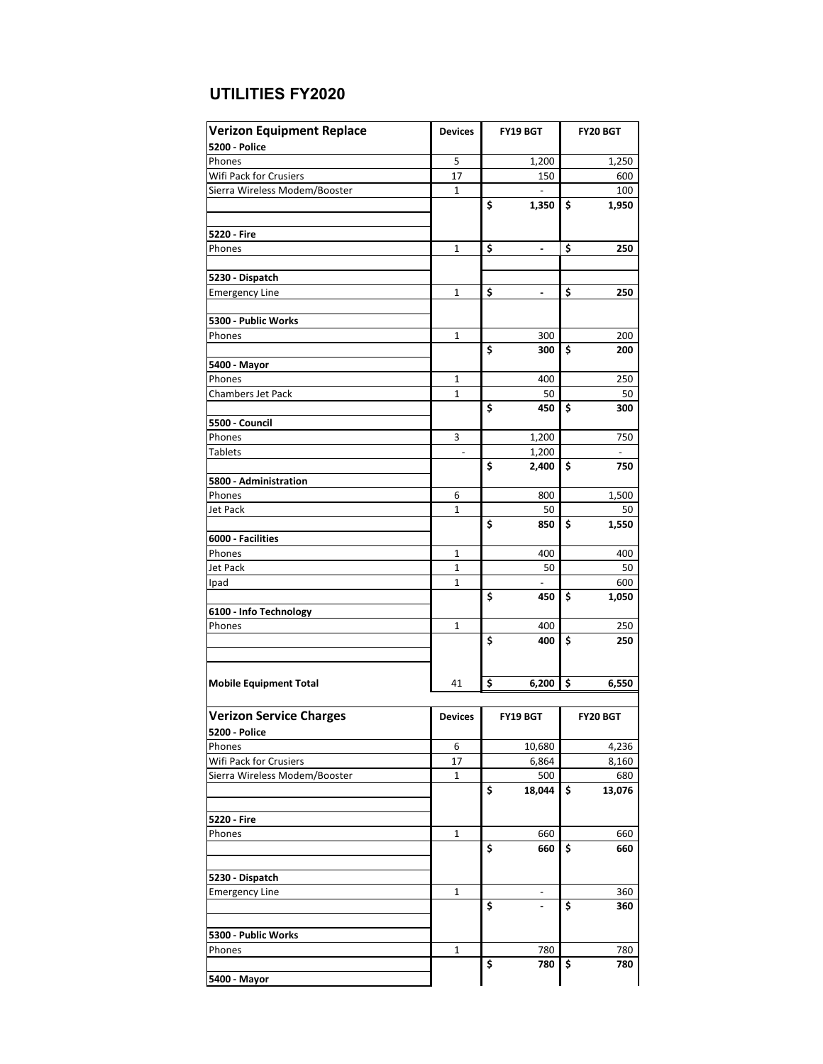# UTILITIES FY2020

| Verizon Equipment Replace | Devices | FY19 BGT | FY20 BGT |
|---|---|---|---|
| **5200 - Police** | | | |
| Phones | 5 | 1,200 | 1,250 |
| Wifi Pack for Crusiers | 17 | 150 | 600 |
| Sierra Wireless Modem/Booster | 1 | - | 100 |
| | | **$ 1,350** | **$ 1,950** |
| | | | |
| **5220 - Fire** | | | |
| Phones | 1 | **$ -** | **$ 250** |
| | | | |
| **5230 - Dispatch** | | | |
| Emergency Line | 1 | **$ -** | **$ 250** |
| | | | |
| **5300 - Public Works** | | | |
| Phones | 1 | 300 | 200 |
| | | **$ 300** | **$ 200** |
| **5400 - Mayor** | | | |
| Phones | 1 | 400 | 250 |
| Chambers Jet Pack | 1 | 50 | 50 |
| | | **$ 450** | **$ 300** |
| **5500 - Council** | | | |
| Phones | 3 | 1,200 | 750 |
| Tablets | - | 1,200 | - |
| | | **$ 2,400** | **$ 750** |
| **5800 - Administration** | | | |
| Phones | 6 | 800 | 1,500 |
| Jet Pack | 1 | 50 | 50 |
| | | **$ 850** | **$ 1,550** |
| **6000 - Facilities** | | | |
| Phones | 1 | 400 | 400 |
| Jet Pack | 1 | 50 | 50 |
| Ipad | 1 | - | 600 |
| | | **$ 450** | **$ 1,050** |
| **6100 - Info Technology** | | | |
| Phones | 1 | 400 | 250 |
| | | **$ 400** | **$ 250** |
| | | | |
| **Mobile Equipment Total** | 41 | **$ 6,200** | **$ 6,550** |

| Verizon Service Charges | Devices | FY19 BGT | FY20 BGT |
|---|---|---|---|
| **5200 - Police** | | | |
| Phones | 6 | 10,680 | 4,236 |
| Wifi Pack for Crusiers | 17 | 6,864 | 8,160 |
| Sierra Wireless Modem/Booster | 1 | 500 | 680 |
| | | **$ 18,044** | **$ 13,076** |
| | | | |
| **5220 - Fire** | | | |
| Phones | 1 | 660 | 660 |
| | | **$ 660** | **$ 660** |
| | | | |
| **5230 - Dispatch** | | | |
| Emergency Line | 1 | - | 360 |
| | | **$ -** | **$ 360** |
| | | | |
| **5300 - Public Works** | | | |
| Phones | 1 | 780 | 780 |
| | | **$ 780** | **$ 780** |
| **5400 - Mayor** | | | |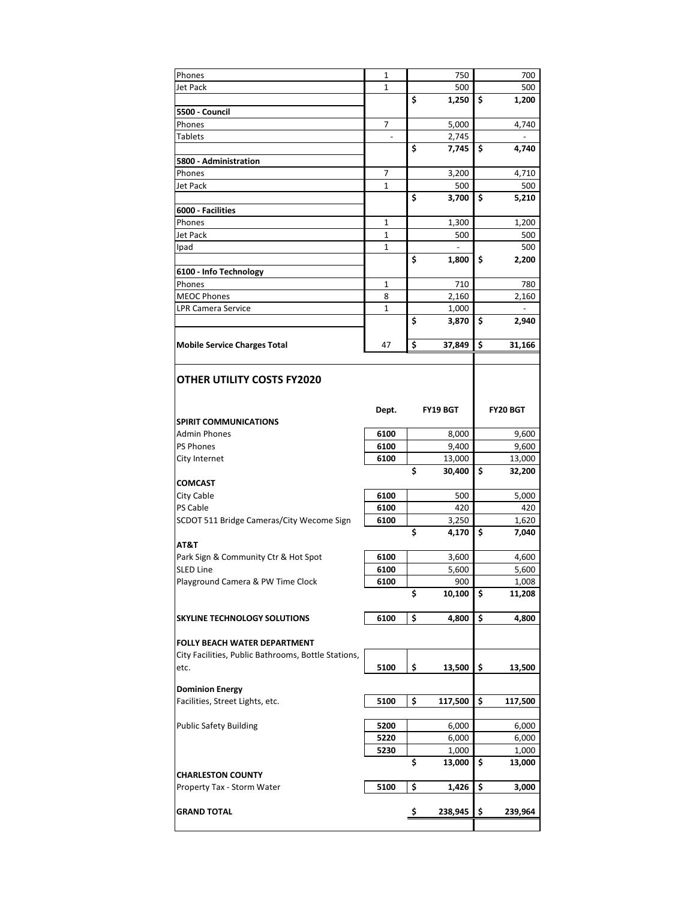| | | | |
|---|---|---|---|
| Phones | 1 | 750 | 700 |
| Jet Pack | 1 | 500 | 500 |
| | | $ 1,250 | $ 1,200 |
| **5500 - Council** | | | |
| Phones | 7 | 5,000 | 4,740 |
| Tablets | - | 2,745 | - |
| | | $ 7,745 | $ 4,740 |
| **5800 - Administration** | | | |
| Phones | 7 | 3,200 | 4,710 |
| Jet Pack | 1 | 500 | 500 |
| | | $ 3,700 | $ 5,210 |
| **6000 - Facilities** | | | |
| Phones | 1 | 1,300 | 1,200 |
| Jet Pack | 1 | 500 | 500 |
| Ipad | 1 | - | 500 |
| | | $ 1,800 | $ 2,200 |
| **6100 - Info Technology** | | | |
| Phones | 1 | 710 | 780 |
| MEOC Phones | 8 | 2,160 | 2,160 |
| LPR Camera Service | 1 | 1,000 | - |
| | | $ 3,870 | $ 2,940 |
| **Mobile Service Charges Total** | 47 | $ 37,849 | $ 31,166 |

## OTHER UTILITY COSTS FY2020

| | Dept. | FY19 BGT | FY20 BGT |
|---|---|---|---|
| **SPIRIT COMMUNICATIONS** | | | |
| Admin Phones | 6100 | 8,000 | 9,600 |
| PS Phones | 6100 | 9,400 | 9,600 |
| City Internet | 6100 | 13,000 | 13,000 |
| | | $ 30,400 | $ 32,200 |
| **COMCAST** | | | |
| City Cable | 6100 | 500 | 5,000 |
| PS Cable | 6100 | 420 | 420 |
| SCDOT 511 Bridge Cameras/City Wecome Sign | 6100 | 3,250 | 1,620 |
| | | $ 4,170 | $ 7,040 |
| **AT&T** | | | |
| Park Sign & Community Ctr & Hot Spot | 6100 | 3,600 | 4,600 |
| SLED Line | 6100 | 5,600 | 5,600 |
| Playground Camera & PW Time Clock | 6100 | 900 | 1,008 |
| | | $ 10,100 | $ 11,208 |
| **SKYLINE TECHNOLOGY SOLUTIONS** | 6100 | $ 4,800 | $ 4,800 |
| **FOLLY BEACH WATER DEPARTMENT** | | | |
| City Facilities, Public Bathrooms, Bottle Stations, etc. | 5100 | $ 13,500 | $ 13,500 |
| **Dominion Energy** | | | |
| Facilities, Street Lights, etc. | 5100 | $ 117,500 | $ 117,500 |
| Public Safety Building | 5200 | 6,000 | 6,000 |
| | 5220 | 6,000 | 6,000 |
| | 5230 | 1,000 | 1,000 |
| | | $ 13,000 | $ 13,000 |
| **CHARLESTON COUNTY** | | | |
| Property Tax - Storm Water | 5100 | $ 1,426 | $ 3,000 |
| **GRAND TOTAL** | | $ 238,945 | $ 239,964 |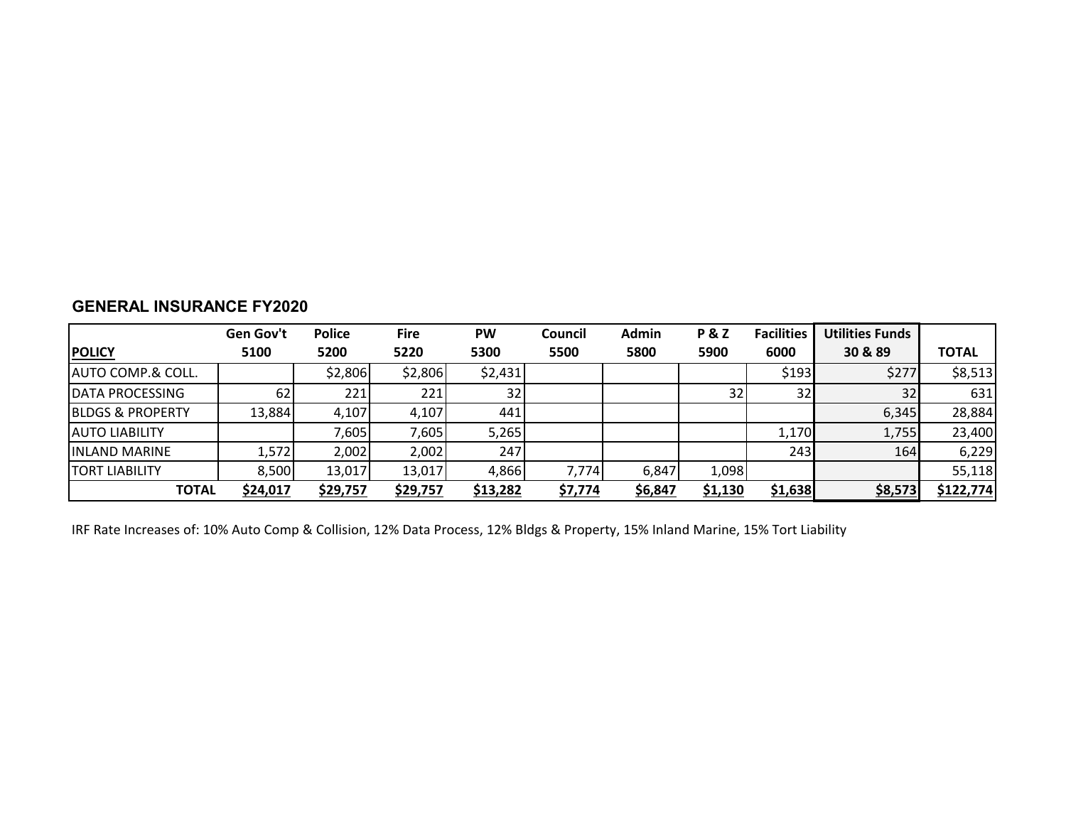## GENERAL INSURANCE FY2020

| POLICY | Gen Gov't 5100 | Police 5200 | Fire 5220 | PW 5300 | Council 5500 | Admin 5800 | P & Z 5900 | Facilities 6000 | Utilities Funds 30 & 89 | TOTAL |
|---|---|---|---|---|---|---|---|---|---|---|
| AUTO COMP.& COLL. | | $2,806 | $2,806 | $2,431 | | | | $193 | $277 | $8,513 |
| DATA PROCESSING | 62 | 221 | 221 | 32 | | | 32 | 32 | 32 | 631 |
| BLDGS & PROPERTY | 13,884 | 4,107 | 4,107 | 441 | | | | | 6,345 | 28,884 |
| AUTO LIABILITY | | 7,605 | 7,605 | 5,265 | | | | 1,170 | 1,755 | 23,400 |
| INLAND MARINE | 1,572 | 2,002 | 2,002 | 247 | | | | 243 | 164 | 6,229 |
| TORT LIABILITY | 8,500 | 13,017 | 13,017 | 4,866 | 7,774 | 6,847 | 1,098 | | | 55,118 |
| **TOTAL** | **$24,017** | **$29,757** | **$29,757** | **$13,282** | **$7,774** | **$6,847** | **$1,130** | **$1,638** | **$8,573** | **$122,774** |

IRF Rate Increases of: 10% Auto Comp & Collision, 12% Data Process, 12% Bldgs & Property, 15% Inland Marine, 15% Tort Liability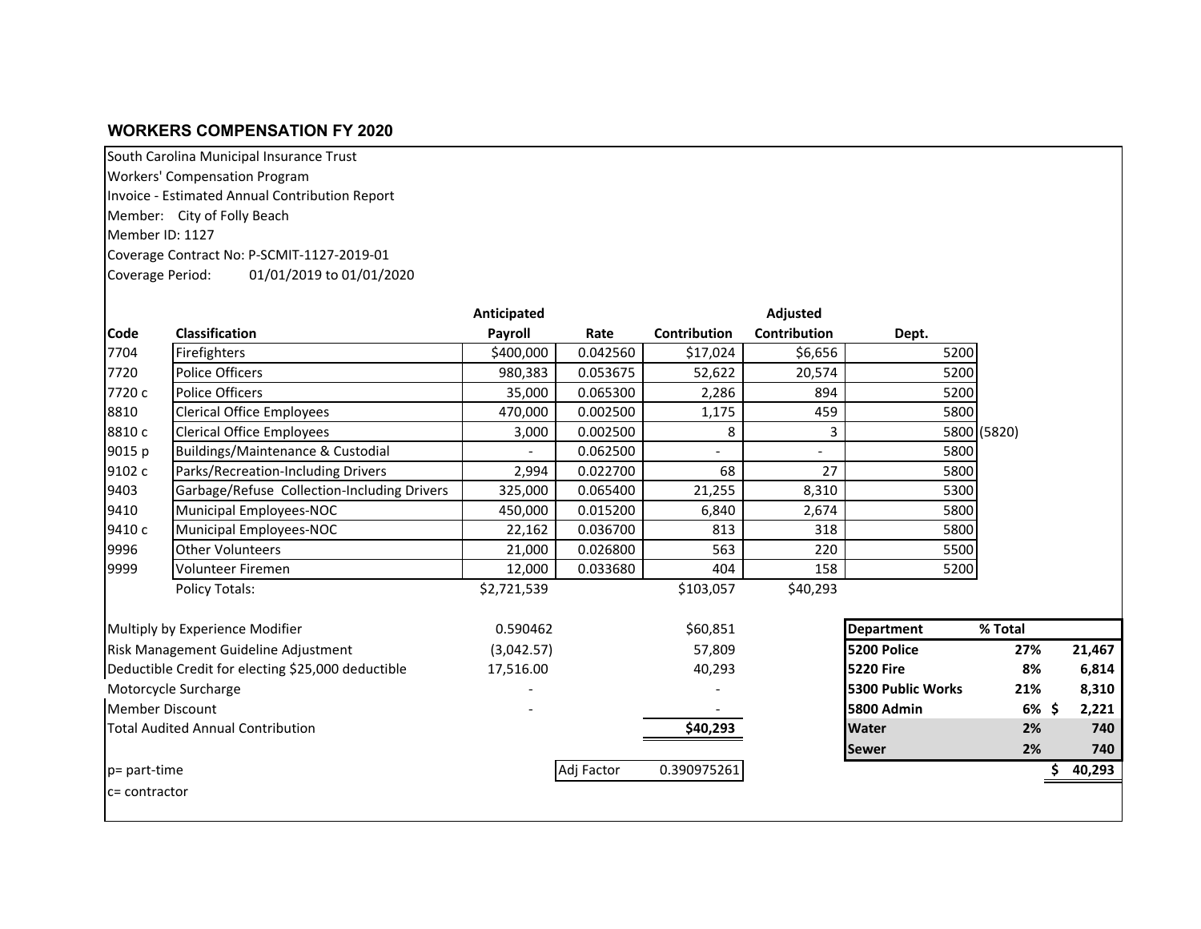## WORKERS COMPENSATION FY 2020

South Carolina Municipal Insurance Trust
Workers' Compensation Program
Invoice - Estimated Annual Contribution Report
Member: City of Folly Beach
Member ID: 1127
Coverage Contract No: P-SCMIT-1127-2019-01
Coverage Period: 01/01/2019 to 01/01/2020

| Code | Classification | Anticipated Payroll | Rate | Contribution | Adjusted Contribution | Dept. | |
|---|---|---|---|---|---|---|---|
| 7704 | Firefighters | $400,000 | 0.042560 | $17,024 | $6,656 | 5200 | |
| 7720 | Police Officers | 980,383 | 0.053675 | 52,622 | 20,574 | 5200 | |
| 7720 c | Police Officers | 35,000 | 0.065300 | 2,286 | 894 | 5200 | |
| 8810 | Clerical Office Employees | 470,000 | 0.002500 | 1,175 | 459 | 5800 | |
| 8810 c | Clerical Office Employees | 3,000 | 0.002500 | 8 | 3 | 5800 | (5820) |
| 9015 p | Buildings/Maintenance & Custodial | - | 0.062500 | - | - | 5800 | |
| 9102 c | Parks/Recreation-Including Drivers | 2,994 | 0.022700 | 68 | 27 | 5800 | |
| 9403 | Garbage/Refuse Collection-Including Drivers | 325,000 | 0.065400 | 21,255 | 8,310 | 5300 | |
| 9410 | Municipal Employees-NOC | 450,000 | 0.015200 | 6,840 | 2,674 | 5800 | |
| 9410 c | Municipal Employees-NOC | 22,162 | 0.036700 | 813 | 318 | 5800 | |
| 9996 | Other Volunteers | 21,000 | 0.026800 | 563 | 220 | 5500 | |
| 9999 | Volunteer Firemen | 12,000 | 0.033680 | 404 | 158 | 5200 | |
| | Policy Totals: | $2,721,539 | | $103,057 | $40,293 | | |

| | | |
|---|---|---|
| Multiply by Experience Modifier | 0.590462 | $60,851 |
| Risk Management Guideline Adjustment | (3,042.57) | 57,809 |
| Deductible Credit for electing $25,000 deductible | 17,516.00 | 40,293 |
| Motorcycle Surcharge | - | - |
| Member Discount | - | - |
| Total Audited Annual Contribution | | **$40,293** |
| | Adj Factor | 0.390975261 |

| Department | % Total | |
|---|---|---|
| 5200 Police | 27% | 21,467 |
| 5220 Fire | 8% | 6,814 |
| 5300 Public Works | 21% | 8,310 |
| 5800 Admin | 6% | $ 2,221 |
| Water | 2% | 740 |
| Sewer | 2% | 740 |
| | | **$ 40,293** |

p= part-time
c= contractor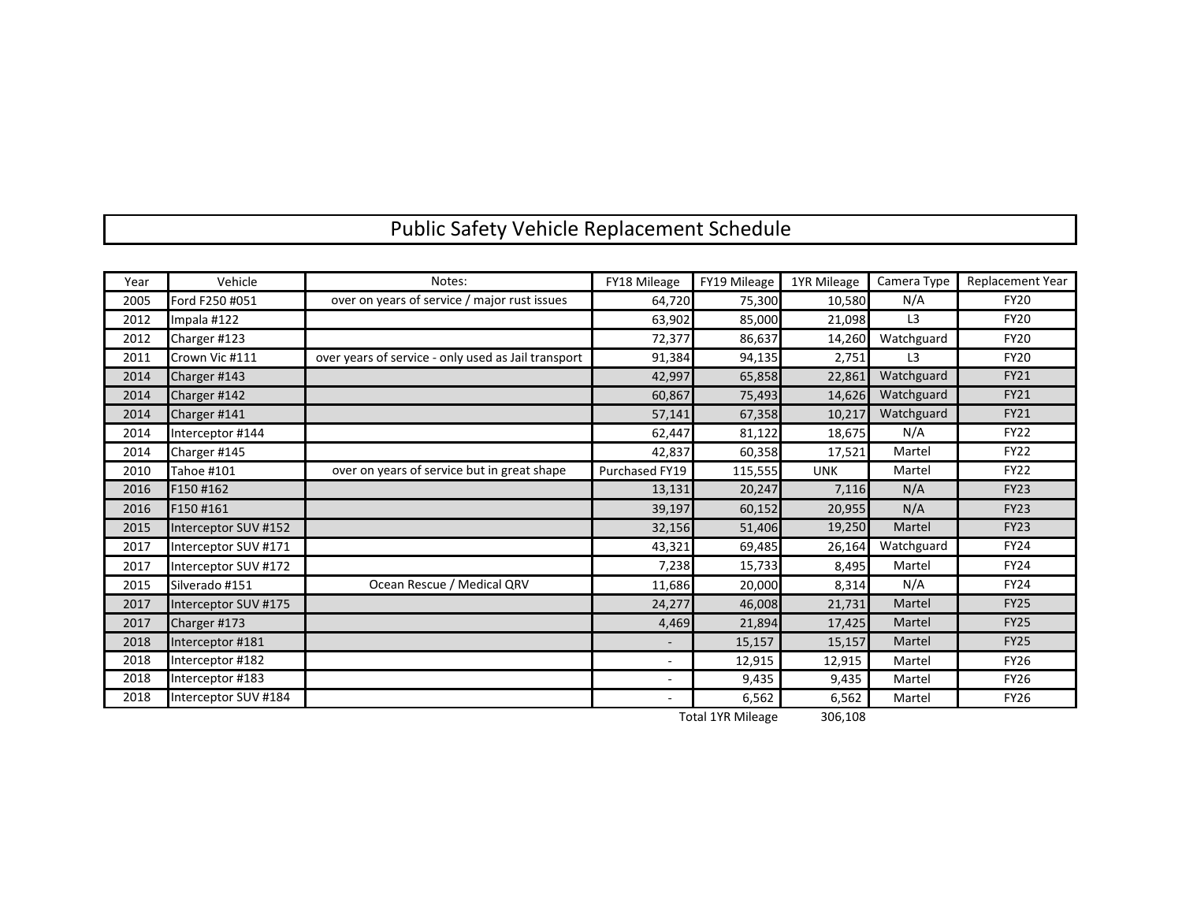# Public Safety Vehicle Replacement Schedule

| Year | Vehicle | Notes: | FY18 Mileage | FY19 Mileage | 1YR Mileage | Camera Type | Replacement Year |
|---|---|---|---|---|---|---|---|
| 2005 | Ford F250 #051 | over on years of service / major rust issues | 64,720 | 75,300 | 10,580 | N/A | FY20 |
| 2012 | Impala #122 | | 63,902 | 85,000 | 21,098 | L3 | FY20 |
| 2012 | Charger #123 | | 72,377 | 86,637 | 14,260 | Watchguard | FY20 |
| 2011 | Crown Vic #111 | over years of service - only used as Jail transport | 91,384 | 94,135 | 2,751 | L3 | FY20 |
| 2014 | Charger #143 | | 42,997 | 65,858 | 22,861 | Watchguard | FY21 |
| 2014 | Charger #142 | | 60,867 | 75,493 | 14,626 | Watchguard | FY21 |
| 2014 | Charger #141 | | 57,141 | 67,358 | 10,217 | Watchguard | FY21 |
| 2014 | Interceptor #144 | | 62,447 | 81,122 | 18,675 | N/A | FY22 |
| 2014 | Charger #145 | | 42,837 | 60,358 | 17,521 | Martel | FY22 |
| 2010 | Tahoe #101 | over on years of service but in great shape | Purchased FY19 | 115,555 | UNK | Martel | FY22 |
| 2016 | F150 #162 | | 13,131 | 20,247 | 7,116 | N/A | FY23 |
| 2016 | F150 #161 | | 39,197 | 60,152 | 20,955 | N/A | FY23 |
| 2015 | Interceptor SUV #152 | | 32,156 | 51,406 | 19,250 | Martel | FY23 |
| 2017 | Interceptor SUV #171 | | 43,321 | 69,485 | 26,164 | Watchguard | FY24 |
| 2017 | Interceptor SUV #172 | | 7,238 | 15,733 | 8,495 | Martel | FY24 |
| 2015 | Silverado #151 | Ocean Rescue / Medical QRV | 11,686 | 20,000 | 8,314 | N/A | FY24 |
| 2017 | Interceptor SUV #175 | | 24,277 | 46,008 | 21,731 | Martel | FY25 |
| 2017 | Charger #173 | | 4,469 | 21,894 | 17,425 | Martel | FY25 |
| 2018 | Interceptor #181 | | - | 15,157 | 15,157 | Martel | FY25 |
| 2018 | Interceptor #182 | | - | 12,915 | 12,915 | Martel | FY26 |
| 2018 | Interceptor #183 | | - | 9,435 | 9,435 | Martel | FY26 |
| 2018 | Interceptor SUV #184 | | - | 6,562 | 6,562 | Martel | FY26 |
| | | | | Total 1YR Mileage | 306,108 | | |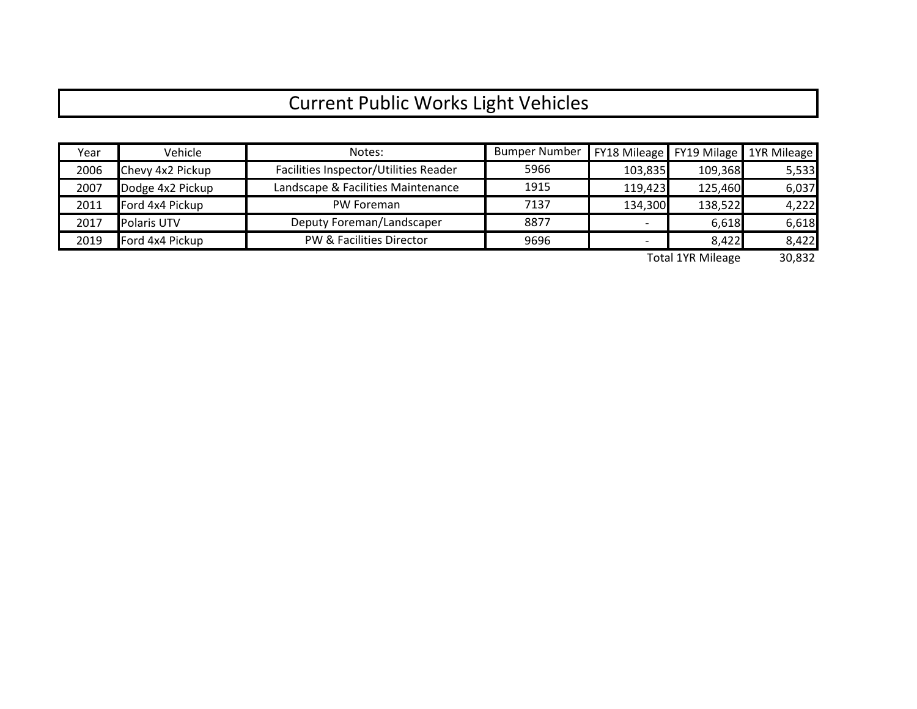# Current Public Works Light Vehicles

| Year | Vehicle | Notes: | Bumper Number | FY18 Mileage | FY19 Milage | 1YR Mileage |
|---|---|---|---|---|---|---|
| 2006 | Chevy 4x2 Pickup | Facilities Inspector/Utilities Reader | 5966 | 103,835 | 109,368 | 5,533 |
| 2007 | Dodge 4x2 Pickup | Landscape & Facilities Maintenance | 1915 | 119,423 | 125,460 | 6,037 |
| 2011 | Ford 4x4 Pickup | PW Foreman | 7137 | 134,300 | 138,522 | 4,222 |
| 2017 | Polaris UTV | Deputy Foreman/Landscaper | 8877 | - | 6,618 | 6,618 |
| 2019 | Ford 4x4 Pickup | PW & Facilities Director | 9696 | - | 8,422 | 8,422 |
| | | | | | Total 1YR Mileage | 30,832 |